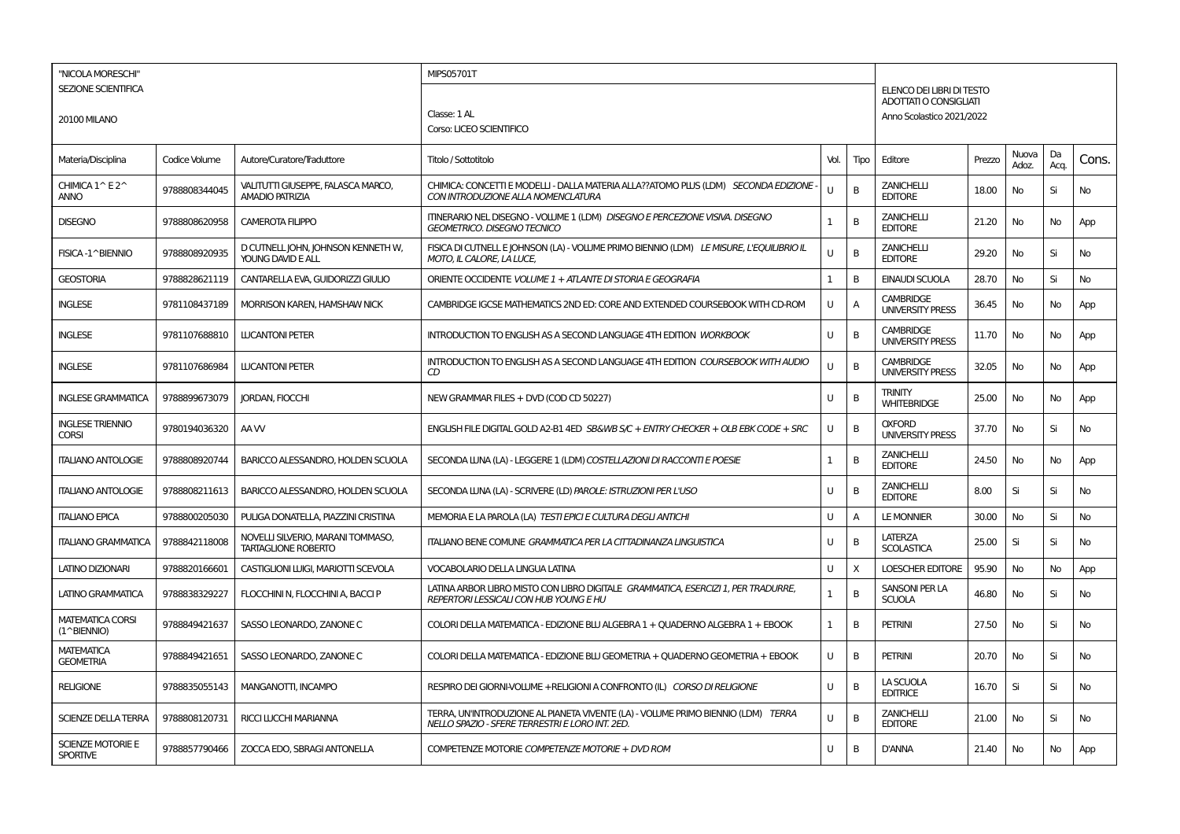| "NICOLA MORESCHI" SEZIONE SCIENTIFICA 20100 MILANO | | | MIPS05701T Classe: 1 AL Corso: LICEO SCIENTIFICO | | | ELENCO DEI LIBRI DI TESTO ADOTTATI O CONSIGLIATI Anno Scolastico 2021/2022 | | | | |
|---|---|---|---|---|---|---|---|---|---|---|
| Materia/Disciplina | Codice Volume | Autore/Curatore/Traduttore | Titolo / Sottotitolo | Vol. | Tipo | Editore | Prezzo | Nuova Adoz. | Da Acq. | Cons. |
| CHIMICA 1^ E 2^ ANNO | 9788808344045 | VALITUTTI GIUSEPPE, FALASCA MARCO, AMADIO PATRIZIA | CHIMICA: CONCETTI E MODELLI - DALLA MATERIA ALLA??ATOMO PLUS (LDM) *SECONDA EDIZIONE - CON INTRODUZIONE ALLA NOMENCLATURA* | U | B | ZANICHELLI EDITORE | 18.00 | No | Si | No |
| DISEGNO | 9788808620958 | CAMEROTA FILIPPO | ITINERARIO NEL DISEGNO - VOLUME 1 (LDM) *DISEGNO E PERCEZIONE VISIVA. DISEGNO GEOMETRICO. DISEGNO TECNICO* | 1 | B | ZANICHELLI EDITORE | 21.20 | No | No | App |
| FISICA -1^BIENNIO | 9788808920935 | D CUTNELL JOHN, JOHNSON KENNETH W, YOUNG DAVID E ALL | FISICA DI CUTNELL E JOHNSON (LA) - VOLUME PRIMO BIENNIO (LDM) *LE MISURE, L'EQUILIBRIO IL MOTO, IL CALORE, LA LUCE,* | U | B | ZANICHELLI EDITORE | 29.20 | No | Si | No |
| GEOSTORIA | 9788828621119 | CANTARELLA EVA, GUIDORIZZI GIULIO | ORIENTE OCCIDENTE *VOLUME 1 + ATLANTE DI STORIA E GEOGRAFIA* | 1 | B | EINAUDI SCUOLA | 28.70 | No | Si | No |
| INGLESE | 9781108437189 | MORRISON KAREN, HAMSHAW NICK | CAMBRIDGE IGCSE MATHEMATICS 2ND ED: CORE AND EXTENDED COURSEBOOK WITH CD-ROM | U | A | CAMBRIDGE UNIVERSITY PRESS | 36.45 | No | No | App |
| INGLESE | 9781107688810 | LUCANTONI PETER | INTRODUCTION TO ENGLISH AS A SECOND LANGUAGE 4TH EDITION *WORKBOOK* | U | B | CAMBRIDGE UNIVERSITY PRESS | 11.70 | No | No | App |
| INGLESE | 9781107686984 | LUCANTONI PETER | INTRODUCTION TO ENGLISH AS A SECOND LANGUAGE 4TH EDITION *COURSEBOOK WITH AUDIO CD* | U | B | CAMBRIDGE UNIVERSITY PRESS | 32.05 | No | No | App |
| INGLESE GRAMMATICA | 9788899673079 | JORDAN, FIOCCHI | NEW GRAMMAR FILES + DVD (COD CD 50227) | U | B | TRINITY WHITEBRIDGE | 25.00 | No | No | App |
| INGLESE TRIENNIO CORSI | 9780194036320 | AA VV | ENGLISH FILE DIGITAL GOLD A2-B1 4ED *SB&WB S/C + ENTRY CHECKER + OLB EBK CODE + SRC* | U | B | OXFORD UNIVERSITY PRESS | 37.70 | No | Si | No |
| ITALIANO ANTOLOGIE | 9788808920744 | BARICCO ALESSANDRO, HOLDEN SCUOLA | SECONDA LUNA (LA) - LEGGERE 1 (LDM) *COSTELLAZIONI DI RACCONTI E POESIE* | 1 | B | ZANICHELLI EDITORE | 24.50 | No | No | App |
| ITALIANO ANTOLOGIE | 9788808211613 | BARICCO ALESSANDRO, HOLDEN SCUOLA | SECONDA LUNA (LA) - SCRIVERE (LD) *PAROLE: ISTRUZIONI PER L'USO* | U | B | ZANICHELLI EDITORE | 8.00 | Si | Si | No |
| ITALIANO EPICA | 9788800205030 | PULIGA DONATELLA, PIAZZINI CRISTINA | MEMORIA E LA PAROLA (LA) *TESTI EPICI E CULTURA DEGLI ANTICHI* | U | A | LE MONNIER | 30.00 | No | Si | No |
| ITALIANO GRAMMATICA | 9788842118008 | NOVELLI SILVERIO, MARANI TOMMASO, TARTAGLIONE ROBERTO | ITALIANO BENE COMUNE *GRAMMATICA PER LA CITTADINANZA LINGUISTICA* | U | B | LATERZA SCOLASTICA | 25.00 | Si | Si | No |
| LATINO DIZIONARI | 9788820166601 | CASTIGLIONI LUIGI, MARIOTTI SCEVOLA | VOCABOLARIO DELLA LINGUA LATINA | U | X | LOESCHER EDITORE | 95.90 | No | No | App |
| LATINO GRAMMATICA | 9788838329227 | FLOCCHINI N, FLOCCHINI A, BACCI P | LATINA ARBOR LIBRO MISTO CON LIBRO DIGITALE *GRAMMATICA, ESERCIZI 1, PER TRADURRE, REPERTORI LESSICALI CON HUB YOUNG E HU* | 1 | B | SANSONI PER LA SCUOLA | 46.80 | No | Si | No |
| MATEMATICA CORSI (1^BIENNIO) | 9788849421637 | SASSO LEONARDO, ZANONE C | COLORI DELLA MATEMATICA - EDIZIONE BLU ALGEBRA 1 + QUADERNO ALGEBRA 1 + EBOOK | 1 | B | PETRINI | 27.50 | No | Si | No |
| MATEMATICA GEOMETRIA | 9788849421651 | SASSO LEONARDO, ZANONE C | COLORI DELLA MATEMATICA - EDIZIONE BLU GEOMETRIA + QUADERNO GEOMETRIA + EBOOK | U | B | PETRINI | 20.70 | No | Si | No |
| RELIGIONE | 9788835055143 | MANGANOTTI, INCAMPO | RESPIRO DEI GIORNI-VOLUME +RELIGIONI A CONFRONTO (IL) *CORSO DI RELIGIONE* | U | B | LA SCUOLA EDITRICE | 16.70 | Si | Si | No |
| SCIENZE DELLA TERRA | 9788808120731 | RICCI LUCCHI MARIANNA | TERRA, UN'INTRODUZIONE AL PIANETA VIVENTE (LA) - VOLUME PRIMO BIENNIO (LDM) *TERRA NELLO SPAZIO - SFERE TERRESTRI E LORO INT. 2ED.* | U | B | ZANICHELLI EDITORE | 21.00 | No | Si | No |
| SCIENZE MOTORIE E SPORTIVE | 9788857790466 | ZOCCA EDO, SBRAGI ANTONELLA | COMPETENZE MOTORIE *COMPETENZE MOTORIE + DVD ROM* | U | B | D'ANNA | 21.40 | No | No | App |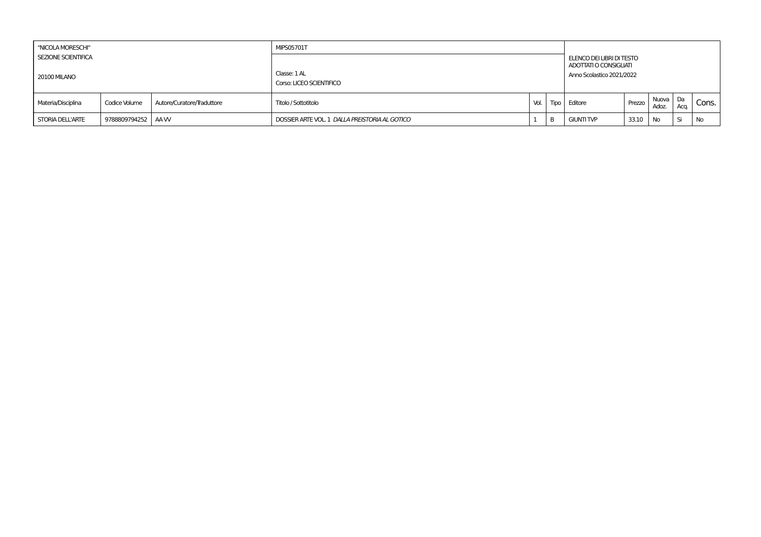| "NICOLA MORESCHI"<br>SEZIONE SCIENTIFICA<br>20100 MILANO | | | MIPS05701T<br>Classe: 1 AL<br>Corso: LICEO SCIENTIFICO | | | ELENCO DEI LIBRI DI TESTO ADOTTATI O CONSIGLIATI<br>Anno Scolastico 2021/2022 | | | | |
|---|---|---|---|---|---|---|---|---|---|---|
| Materia/Disciplina | Codice Volume | Autore/Curatore/Traduttore | Titolo / Sottotitolo | Vol. | Tipo | Editore | Prezzo | Nuova Adoz. | Da Acq. | Cons. |
| STORIA DELL'ARTE | 9788809794252 | AA VV | DOSSIER ARTE VOL. 1 *DALLA PREISTORIA AL GOTICO* | 1 | B | GIUNTI TVP | 33.10 | No | Si | No |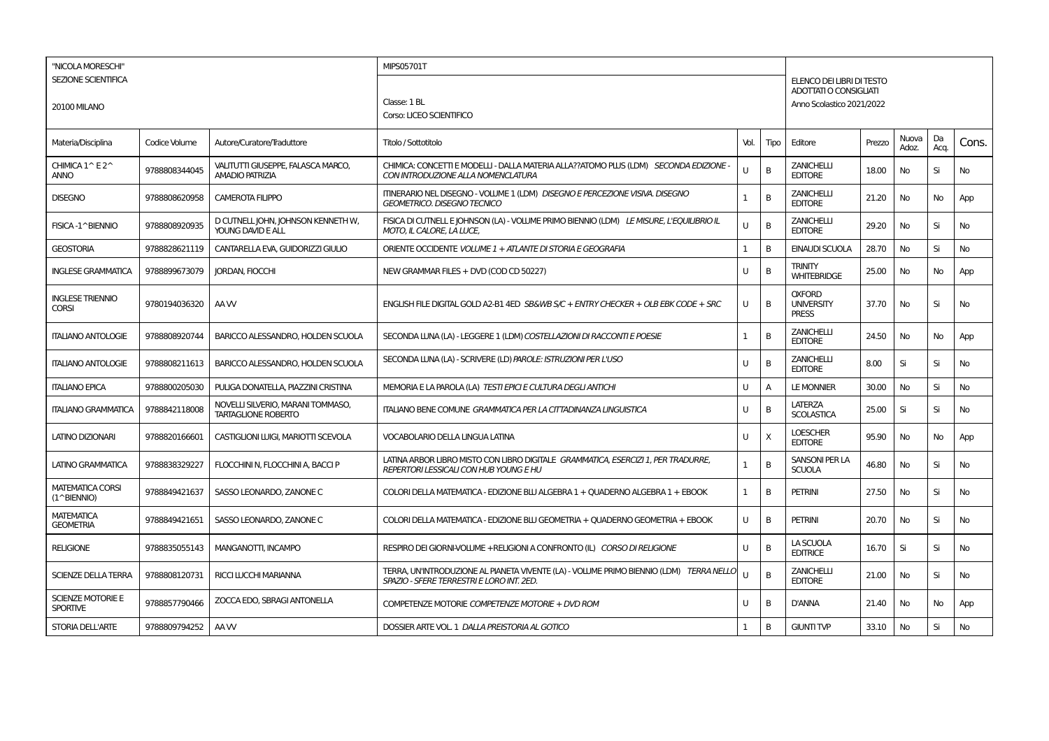"NICOLA MORESCHI"
SEZIONE SCIENTIFICA

20100 MILANO

MIPS05701T

Classe: 1 BL
Corso: LICEO SCIENTIFICO

ELENCO DEI LIBRI DI TESTO ADOTTATI O CONSIGLIATI
Anno Scolastico 2021/2022

| Materia/Disciplina | Codice Volume | Autore/Curatore/Traduttore | Titolo / Sottotitolo | Vol. | Tipo | Editore | Prezzo | Nuova Adoz. | Da Acq. | Cons. |
|---|---|---|---|---|---|---|---|---|---|---|
| CHIMICA 1^ E 2^ ANNO | 9788808344045 | VALITUTTI GIUSEPPE, FALASCA MARCO, AMADIO PATRIZIA | CHIMICA: CONCETTI E MODELLI - DALLA MATERIA ALL??ATOMO PLUS (LDM) *SECONDA EDIZIONE - CON INTRODUZIONE ALLA NOMENCLATURA* | U | B | ZANICHELLI EDITORE | 18.00 | No | Si | No |
| DISEGNO | 9788808620958 | CAMEROTA FILIPPO | ITINERARIO NEL DISEGNO - VOLUME 1 (LDM) *DISEGNO E PERCEZIONE VISIVA. DISEGNO GEOMETRICO. DISEGNO TECNICO* | 1 | B | ZANICHELLI EDITORE | 21.20 | No | No | App |
| FISICA -1^BIENNIO | 9788808920935 | D CUTNELL JOHN, JOHNSON KENNETH W, YOUNG DAVID E ALL | FISICA DI CUTNELL E JOHNSON (LA) - VOLUME PRIMO BIENNIO (LDM) *LE MISURE, L'EQUILIBRIO IL MOTO, IL CALORE, LA LUCE,* | U | B | ZANICHELLI EDITORE | 29.20 | No | Si | No |
| GEOSTORIA | 9788828621119 | CANTARELLA EVA, GUIDORIZZI GIULIO | ORIENTE OCCIDENTE *VOLUME 1 + ATLANTE DI STORIA E GEOGRAFIA* | 1 | B | EINAUDI SCUOLA | 28.70 | No | Si | No |
| INGLESE GRAMMATICA | 9788899673079 | JORDAN, FIOCCHI | NEW GRAMMAR FILES + DVD (COD CD 50227) | U | B | TRINITY WHITEBRIDGE | 25.00 | No | No | App |
| INGLESE TRIENNIO CORSI | 9780194036320 | AA VV | ENGLISH FILE DIGITAL GOLD A2-B1 4ED *SB&WB S/C + ENTRY CHECKER + OLB EBK CODE + SRC* | U | B | OXFORD UNIVERSITY PRESS | 37.70 | No | Si | No |
| ITALIANO ANTOLOGIE | 9788808920744 | BARICCO ALESSANDRO, HOLDEN SCUOLA | SECONDA LUNA (LA) - LEGGERE 1 (LDM) *COSTELLAZIONI DI RACCONTI E POESIE* | 1 | B | ZANICHELLI EDITORE | 24.50 | No | No | App |
| ITALIANO ANTOLOGIE | 9788808211613 | BARICCO ALESSANDRO, HOLDEN SCUOLA | SECONDA LUNA (LA) - SCRIVERE (LD) *PAROLE: ISTRUZIONI PER L'USO* | U | B | ZANICHELLI EDITORE | 8.00 | Si | Si | No |
| ITALIANO EPICA | 9788800205030 | PULIGA DONATELLA, PIAZZINI CRISTINA | MEMORIA E LA PAROLA (LA) *TESTI EPICI E CULTURA DEGLI ANTICHI* | U | A | LE MONNIER | 30.00 | No | Si | No |
| ITALIANO GRAMMATICA | 9788842118008 | NOVELLI SILVERIO, MARANI TOMMASO, TARTAGLIONE ROBERTO | ITALIANO BENE COMUNE *GRAMMATICA PER LA CITTADINANZA LINGUISTICA* | U | B | LATERZA SCOLASTICA | 25.00 | Si | Si | No |
| LATINO DIZIONARI | 9788820166601 | CASTIGLIONI LUIGI, MARIOTTI SCEVOLA | VOCABOLARIO DELLA LINGUA LATINA | U | X | LOESCHER EDITORE | 95.90 | No | No | App |
| LATINO GRAMMATICA | 9788838329227 | FLOCCHINI N, FLOCCHINI A, BACCI P | LATINA ARBOR LIBRO MISTO CON LIBRO DIGITALE *GRAMMATICA, ESERCIZI 1, PER TRADURRE, REPERTORI LESSICALI CON HUB YOUNG E HU* | 1 | B | SANSONI PER LA SCUOLA | 46.80 | No | Si | No |
| MATEMATICA CORSI (1^BIENNIO) | 9788849421637 | SASSO LEONARDO, ZANONE C | COLORI DELLA MATEMATICA - EDIZIONE BLU ALGEBRA 1 + QUADERNO ALGEBRA 1 + EBOOK | 1 | B | PETRINI | 27.50 | No | Si | No |
| MATEMATICA GEOMETRIA | 9788849421651 | SASSO LEONARDO, ZANONE C | COLORI DELLA MATEMATICA - EDIZIONE BLU GEOMETRIA + QUADERNO GEOMETRIA + EBOOK | U | B | PETRINI | 20.70 | No | Si | No |
| RELIGIONE | 9788835055143 | MANGANOTTI, INCAMPO | RESPIRO DEI GIORNI-VOLUME +RELIGIONI A CONFRONTO (IL) *CORSO DI RELIGIONE* | U | B | LA SCUOLA EDITRICE | 16.70 | Si | Si | No |
| SCIENZE DELLA TERRA | 9788808120731 | RICCI LUCCHI MARIANNA | TERRA, UN'INTRODUZIONE AL PIANETA VIVENTE (LA) - VOLUME PRIMO BIENNIO (LDM) *TERRA NELLO SPAZIO - SFERE TERRESTRI E LORO INT. 2ED.* | U | B | ZANICHELLI EDITORE | 21.00 | No | Si | No |
| SCIENZE MOTORIE E SPORTIVE | 9788857790466 | ZOCCA EDO, SBRAGI ANTONELLA | COMPETENZE MOTORIE *COMPETENZE MOTORIE + DVD ROM* | U | B | D'ANNA | 21.40 | No | No | App |
| STORIA DELL'ARTE | 9788809794252 | AA VV | DOSSIER ARTE VOL. 1 *DALLA PREISTORIA AL GOTICO* | 1 | B | GIUNTI TVP | 33.10 | No | Si | No |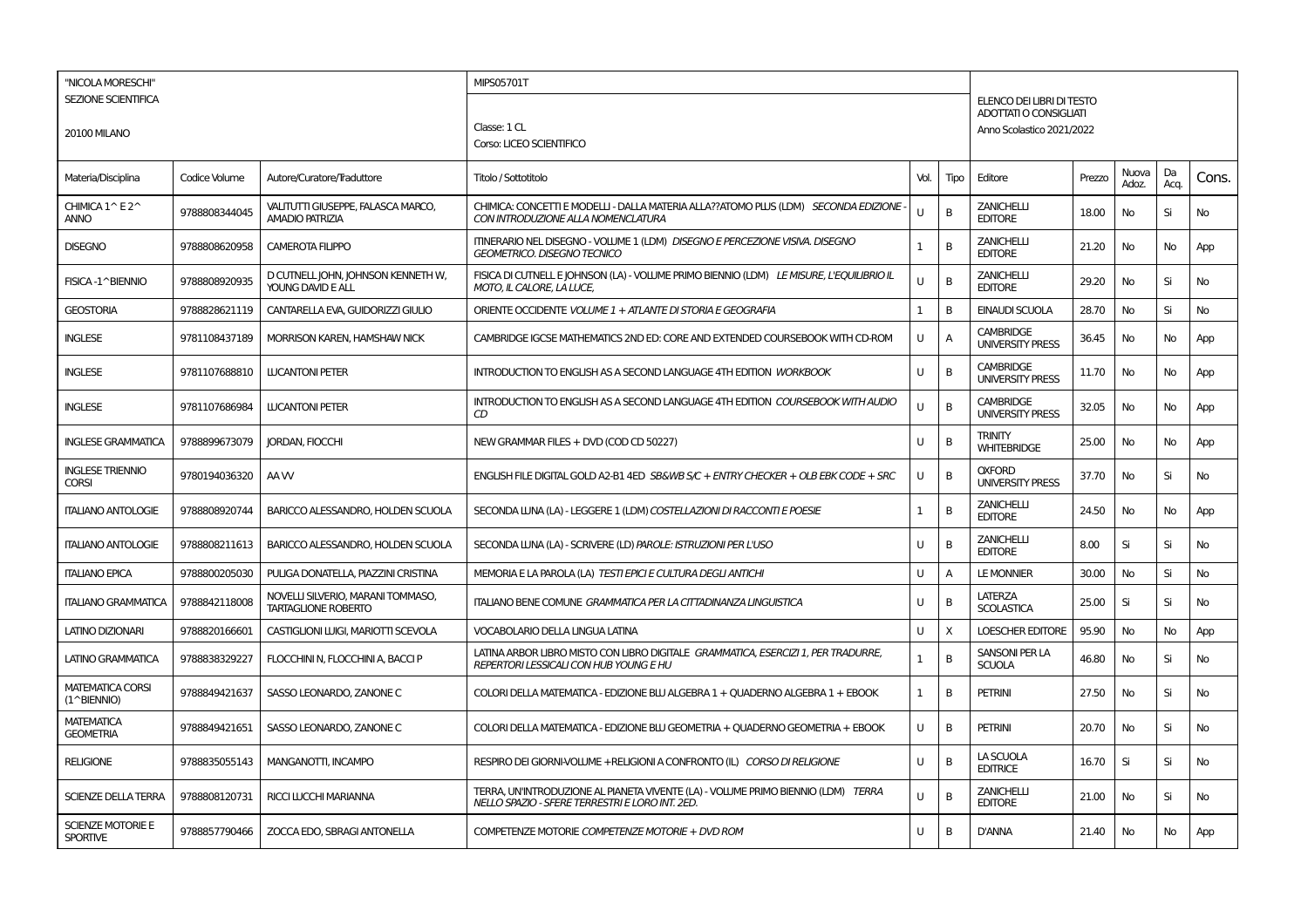| "NICOLA MORESCHI" SEZIONE SCIENTIFICA 20100 MILANO | | | MIPS05701T Classe: 1 CL Corso: LICEO SCIENTIFICO | | | ELENCO DEI LIBRI DI TESTO ADOTTATI O CONSIGLIATI Anno Scolastico 2021/2022 | | | | |
|---|---|---|---|---|---|---|---|---|---|---|
| Materia/Disciplina | Codice Volume | Autore/Curatore/Traduttore | Titolo / Sottotitolo | Vol. | Tipo | Editore | Prezzo | Nuova Adoz. | Da Acq. | Cons. |
| CHIMICA 1^ E 2^ ANNO | 9788808344045 | VALITUTTI GIUSEPPE, FALASCA MARCO, AMADIO PATRIZIA | CHIMICA: CONCETTI E MODELLI - DALLA MATERIA ALLA??ATOMO PLUS (LDM) *SECONDA EDIZIONE - CON INTRODUZIONE ALLA NOMENCLATURA* | U | B | ZANICHELLI EDITORE | 18.00 | No | Si | No |
| DISEGNO | 9788808620958 | CAMEROTA FILIPPO | ITINERARIO NEL DISEGNO - VOLUME 1 (LDM) *DISEGNO E PERCEZIONE VISIVA. DISEGNO GEOMETRICO. DISEGNO TECNICO* | 1 | B | ZANICHELLI EDITORE | 21.20 | No | No | App |
| FISICA -1^BIENNIO | 9788808920935 | D CUTNELL JOHN, JOHNSON KENNETH W, YOUNG DAVID E ALL | FISICA DI CUTNELL E JOHNSON (LA) - VOLUME PRIMO BIENNIO (LDM) *LE MISURE, L'EQUILIBRIO IL MOTO, IL CALORE, LA LUCE,* | U | B | ZANICHELLI EDITORE | 29.20 | No | Si | No |
| GEOSTORIA | 9788828621119 | CANTARELLA EVA, GUIDORIZZI GIULIO | ORIENTE OCCIDENTE *VOLUME 1 + ATLANTE DI STORIA E GEOGRAFIA* | 1 | B | EINAUDI SCUOLA | 28.70 | No | Si | No |
| INGLESE | 9781108437189 | MORRISON KAREN, HAMSHAW NICK | CAMBRIDGE IGCSE MATHEMATICS 2ND ED: CORE AND EXTENDED COURSEBOOK WITH CD-ROM | U | A | CAMBRIDGE UNIVERSITY PRESS | 36.45 | No | No | App |
| INGLESE | 9781107688810 | LUCANTONI PETER | INTRODUCTION TO ENGLISH AS A SECOND LANGUAGE 4TH EDITION *WORKBOOK* | U | B | CAMBRIDGE UNIVERSITY PRESS | 11.70 | No | No | App |
| INGLESE | 9781107686984 | LUCANTONI PETER | INTRODUCTION TO ENGLISH AS A SECOND LANGUAGE 4TH EDITION *COURSEBOOK WITH AUDIO CD* | U | B | CAMBRIDGE UNIVERSITY PRESS | 32.05 | No | No | App |
| INGLESE GRAMMATICA | 9788899673079 | JORDAN, FIOCCHI | NEW GRAMMAR FILES + DVD (COD CD 50227) | U | B | TRINITY WHITEBRIDGE | 25.00 | No | No | App |
| INGLESE TRIENNIO CORSI | 9780194036320 | AA VV | ENGLISH FILE DIGITAL GOLD A2-B1 4ED *SB&WB S/C + ENTRY CHECKER + OLB EBK CODE + SRC* | U | B | OXFORD UNIVERSITY PRESS | 37.70 | No | Si | No |
| ITALIANO ANTOLOGIE | 9788808920744 | BARICCO ALESSANDRO, HOLDEN SCUOLA | SECONDA LUNA (LA) - LEGGERE 1 (LDM) *COSTELLAZIONI DI RACCONTI E POESIE* | 1 | B | ZANICHELLI EDITORE | 24.50 | No | No | App |
| ITALIANO ANTOLOGIE | 9788808211613 | BARICCO ALESSANDRO, HOLDEN SCUOLA | SECONDA LUNA (LA) - SCRIVERE (LD) *PAROLE: ISTRUZIONI PER L'USO* | U | B | ZANICHELLI EDITORE | 8.00 | Si | Si | No |
| ITALIANO EPICA | 9788800205030 | PULIGA DONATELLA, PIAZZINI CRISTINA | MEMORIA E LA PAROLA (LA) *TESTI EPICI E CULTURA DEGLI ANTICHI* | U | A | LE MONNIER | 30.00 | No | Si | No |
| ITALIANO GRAMMATICA | 9788842118008 | NOVELLI SILVERIO, MARANI TOMMASO, TARTAGLIONE ROBERTO | ITALIANO BENE COMUNE *GRAMMATICA PER LA CITTADINANZA LINGUISTICA* | U | B | LATERZA SCOLASTICA | 25.00 | Si | Si | No |
| LATINO DIZIONARI | 9788820166601 | CASTIGLIONI LUIGI, MARIOTTI SCEVOLA | VOCABOLARIO DELLA LINGUA LATINA | U | X | LOESCHER EDITORE | 95.90 | No | No | App |
| LATINO GRAMMATICA | 9788838329227 | FLOCCHINI N, FLOCCHINI A, BACCI P | LATINA ARBOR LIBRO MISTO CON LIBRO DIGITALE *GRAMMATICA, ESERCIZI 1, PER TRADURRE, REPERTORI LESSICALI CON HUB YOUNG E HU* | 1 | B | SANSONI PER LA SCUOLA | 46.80 | No | Si | No |
| MATEMATICA CORSI (1^BIENNIO) | 9788849421637 | SASSO LEONARDO, ZANONE C | COLORI DELLA MATEMATICA - EDIZIONE BLU ALGEBRA 1 + QUADERNO ALGEBRA 1 + EBOOK | 1 | B | PETRINI | 27.50 | No | Si | No |
| MATEMATICA GEOMETRIA | 9788849421651 | SASSO LEONARDO, ZANONE C | COLORI DELLA MATEMATICA - EDIZIONE BLU GEOMETRIA + QUADERNO GEOMETRIA + EBOOK | U | B | PETRINI | 20.70 | No | Si | No |
| RELIGIONE | 9788835055143 | MANGANOTTI, INCAMPO | RESPIRO DEI GIORNI-VOLUME +RELIGIONI A CONFRONTO (IL) *CORSO DI RELIGIONE* | U | B | LA SCUOLA EDITRICE | 16.70 | Si | Si | No |
| SCIENZE DELLA TERRA | 9788808120731 | RICCI LUCCHI MARIANNA | TERRA, UN'INTRODUZIONE AL PIANETA VIVENTE (LA) - VOLUME PRIMO BIENNIO (LDM) *TERRA NELLO SPAZIO - SFERE TERRESTRI E LORO INT. 2ED.* | U | B | ZANICHELLI EDITORE | 21.00 | No | Si | No |
| SCIENZE MOTORIE E SPORTIVE | 9788857790466 | ZOCCA EDO, SBRAGI ANTONELLA | COMPETENZE MOTORIE *COMPETENZE MOTORIE + DVD ROM* | U | B | D'ANNA | 21.40 | No | No | App |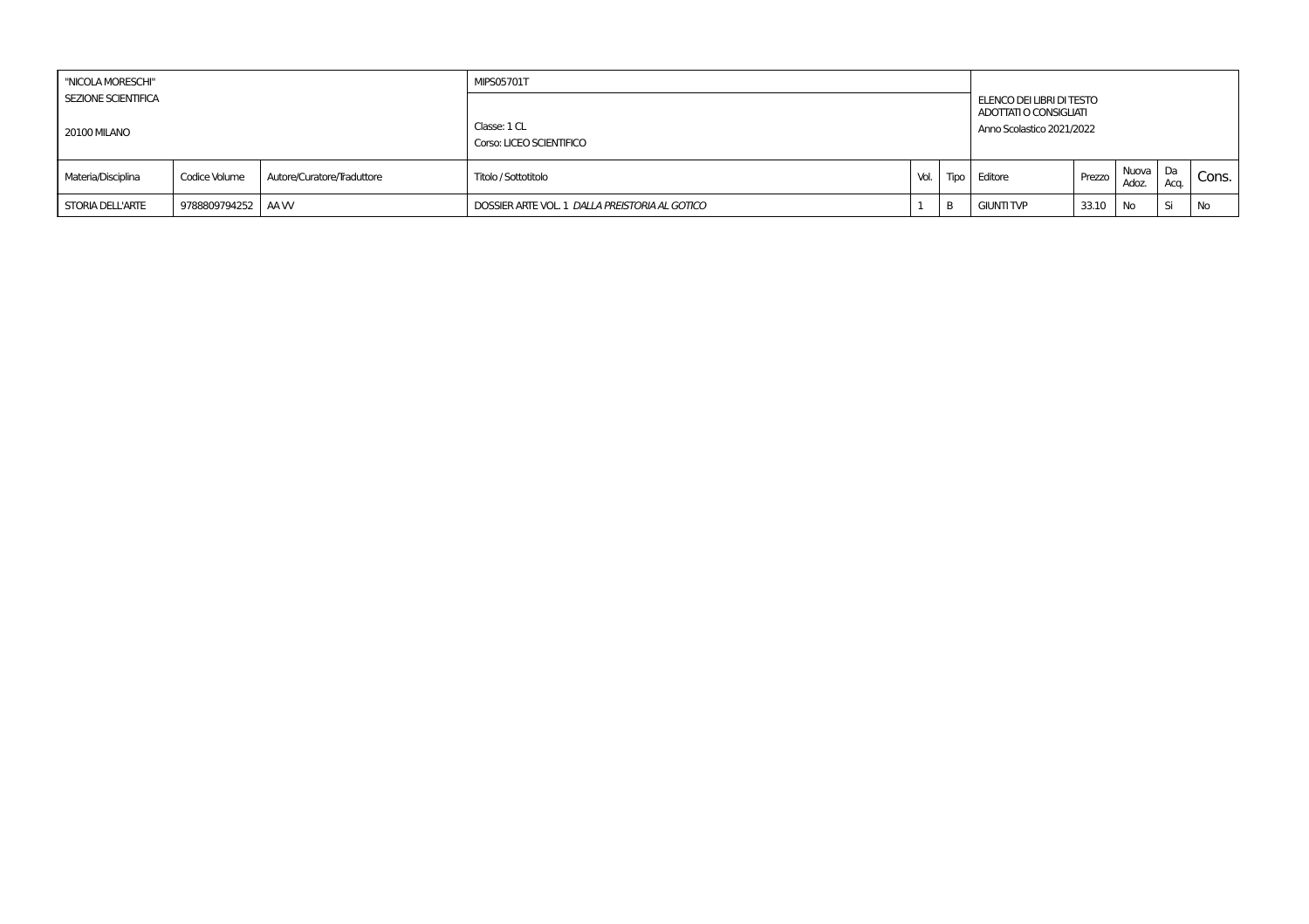| "NICOLA MORESCHI" SEZIONE SCIENTIFICA 20100 MILANO | | | MIPS05701T Classe: 1 CL Corso: LICEO SCIENTIFICO | | | ELENCO DEI LIBRI DI TESTO ADOTTATI O CONSIGLIATI Anno Scolastico 2021/2022 | | | | |
|---|---|---|---|---|---|---|---|---|---|---|
| Materia/Disciplina | Codice Volume | Autore/Curatore/Traduttore | Titolo / Sottotitolo | Vol. | Tipo | Editore | Prezzo | Nuova Adoz. | Da Acq. | Cons. |
| STORIA DELL'ARTE | 9788809794252 | AA VV | DOSSIER ARTE VOL. 1 *DALLA PREISTORIA AL GOTICO* | 1 | B | GIUNTI TVP | 33.10 | No | Si | No |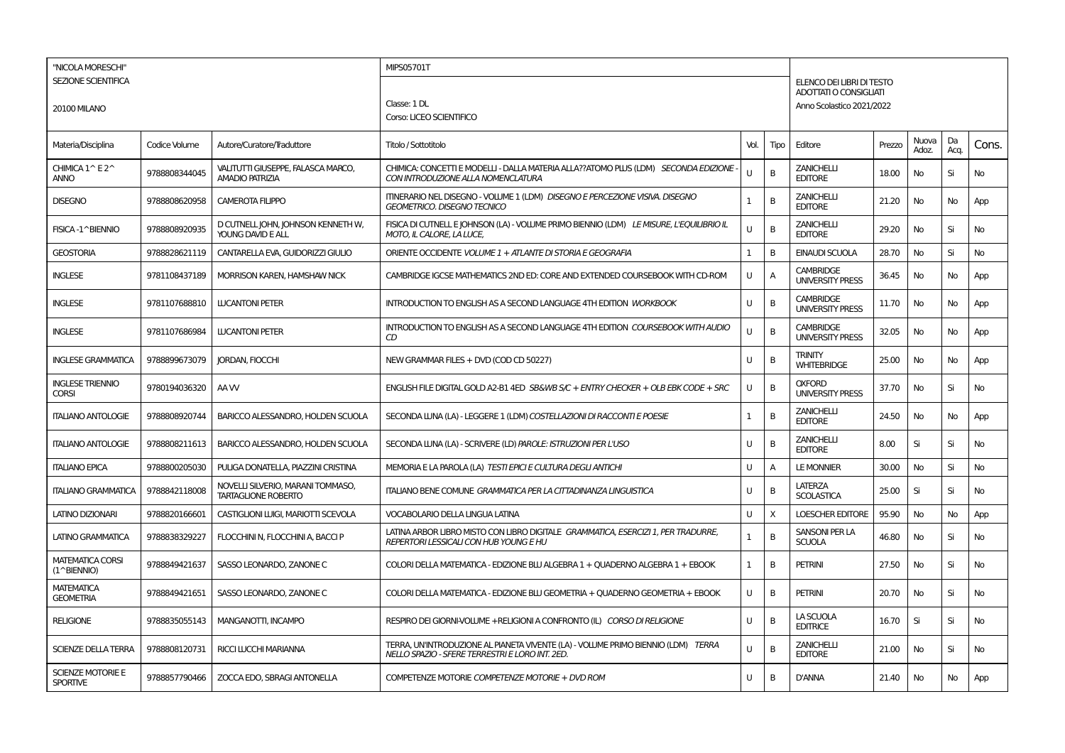| "NICOLA MORESCHI"<br>SEZIONE SCIENTIFICA<br><br>20100 MILANO | | | MIPS05701T<br><br>Classe: 1 DL<br>Corso: LICEO SCIENTIFICO | | | ELENCO DEI LIBRI DI TESTO ADOTTATI O CONSIGLIATI<br>Anno Scolastico 2021/2022 | | | | |
|---|---|---|---|---|---|---|---|---|---|---|
| Materia/Disciplina | Codice Volume | Autore/Curatore/Traduttore | Titolo / Sottotitolo | Vol. | Tipo | Editore | Prezzo | Nuova Adoz. | Da Acq. | Cons. |
| CHIMICA 1^ E 2^ ANNO | 9788808344045 | VALITUTTI GIUSEPPE, FALASCA MARCO, AMADIO PATRIZIA | CHIMICA: CONCETTI E MODELLI - DALLA MATERIA ALLA??ATOMO PLUS (LDM) *SECONDA EDIZIONE - CON INTRODUZIONE ALLA NOMENCLATURA* | U | B | ZANICHELLI EDITORE | 18.00 | No | Si | No |
| DISEGNO | 9788808620958 | CAMEROTA FILIPPO | ITINERARIO NEL DISEGNO - VOLUME 1 (LDM) *DISEGNO E PERCEZIONE VISIVA. DISEGNO GEOMETRICO. DISEGNO TECNICO* | 1 | B | ZANICHELLI EDITORE | 21.20 | No | No | App |
| FISICA -1^BIENNIO | 9788808920935 | D CUTNELL JOHN, JOHNSON KENNETH W, YOUNG DAVID E ALL | FISICA DI CUTNELL E JOHNSON (LA) - VOLUME PRIMO BIENNIO (LDM) *LE MISURE, L'EQUILIBRIO IL MOTO, IL CALORE, LA LUCE,* | U | B | ZANICHELLI EDITORE | 29.20 | No | Si | No |
| GEOSTORIA | 9788828621119 | CANTARELLA EVA, GUIDORIZZI GIULIO | ORIENTE OCCIDENTE *VOLUME 1 + ATLANTE DI STORIA E GEOGRAFIA* | 1 | B | EINAUDI SCUOLA | 28.70 | No | Si | No |
| INGLESE | 9781108437189 | MORRISON KAREN, HAMSHAW NICK | CAMBRIDGE IGCSE MATHEMATICS 2ND ED: CORE AND EXTENDED COURSEBOOK WITH CD-ROM | U | A | CAMBRIDGE UNIVERSITY PRESS | 36.45 | No | No | App |
| INGLESE | 9781107688810 | LUCANTONI PETER | INTRODUCTION TO ENGLISH AS A SECOND LANGUAGE 4TH EDITION *WORKBOOK* | U | B | CAMBRIDGE UNIVERSITY PRESS | 11.70 | No | No | App |
| INGLESE | 9781107686984 | LUCANTONI PETER | INTRODUCTION TO ENGLISH AS A SECOND LANGUAGE 4TH EDITION *COURSEBOOK WITH AUDIO CD* | U | B | CAMBRIDGE UNIVERSITY PRESS | 32.05 | No | No | App |
| INGLESE GRAMMATICA | 9788899673079 | JORDAN, FIOCCHI | NEW GRAMMAR FILES + DVD (COD CD 50227) | U | B | TRINITY WHITEBRIDGE | 25.00 | No | No | App |
| INGLESE TRIENNIO CORSI | 9780194036320 | AA VV | ENGLISH FILE DIGITAL GOLD A2-B1 4ED *SB&WB S/C + ENTRY CHECKER + OLB EBK CODE + SRC* | U | B | OXFORD UNIVERSITY PRESS | 37.70 | No | Si | No |
| ITALIANO ANTOLOGIE | 9788808920744 | BARICCO ALESSANDRO, HOLDEN SCUOLA | SECONDA LUNA (LA) - LEGGERE 1 (LDM) *COSTELLAZIONI DI RACCONTI E POESIE* | 1 | B | ZANICHELLI EDITORE | 24.50 | No | No | App |
| ITALIANO ANTOLOGIE | 9788808211613 | BARICCO ALESSANDRO, HOLDEN SCUOLA | SECONDA LUNA (LA) - SCRIVERE (LD) *PAROLE: ISTRUZIONI PER L'USO* | U | B | ZANICHELLI EDITORE | 8.00 | Si | Si | No |
| ITALIANO EPICA | 9788800205030 | PULIGA DONATELLA, PIAZZINI CRISTINA | MEMORIA E LA PAROLA (LA) *TESTI EPICI E CULTURA DEGLI ANTICHI* | U | A | LE MONNIER | 30.00 | No | Si | No |
| ITALIANO GRAMMATICA | 9788842118008 | NOVELLI SILVERIO, MARANI TOMMASO, TARTAGLIONE ROBERTO | ITALIANO BENE COMUNE *GRAMMATICA PER LA CITTADINANZA LINGUISTICA* | U | B | LATERZA SCOLASTICA | 25.00 | Si | Si | No |
| LATINO DIZIONARI | 9788820166601 | CASTIGLIONI LUIGI, MARIOTTI SCEVOLA | VOCABOLARIO DELLA LINGUA LATINA | U | X | LOESCHER EDITORE | 95.90 | No | No | App |
| LATINO GRAMMATICA | 9788838329227 | FLOCCHINI N, FLOCCHINI A, BACCI P | LATINA ARBOR LIBRO MISTO CON LIBRO DIGITALE *GRAMMATICA, ESERCIZI 1, PER TRADURRE, REPERTORI LESSICALI CON HUB YOUNG E HU* | 1 | B | SANSONI PER LA SCUOLA | 46.80 | No | Si | No |
| MATEMATICA CORSI (1^BIENNIO) | 9788849421637 | SASSO LEONARDO, ZANONE C | COLORI DELLA MATEMATICA - EDIZIONE BLU ALGEBRA 1 + QUADERNO ALGEBRA 1 + EBOOK | 1 | B | PETRINI | 27.50 | No | Si | No |
| MATEMATICA GEOMETRIA | 9788849421651 | SASSO LEONARDO, ZANONE C | COLORI DELLA MATEMATICA - EDIZIONE BLU GEOMETRIA + QUADERNO GEOMETRIA + EBOOK | U | B | PETRINI | 20.70 | No | Si | No |
| RELIGIONE | 9788835055143 | MANGANOTTI, INCAMPO | RESPIRO DEI GIORNI-VOLUME +RELIGIONI A CONFRONTO (IL) *CORSO DI RELIGIONE* | U | B | LA SCUOLA EDITRICE | 16.70 | Si | Si | No |
| SCIENZE DELLA TERRA | 9788808120731 | RICCI LUCCHI MARIANNA | TERRA, UN'INTRODUZIONE AL PIANETA VIVENTE (LA) - VOLUME PRIMO BIENNIO (LDM) *TERRA NELLO SPAZIO - SFERE TERRESTRI E LORO INT. 2ED.* | U | B | ZANICHELLI EDITORE | 21.00 | No | Si | No |
| SCIENZE MOTORIE E SPORTIVE | 9788857790466 | ZOCCA EDO, SBRAGI ANTONELLA | COMPETENZE MOTORIE *COMPETENZE MOTORIE + DVD ROM* | U | B | D'ANNA | 21.40 | No | No | App |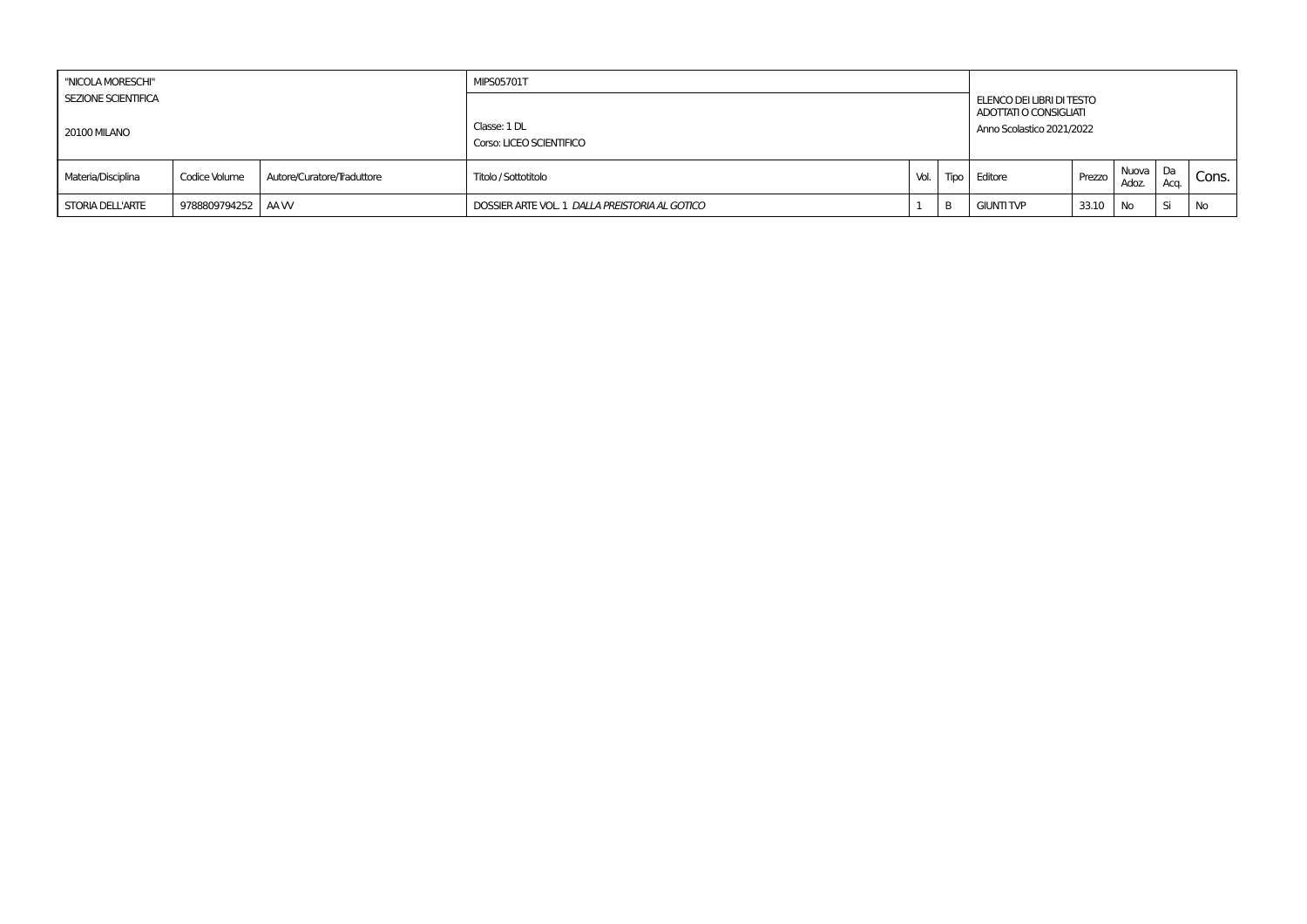| "NICOLA MORESCHI" SEZIONE SCIENTIFICA 20100 MILANO | | | MIPS05701T Classe: 1 DL Corso: LICEO SCIENTIFICO | | | ELENCO DEI LIBRI DI TESTO ADOTTATI O CONSIGLIATI Anno Scolastico 2021/2022 | | | | |
|---|---|---|---|---|---|---|---|---|---|---|
| Materia/Disciplina | Codice Volume | Autore/Curatore/Traduttore | Titolo / Sottotitolo | Vol. | Tipo | Editore | Prezzo | Nuova Adoz. | Da Acq. | Cons. |
| STORIA DELL'ARTE | 9788809794252 | AA VV | DOSSIER ARTE VOL. 1 *DALLA PREISTORIA AL GOTICO* | 1 | B | GIUNTI TVP | 33.10 | No | Si | No |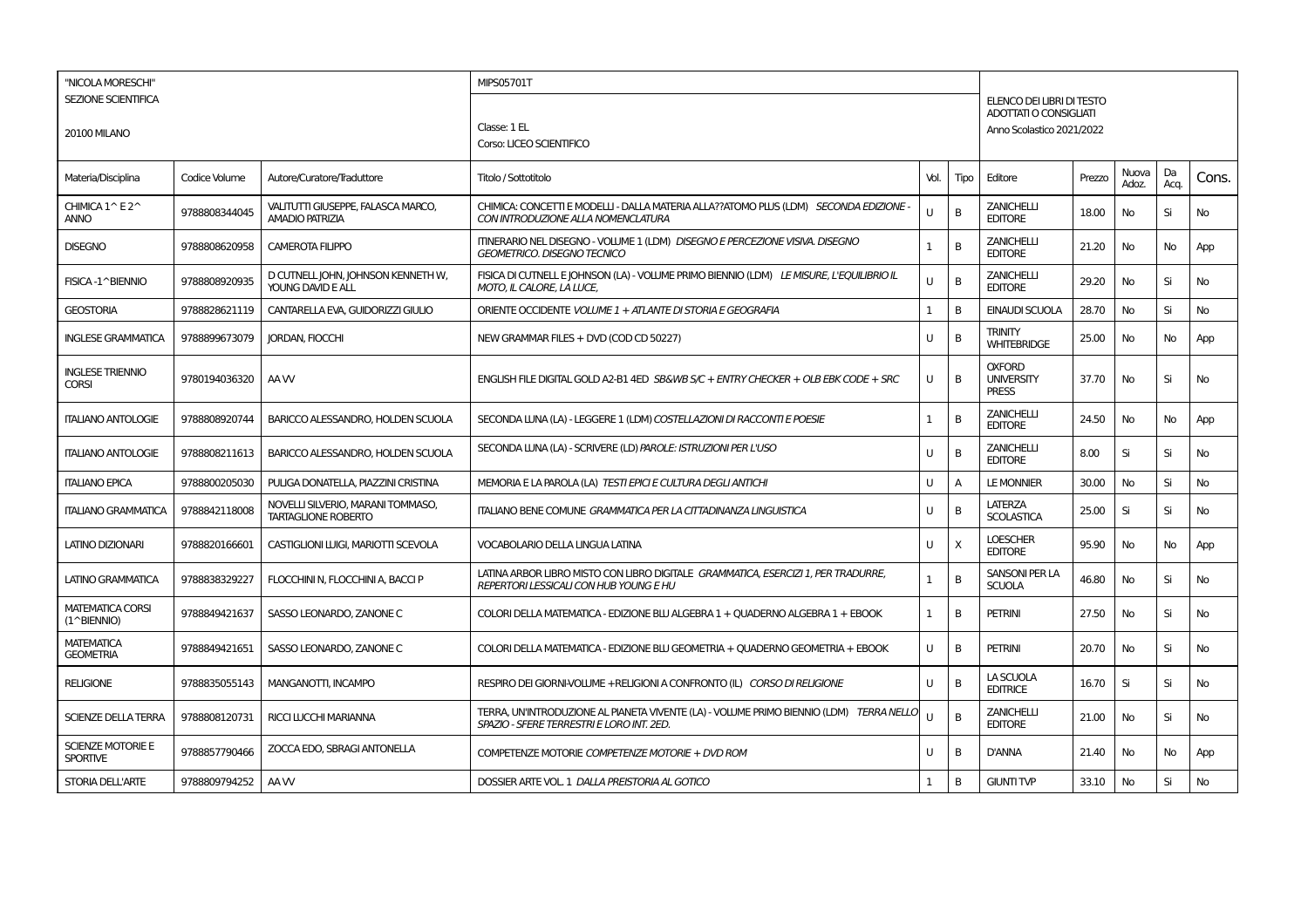| "NICOLA MORESCHI" SEZIONE SCIENTIFICA 20100 MILANO | | | MIPS05701T Classe: 1 EL Corso: LICEO SCIENTIFICO | | | ELENCO DEI LIBRI DI TESTO ADOTTATI O CONSIGLIATI Anno Scolastico 2021/2022 | | | | |
|---|---|---|---|---|---|---|---|---|---|---|
| Materia/Disciplina | Codice Volume | Autore/Curatore/Traduttore | Titolo / Sottotitolo | Vol. | Tipo | Editore | Prezzo | Nuova Adoz. | Da Acq. | Cons. |
| CHIMICA 1^ E 2^ ANNO | 9788808344045 | VALITUTTI GIUSEPPE, FALASCA MARCO, AMADIO PATRIZIA | CHIMICA: CONCETTI E MODELLI - DALLA MATERIA ALL??ATOMO PLUS (LDM) *SECONDA EDIZIONE - CON INTRODUZIONE ALLA NOMENCLATURA* | U | B | ZANICHELLI EDITORE | 18.00 | No | Si | No |
| DISEGNO | 9788808620958 | CAMEROTA FILIPPO | ITINERARIO NEL DISEGNO - VOLUME 1 (LDM) *DISEGNO E PERCEZIONE VISIVA. DISEGNO GEOMETRICO. DISEGNO TECNICO* | 1 | B | ZANICHELLI EDITORE | 21.20 | No | No | App |
| FISICA -1^BIENNIO | 9788808920935 | D CUTNELL JOHN, JOHNSON KENNETH W, YOUNG DAVID E ALL | FISICA DI CUTNELL E JOHNSON (LA) - VOLUME PRIMO BIENNIO (LDM) *LE MISURE, L'EQUILIBRIO IL MOTO, IL CALORE, LA LUCE,* | U | B | ZANICHELLI EDITORE | 29.20 | No | Si | No |
| GEOSTORIA | 9788828621119 | CANTARELLA EVA, GUIDORIZZI GIULIO | ORIENTE OCCIDENTE *VOLUME 1 + ATLANTE DI STORIA E GEOGRAFIA* | 1 | B | EINAUDI SCUOLA | 28.70 | No | Si | No |
| INGLESE GRAMMATICA | 9788899673079 | JORDAN, FIOCCHI | NEW GRAMMAR FILES + DVD (COD CD 50227) | U | B | TRINITY WHITEBRIDGE | 25.00 | No | No | App |
| INGLESE TRIENNIO CORSI | 9780194036320 | AA VV | ENGLISH FILE DIGITAL GOLD A2-B1 4ED *SB&WB S/C + ENTRY CHECKER + OLB EBK CODE + SRC* | U | B | OXFORD UNIVERSITY PRESS | 37.70 | No | Si | No |
| ITALIANO ANTOLOGIE | 9788808920744 | BARICCO ALESSANDRO, HOLDEN SCUOLA | SECONDA LUNA (LA) - LEGGERE 1 (LDM) *COSTELLAZIONI DI RACCONTI E POESIE* | 1 | B | ZANICHELLI EDITORE | 24.50 | No | No | App |
| ITALIANO ANTOLOGIE | 9788808211613 | BARICCO ALESSANDRO, HOLDEN SCUOLA | SECONDA LUNA (LA) - SCRIVERE (LD) *PAROLE: ISTRUZIONI PER L'USO* | U | B | ZANICHELLI EDITORE | 8.00 | Si | Si | No |
| ITALIANO EPICA | 9788800205030 | PULIGA DONATELLA, PIAZZINI CRISTINA | MEMORIA E LA PAROLA (LA) *TESTI EPICI E CULTURA DEGLI ANTICHI* | U | A | LE MONNIER | 30.00 | No | Si | No |
| ITALIANO GRAMMATICA | 9788842118008 | NOVELLI SILVERIO, MARANI TOMMASO, TARTAGLIONE ROBERTO | ITALIANO BENE COMUNE *GRAMMATICA PER LA CITTADINANZA LINGUISTICA* | U | B | LATERZA SCOLASTICA | 25.00 | Si | Si | No |
| LATINO DIZIONARI | 9788820166601 | CASTIGLIONI LUIGI, MARIOTTI SCEVOLA | VOCABOLARIO DELLA LINGUA LATINA | U | X | LOESCHER EDITORE | 95.90 | No | No | App |
| LATINO GRAMMATICA | 9788838329227 | FLOCCHINI N, FLOCCHINI A, BACCI P | LATINA ARBOR LIBRO MISTO CON LIBRO DIGITALE *GRAMMATICA, ESERCIZI 1, PER TRADURRE, REPERTORI LESSICALI CON HUB YOUNG E HU* | 1 | B | SANSONI PER LA SCUOLA | 46.80 | No | Si | No |
| MATEMATICA CORSI (1^BIENNIO) | 9788849421637 | SASSO LEONARDO, ZANONE C | COLORI DELLA MATEMATICA - EDIZIONE BLU ALGEBRA 1 + QUADERNO ALGEBRA 1 + EBOOK | 1 | B | PETRINI | 27.50 | No | Si | No |
| MATEMATICA GEOMETRIA | 9788849421651 | SASSO LEONARDO, ZANONE C | COLORI DELLA MATEMATICA - EDIZIONE BLU GEOMETRIA + QUADERNO GEOMETRIA + EBOOK | U | B | PETRINI | 20.70 | No | Si | No |
| RELIGIONE | 9788835055143 | MANGANOTTI, INCAMPO | RESPIRO DEI GIORNI-VOLUME +RELIGIONI A CONFRONTO (IL) *CORSO DI RELIGIONE* | U | B | LA SCUOLA EDITRICE | 16.70 | Si | Si | No |
| SCIENZE DELLA TERRA | 9788808120731 | RICCI LUCCHI MARIANNA | TERRA, UN'INTRODUZIONE AL PIANETA VIVENTE (LA) - VOLUME PRIMO BIENNIO (LDM) *TERRA NELLO SPAZIO - SFERE TERRESTRI E LORO INT. 2ED.* | U | B | ZANICHELLI EDITORE | 21.00 | No | Si | No |
| SCIENZE MOTORIE E SPORTIVE | 9788857790466 | ZOCCA EDO, SBRAGI ANTONELLA | COMPETENZE MOTORIE *COMPETENZE MOTORIE + DVD ROM* | U | B | D'ANNA | 21.40 | No | No | App |
| STORIA DELL'ARTE | 9788809794252 | AA VV | DOSSIER ARTE VOL. 1 *DALLA PREISTORIA AL GOTICO* | 1 | B | GIUNTI TVP | 33.10 | No | Si | No |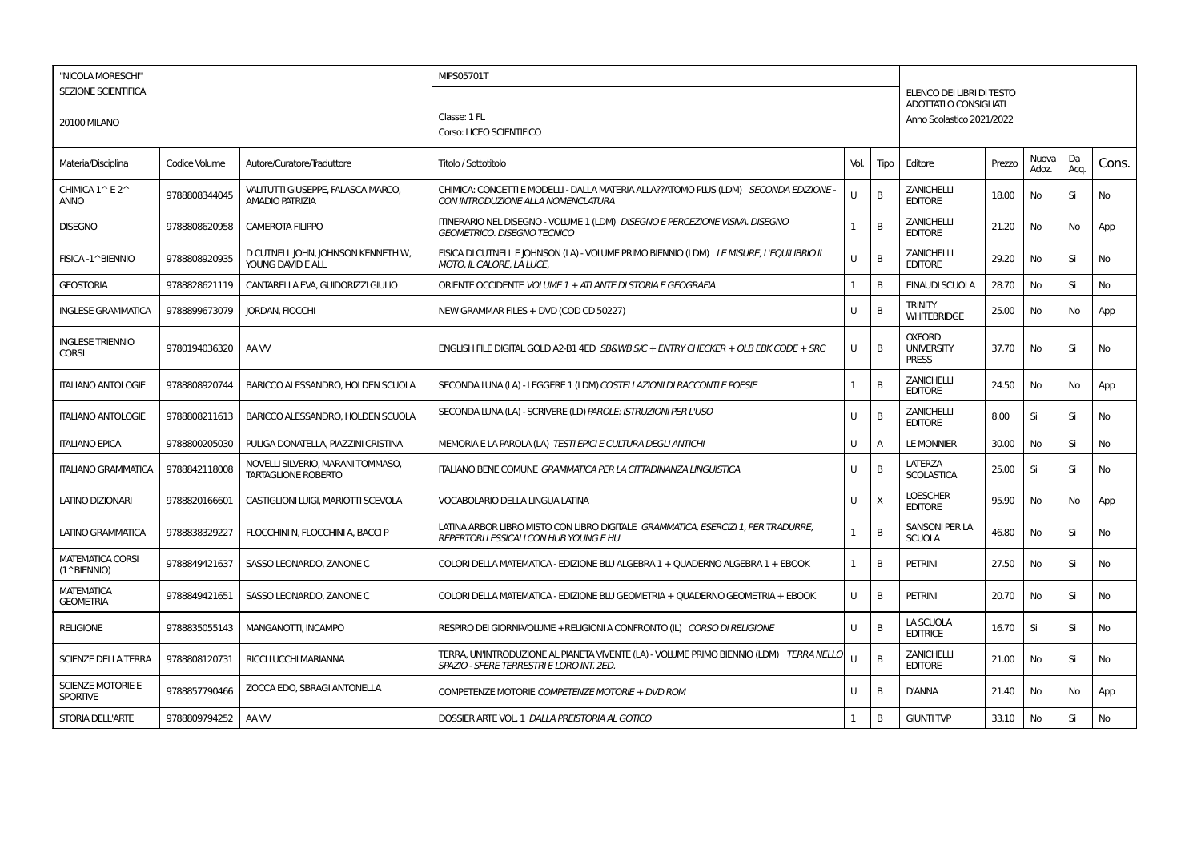| "NICOLA MORESCHI"<br>SEZIONE SCIENTIFICA<br><br>20100 MILANO | | | MIPS05701T<br><br>Classe: 1 FL<br>Corso: LICEO SCIENTIFICO | | | ELENCO DEI LIBRI DI TESTO ADOTTATI O CONSIGLIATI<br>Anno Scolastico 2021/2022 | | | | |
|---|---|---|---|---|---|---|---|---|---|---|
| Materia/Disciplina | Codice Volume | Autore/Curatore/Traduttore | Titolo / Sottotitolo | Vol. | Tipo | Editore | Prezzo | Nuova Adoz. | Da Acq. | Cons. |
| CHIMICA 1^ E 2^ ANNO | 9788808344045 | VALITUTTI GIUSEPPE, FALASCA MARCO, AMADIO PATRIZIA | CHIMICA: CONCETTI E MODELLI - DALLA MATERIA ALL??ATOMO PLUS (LDM) *SECONDA EDIZIONE - CON INTRODUZIONE ALLA NOMENCLATURA* | U | B | ZANICHELLI EDITORE | 18.00 | No | Si | No |
| DISEGNO | 9788808620958 | CAMEROTA FILIPPO | ITINERARIO NEL DISEGNO - VOLUME 1 (LDM) *DISEGNO E PERCEZIONE VISIVA. DISEGNO GEOMETRICO. DISEGNO TECNICO* | 1 | B | ZANICHELLI EDITORE | 21.20 | No | No | App |
| FISICA -1^BIENNIO | 9788808920935 | D CUTNELL JOHN, JOHNSON KENNETH W, YOUNG DAVID E ALL | FISICA DI CUTNELL E JOHNSON (LA) - VOLUME PRIMO BIENNIO (LDM) *LE MISURE, L'EQUILIBRIO IL MOTO, IL CALORE, LA LUCE,* | U | B | ZANICHELLI EDITORE | 29.20 | No | Si | No |
| GEOSTORIA | 9788828621119 | CANTARELLA EVA, GUIDORIZZI GIULIO | ORIENTE OCCIDENTE *VOLUME 1 + ATLANTE DI STORIA E GEOGRAFIA* | 1 | B | EINAUDI SCUOLA | 28.70 | No | Si | No |
| INGLESE GRAMMATICA | 9788899673079 | JORDAN, FIOCCHI | NEW GRAMMAR FILES + DVD (COD CD 50227) | U | B | TRINITY WHITEBRIDGE | 25.00 | No | No | App |
| INGLESE TRIENNIO CORSI | 9780194036320 | AA VV | ENGLISH FILE DIGITAL GOLD A2-B1 4ED *SB&WB S/C + ENTRY CHECKER + OLB EBK CODE + SRC* | U | B | OXFORD UNIVERSITY PRESS | 37.70 | No | Si | No |
| ITALIANO ANTOLOGIE | 9788808920744 | BARICCO ALESSANDRO, HOLDEN SCUOLA | SECONDA LUNA (LA) - LEGGERE 1 (LDM) *COSTELLAZIONI DI RACCONTI E POESIE* | 1 | B | ZANICHELLI EDITORE | 24.50 | No | No | App |
| ITALIANO ANTOLOGIE | 9788808211613 | BARICCO ALESSANDRO, HOLDEN SCUOLA | SECONDA LUNA (LA) - SCRIVERE (LD) *PAROLE: ISTRUZIONI PER L'USO* | U | B | ZANICHELLI EDITORE | 8.00 | Si | Si | No |
| ITALIANO EPICA | 9788800205030 | PULIGA DONATELLA, PIAZZINI CRISTINA | MEMORIA E LA PAROLA (LA) *TESTI EPICI E CULTURA DEGLI ANTICHI* | U | A | LE MONNIER | 30.00 | No | Si | No |
| ITALIANO GRAMMATICA | 9788842118008 | NOVELLI SILVERIO, MARANI TOMMASO, TARTAGLIONE ROBERTO | ITALIANO BENE COMUNE *GRAMMATICA PER LA CITTADINANZA LINGUISTICA* | U | B | LATERZA SCOLASTICA | 25.00 | Si | Si | No |
| LATINO DIZIONARI | 9788820166601 | CASTIGLIONI LUIGI, MARIOTTI SCEVOLA | VOCABOLARIO DELLA LINGUA LATINA | U | X | LOESCHER EDITORE | 95.90 | No | No | App |
| LATINO GRAMMATICA | 9788838329227 | FLOCCHINI N, FLOCCHINI A, BACCI P | LATINA ARBOR LIBRO MISTO CON LIBRO DIGITALE *GRAMMATICA, ESERCIZI 1, PER TRADURRE, REPERTORI LESSICALI CON HUB YOUNG E HU* | 1 | B | SANSONI PER LA SCUOLA | 46.80 | No | Si | No |
| MATEMATICA CORSI (1^BIENNIO) | 9788849421637 | SASSO LEONARDO, ZANONE C | COLORI DELLA MATEMATICA - EDIZIONE BLU ALGEBRA 1 + QUADERNO ALGEBRA 1 + EBOOK | 1 | B | PETRINI | 27.50 | No | Si | No |
| MATEMATICA GEOMETRIA | 9788849421651 | SASSO LEONARDO, ZANONE C | COLORI DELLA MATEMATICA - EDIZIONE BLU GEOMETRIA + QUADERNO GEOMETRIA + EBOOK | U | B | PETRINI | 20.70 | No | Si | No |
| RELIGIONE | 9788835055143 | MANGANOTTI, INCAMPO | RESPIRO DEI GIORNI-VOLUME +RELIGIONI A CONFRONTO (IL) *CORSO DI RELIGIONE* | U | B | LA SCUOLA EDITRICE | 16.70 | Si | Si | No |
| SCIENZE DELLA TERRA | 9788808120731 | RICCI LUCCHI MARIANNA | TERRA, UN'INTRODUZIONE AL PIANETA VIVENTE (LA) - VOLUME PRIMO BIENNIO (LDM) *TERRA NELLO SPAZIO - SFERE TERRESTRI E LORO INT. 2ED.* | U | B | ZANICHELLI EDITORE | 21.00 | No | Si | No |
| SCIENZE MOTORIE E SPORTIVE | 9788857790466 | ZOCCA EDO, SBRAGI ANTONELLA | COMPETENZE MOTORIE *COMPETENZE MOTORIE + DVD ROM* | U | B | D'ANNA | 21.40 | No | No | App |
| STORIA DELL'ARTE | 9788809794252 | AA VV | DOSSIER ARTE VOL. 1 *DALLA PREISTORIA AL GOTICO* | 1 | B | GIUNTI TVP | 33.10 | No | Si | No |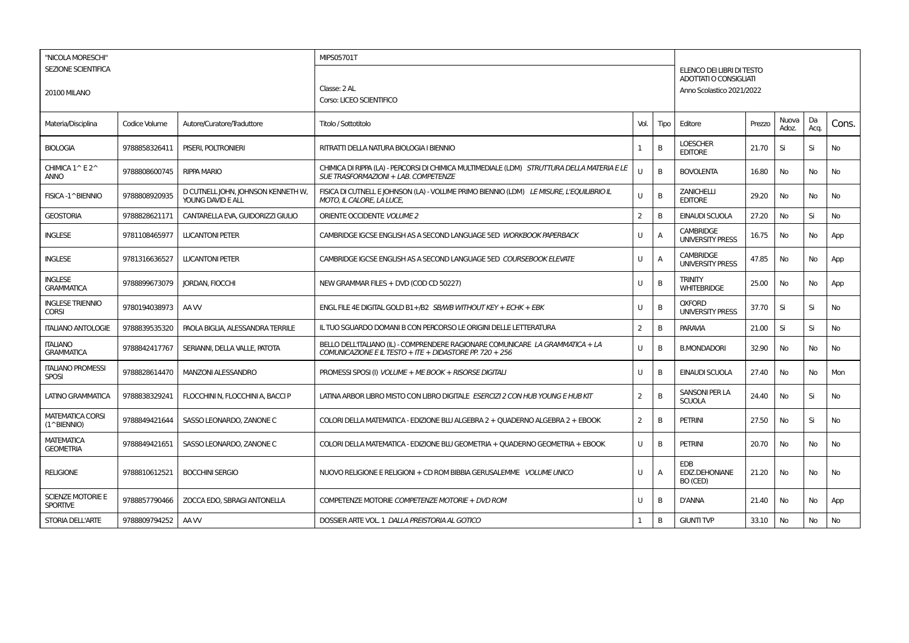| "NICOLA MORESCHI" SEZIONE SCIENTIFICA 20100 MILANO | | | MIPS05701T Classe: 2 AL Corso: LICEO SCIENTIFICO | | | ELENCO DEI LIBRI DI TESTO ADOTTATI O CONSIGLIATI Anno Scolastico 2021/2022 | | | | |
|---|---|---|---|---|---|---|---|---|---|---|
| Materia/Disciplina | Codice Volume | Autore/Curatore/Traduttore | Titolo / Sottotitolo | Vol. | Tipo | Editore | Prezzo | Nuova Adoz. | Da Acq. | Cons. |
| BIOLOGIA | 9788858326411 | PISERI, POLTRONIERI | RITRATTI DELLA NATURA BIOLOGIA I BIENNIO | 1 | B | LOESCHER EDITORE | 21.70 | Si | Si | No |
| CHIMICA 1^ E 2^ ANNO | 9788808600745 | RIPPA MARIO | CHIMICA DI RIPPA (LA) - PERCORSI DI CHIMICA MULTIMEDIALE (LDM) *STRUTTURA DELLA MATERIA E LE SUE TRASFORMAZIONI + LAB. COMPETENZE* | U | B | BOVOLENTA | 16.80 | No | No | No |
| FISICA -1^BIENNIO | 9788808920935 | D CUTNELL JOHN, JOHNSON KENNETH W, YOUNG DAVID E ALL | FISICA DI CUTNELL E JOHNSON (LA) - VOLUME PRIMO BIENNIO (LDM) *LE MISURE, L'EQUILIBRIO IL MOTO, IL CALORE, LA LUCE,* | U | B | ZANICHELLI EDITORE | 29.20 | No | No | No |
| GEOSTORIA | 9788828621171 | CANTARELLA EVA, GUIDORIZZI GIULIO | ORIENTE OCCIDENTE *VOLUME 2* | 2 | B | EINAUDI SCUOLA | 27.20 | No | Si | No |
| INGLESE | 9781108465977 | LUCANTONI PETER | CAMBRIDGE IGCSE ENGLISH AS A SECOND LANGUAGE 5ED *WORKBOOK PAPERBACK* | U | A | CAMBRIDGE UNIVERSITY PRESS | 16.75 | No | No | App |
| INGLESE | 9781316636527 | LUCANTONI PETER | CAMBRIDGE IGCSE ENGLISH AS A SECOND LANGUAGE 5ED *COURSEBOOK ELEVATE* | U | A | CAMBRIDGE UNIVERSITY PRESS | 47.85 | No | No | App |
| INGLESE GRAMMATICA | 9788899673079 | JORDAN, FIOCCHI | NEW GRAMMAR FILES + DVD (COD CD 50227) | U | B | TRINITY WHITEBRIDGE | 25.00 | No | No | App |
| INGLESE TRIENNIO CORSI | 9780194038973 | AA VV | ENGL FILE 4E DIGITAL GOLD B1+/B2 *SB/WB WITHOUT KEY + ECHK + EBK* | U | B | OXFORD UNIVERSITY PRESS | 37.70 | Si | Si | No |
| ITALIANO ANTOLOGIE | 9788839535320 | PAOLA BIGLIA, ALESSANDRA TERRILE | IL TUO SGUARDO DOMANI B CON PERCORSO LE ORIGINI DELLE LETTERATURA | 2 | B | PARAVIA | 21.00 | Si | Si | No |
| ITALIANO GRAMMATICA | 9788842417767 | SERIANNI, DELLA VALLE, PATOTA | BELLO DELL'ITALIANO (IL) - COMPRENDERE RAGIONARE COMUNICARE *LA GRAMMATICA + LA COMUNICAZIONE E IL TESTO + ITE + DIDASTORE PP. 720 + 256* | U | B | B.MONDADORI | 32.90 | No | No | No |
| ITALIANO PROMESSI SPOSI | 9788828614470 | MANZONI ALESSANDRO | PROMESSI SPOSI (I) *VOLUME + ME BOOK + RISORSE DIGITALI* | U | B | EINAUDI SCUOLA | 27.40 | No | No | Mon |
| LATINO GRAMMATICA | 9788838329241 | FLOCCHINI N, FLOCCHINI A, BACCI P | LATINA ARBOR LIBRO MISTO CON LIBRO DIGITALE *ESERCIZI 2 CON HUB YOUNG E HUB KIT* | 2 | B | SANSONI PER LA SCUOLA | 24.40 | No | Si | No |
| MATEMATICA CORSI (1^BIENNIO) | 9788849421644 | SASSO LEONARDO, ZANONE C | COLORI DELLA MATEMATICA - EDIZIONE BLU ALGEBRA 2 + QUADERNO ALGEBRA 2 + EBOOK | 2 | B | PETRINI | 27.50 | No | Si | No |
| MATEMATICA GEOMETRIA | 9788849421651 | SASSO LEONARDO, ZANONE C | COLORI DELLA MATEMATICA - EDIZIONE BLU GEOMETRIA + QUADERNO GEOMETRIA + EBOOK | U | B | PETRINI | 20.70 | No | No | No |
| RELIGIONE | 9788810612521 | BOCCHINI SERGIO | NUOVO RELIGIONE E RELIGIONI + CD ROM BIBBIA GERUSALEMME *VOLUME UNICO* | U | A | EDB EDIZ.DEHONIANE BO (CED) | 21.20 | No | No | No |
| SCIENZE MOTORIE E SPORTIVE | 9788857790466 | ZOCCA EDO, SBRAGI ANTONELLA | COMPETENZE MOTORIE *COMPETENZE MOTORIE + DVD ROM* | U | B | D'ANNA | 21.40 | No | No | App |
| STORIA DELL'ARTE | 9788809794252 | AA VV | DOSSIER ARTE VOL. 1 *DALLA PREISTORIA AL GOTICO* | 1 | B | GIUNTI TVP | 33.10 | No | No | No |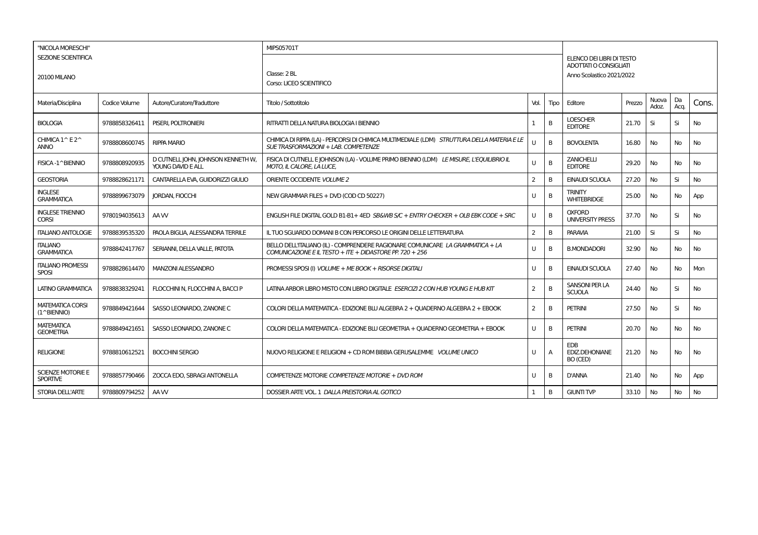| "NICOLA MORESCHI" SEZIONE SCIENTIFICA 20100 MILANO | | | MIPS05701T Classe: 2 BL Corso: LICEO SCIENTIFICO | | | ELENCO DEI LIBRI DI TESTO ADOTTATI O CONSIGLIATI Anno Scolastico 2021/2022 | | | | |
|---|---|---|---|---|---|---|---|---|---|---|
| Materia/Disciplina | Codice Volume | Autore/Curatore/Traduttore | Titolo / Sottotitolo | Vol. | Tipo | Editore | Prezzo | Nuova Adoz. | Da Acq. | Cons. |
| BIOLOGIA | 9788858326411 | PISERI, POLTRONIERI | RITRATTI DELLA NATURA BIOLOGIA I BIENNIO | 1 | B | LOESCHER EDITORE | 21.70 | Si | Si | No |
| CHIMICA 1^ E 2^ ANNO | 9788808600745 | RIPPA MARIO | CHIMICA DI RIPPA (LA) - PERCORSI DI CHIMICA MULTIMEDIALE (LDM) *STRUTTURA DELLA MATERIA E LE SUE TRASFORMAZIONI + LAB. COMPETENZE* | U | B | BOVOLENTA | 16.80 | No | No | No |
| FISICA -1^BIENNIO | 9788808920935 | D CUTNELL JOHN, JOHNSON KENNETH W, YOUNG DAVID E ALL | FISICA DI CUTNELL E JOHNSON (LA) - VOLUME PRIMO BIENNIO (LDM) *LE MISURE, L'EQUILIBRIO IL MOTO, IL CALORE, LA LUCE,* | U | B | ZANICHELLI EDITORE | 29.20 | No | No | No |
| GEOSTORIA | 9788828621171 | CANTARELLA EVA, GUIDORIZZI GIULIO | ORIENTE OCCIDENTE *VOLUME 2* | 2 | B | EINAUDI SCUOLA | 27.20 | No | Si | No |
| INGLESE GRAMMATICA | 9788899673079 | JORDAN, FIOCCHI | NEW GRAMMAR FILES + DVD (COD CD 50227) | U | B | TRINITY WHITEBRIDGE | 25.00 | No | No | App |
| INGLESE TRIENNIO CORSI | 9780194035613 | AA VV | ENGLISH FILE DIGITAL GOLD B1-B1+ 4ED *SB&WB S/C + ENTRY CHECKER + OLB EBK CODE + SRC* | U | B | OXFORD UNIVERSITY PRESS | 37.70 | No | Si | No |
| ITALIANO ANTOLOGIE | 9788839535320 | PAOLA BIGLIA, ALESSANDRA TERRILE | IL TUO SGUARDO DOMANI B CON PERCORSO LE ORIGINI DELLE LETTERATURA | 2 | B | PARAVIA | 21.00 | Si | Si | No |
| ITALIANO GRAMMATICA | 9788842417767 | SERIANNI, DELLA VALLE, PATOTA | BELLO DELL'ITALIANO (IL) - COMPRENDERE RAGIONARE COMUNICARE *LA GRAMMATICA + LA COMUNICAZIONE E IL TESTO + ITE + DIDASTORE PP. 720 + 256* | U | B | B.MONDADORI | 32.90 | No | No | No |
| ITALIANO PROMESSI SPOSI | 9788828614470 | MANZONI ALESSANDRO | PROMESSI SPOSI (I) *VOLUME + ME BOOK + RISORSE DIGITALI* | U | B | EINAUDI SCUOLA | 27.40 | No | No | Mon |
| LATINO GRAMMATICA | 9788838329241 | FLOCCHINI N, FLOCCHINI A, BACCI P | LATINA ARBOR LIBRO MISTO CON LIBRO DIGITALE *ESERCIZI 2 CON HUB YOUNG E HUB KIT* | 2 | B | SANSONI PER LA SCUOLA | 24.40 | No | Si | No |
| MATEMATICA CORSI (1^BIENNIO) | 9788849421644 | SASSO LEONARDO, ZANONE C | COLORI DELLA MATEMATICA - EDIZIONE BLU ALGEBRA 2 + QUADERNO ALGEBRA 2 + EBOOK | 2 | B | PETRINI | 27.50 | No | Si | No |
| MATEMATICA GEOMETRIA | 9788849421651 | SASSO LEONARDO, ZANONE C | COLORI DELLA MATEMATICA - EDIZIONE BLU GEOMETRIA + QUADERNO GEOMETRIA + EBOOK | U | B | PETRINI | 20.70 | No | No | No |
| RELIGIONE | 9788810612521 | BOCCHINI SERGIO | NUOVO RELIGIONE E RELIGIONI + CD ROM BIBBIA GERUSALEMME *VOLUME UNICO* | U | A | EDB EDIZ.DEHONIANE BO (CED) | 21.20 | No | No | No |
| SCIENZE MOTORIE E SPORTIVE | 9788857790466 | ZOCCA EDO, SBRAGI ANTONELLA | COMPETENZE MOTORIE *COMPETENZE MOTORIE + DVD ROM* | U | B | D'ANNA | 21.40 | No | No | App |
| STORIA DELL'ARTE | 9788809794252 | AA VV | DOSSIER ARTE VOL. 1 *DALLA PREISTORIA AL GOTICO* | 1 | B | GIUNTI TVP | 33.10 | No | No | No |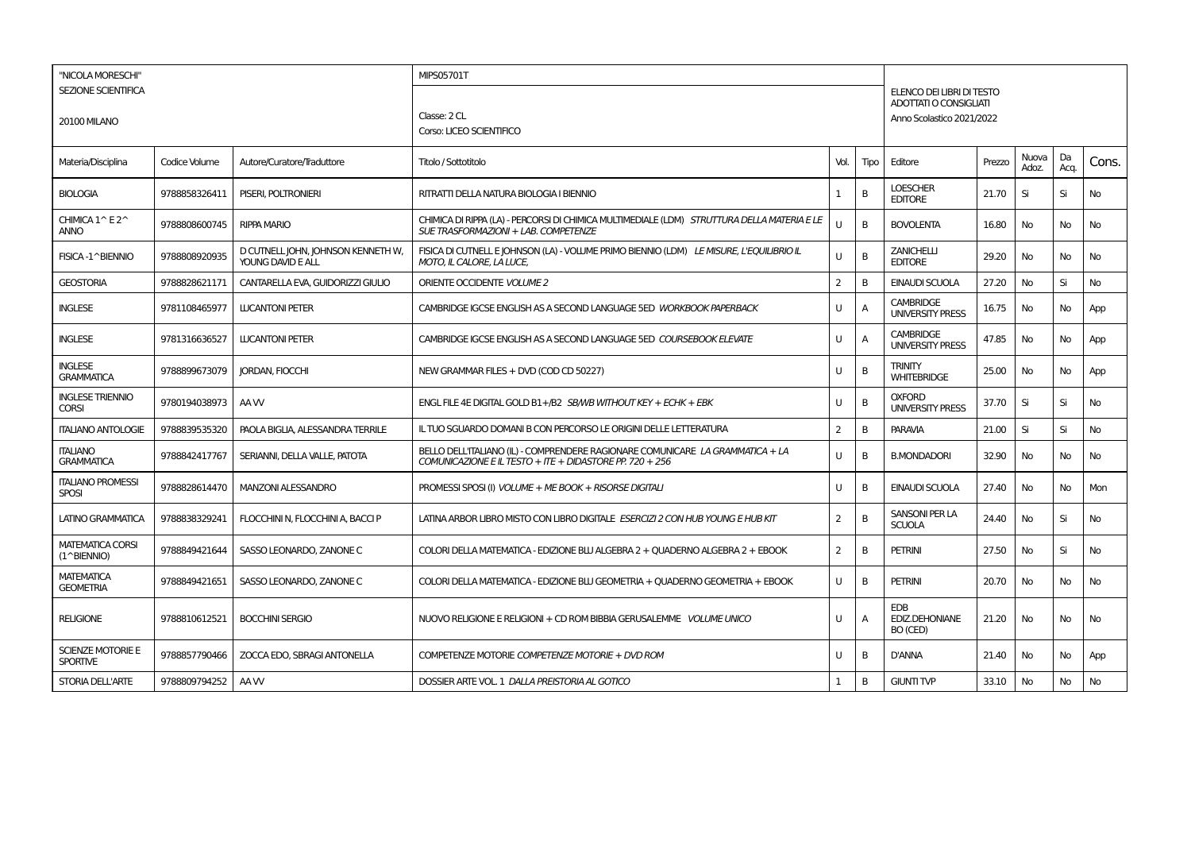| "NICOLA MORESCHI" SEZIONE SCIENTIFICA 20100 MILANO | | | MIPS05701T Classe: 2 CL Corso: LICEO SCIENTIFICO | | | ELENCO DEI LIBRI DI TESTO ADOTTATI O CONSIGLIATI Anno Scolastico 2021/2022 | | | | |
|---|---|---|---|---|---|---|---|---|---|---|
| Materia/Disciplina | Codice Volume | Autore/Curatore/Traduttore | Titolo / Sottotitolo | Vol. | Tipo | Editore | Prezzo | Nuova Adoz. | Da Acq. | Cons. |
| BIOLOGIA | 9788858326411 | PISERI, POLTRONIERI | RITRATTI DELLA NATURA BIOLOGIA I BIENNIO | 1 | B | LOESCHER EDITORE | 21.70 | Si | Si | No |
| CHIMICA 1^ E 2^ ANNO | 9788808600745 | RIPPA MARIO | CHIMICA DI RIPPA (LA) - PERCORSI DI CHIMICA MULTIMEDIALE (LDM) *STRUTTURA DELLA MATERIA E LE SUE TRASFORMAZIONI + LAB. COMPETENZE* | U | B | BOVOLENTA | 16.80 | No | No | No |
| FISICA -1^BIENNIO | 9788808920935 | D CUTNELL JOHN, JOHNSON KENNETH W, YOUNG DAVID E ALL | FISICA DI CUTNELL E JOHNSON (LA) - VOLUME PRIMO BIENNIO (LDM) *LE MISURE, L'EQUILIBRIO IL MOTO, IL CALORE, LA LUCE,* | U | B | ZANICHELLI EDITORE | 29.20 | No | No | No |
| GEOSTORIA | 9788828621171 | CANTARELLA EVA, GUIDORIZZI GIULIO | ORIENTE OCCIDENTE *VOLUME 2* | 2 | B | EINAUDI SCUOLA | 27.20 | No | Si | No |
| INGLESE | 9781108465977 | LUCANTONI PETER | CAMBRIDGE IGCSE ENGLISH AS A SECOND LANGUAGE 5ED *WORKBOOK PAPERBACK* | U | A | CAMBRIDGE UNIVERSITY PRESS | 16.75 | No | No | App |
| INGLESE | 9781316636527 | LUCANTONI PETER | CAMBRIDGE IGCSE ENGLISH AS A SECOND LANGUAGE 5ED *COURSEBOOK ELEVATE* | U | A | CAMBRIDGE UNIVERSITY PRESS | 47.85 | No | No | App |
| INGLESE GRAMMATICA | 9788899673079 | JORDAN, FIOCCHI | NEW GRAMMAR FILES + DVD (COD CD 50227) | U | B | TRINITY WHITEBRIDGE | 25.00 | No | No | App |
| INGLESE TRIENNIO CORSI | 9780194038973 | AA VV | ENGL FILE 4E DIGITAL GOLD B1+/B2 *SB/WB WITHOUT KEY + ECHK + EBK* | U | B | OXFORD UNIVERSITY PRESS | 37.70 | Si | Si | No |
| ITALIANO ANTOLOGIE | 9788839535320 | PAOLA BIGLIA, ALESSANDRA TERRILE | IL TUO SGUARDO DOMANI B CON PERCORSO LE ORIGINI DELLE LETTERATURA | 2 | B | PARAVIA | 21.00 | Si | Si | No |
| ITALIANO GRAMMATICA | 9788842417767 | SERIANNI, DELLA VALLE, PATOTA | BELLO DELL'ITALIANO (IL) - COMPRENDERE RAGIONARE COMUNICARE *LA GRAMMATICA + LA COMUNICAZIONE E IL TESTO + ITE + DIDASTORE PP. 720 + 256* | U | B | B.MONDADORI | 32.90 | No | No | No |
| ITALIANO PROMESSI SPOSI | 9788828614470 | MANZONI ALESSANDRO | PROMESSI SPOSI (I) *VOLUME + ME BOOK + RISORSE DIGITALI* | U | B | EINAUDI SCUOLA | 27.40 | No | No | Mon |
| LATINO GRAMMATICA | 9788838329241 | FLOCCHINI N, FLOCCHINI A, BACCI P | LATINA ARBOR LIBRO MISTO CON LIBRO DIGITALE *ESERCIZI 2 CON HUB YOUNG E HUB KIT* | 2 | B | SANSONI PER LA SCUOLA | 24.40 | No | Si | No |
| MATEMATICA CORSI (1^BIENNIO) | 9788849421644 | SASSO LEONARDO, ZANONE C | COLORI DELLA MATEMATICA - EDIZIONE BLU ALGEBRA 2 + QUADERNO ALGEBRA 2 + EBOOK | 2 | B | PETRINI | 27.50 | No | Si | No |
| MATEMATICA GEOMETRIA | 9788849421651 | SASSO LEONARDO, ZANONE C | COLORI DELLA MATEMATICA - EDIZIONE BLU GEOMETRIA + QUADERNO GEOMETRIA + EBOOK | U | B | PETRINI | 20.70 | No | No | No |
| RELIGIONE | 9788810612521 | BOCCHINI SERGIO | NUOVO RELIGIONE E RELIGIONI + CD ROM BIBBIA GERUSALEMME *VOLUME UNICO* | U | A | EDB EDIZ.DEHONIANE BO (CED) | 21.20 | No | No | No |
| SCIENZE MOTORIE E SPORTIVE | 9788857790466 | ZOCCA EDO, SBRAGI ANTONELLA | COMPETENZE MOTORIE *COMPETENZE MOTORIE + DVD ROM* | U | B | D'ANNA | 21.40 | No | No | App |
| STORIA DELL'ARTE | 9788809794252 | AA VV | DOSSIER ARTE VOL. 1 *DALLA PREISTORIA AL GOTICO* | 1 | B | GIUNTI TVP | 33.10 | No | No | No |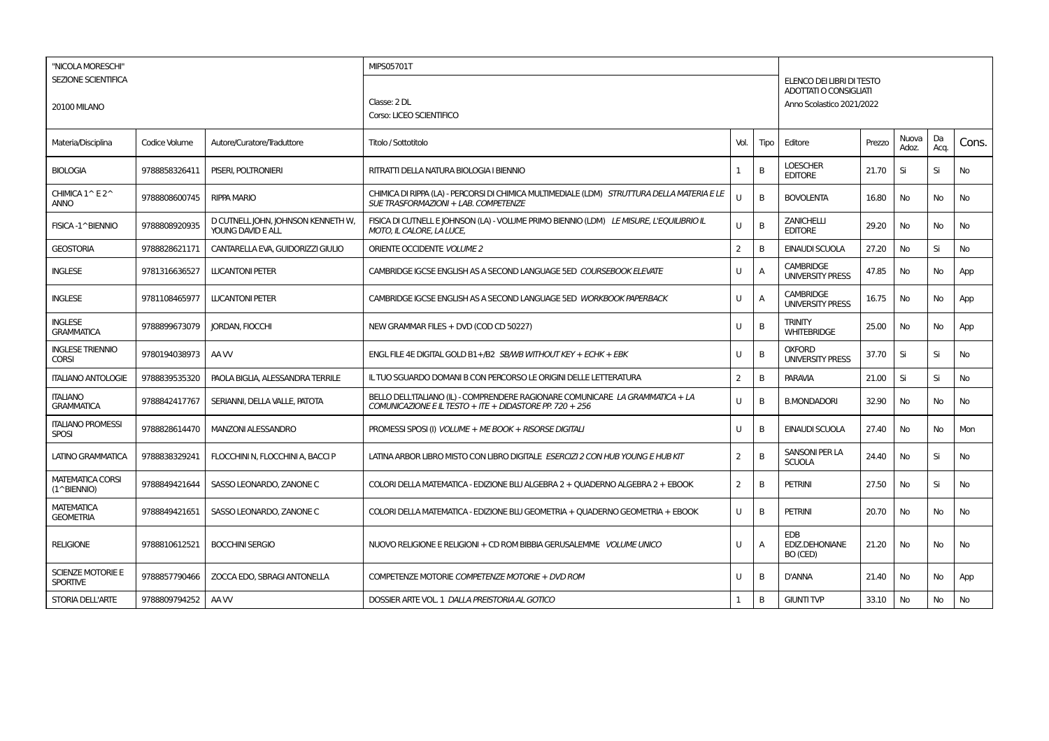| "NICOLA MORESCHI" SEZIONE SCIENTIFICA 20100 MILANO | | | MIPS05701T Classe: 2 DL Corso: LICEO SCIENTIFICO | | | ELENCO DEI LIBRI DI TESTO ADOTTATI O CONSIGLIATI Anno Scolastico 2021/2022 | | | | |
|---|---|---|---|---|---|---|---|---|---|---|
| Materia/Disciplina | Codice Volume | Autore/Curatore/Traduttore | Titolo / Sottotitolo | Vol. | Tipo | Editore | Prezzo | Nuova Adoz. | Da Acq. | Cons. |
| BIOLOGIA | 9788858326411 | PISERI, POLTRONIERI | RITRATTI DELLA NATURA BIOLOGIA I BIENNIO | 1 | B | LOESCHER EDITORE | 21.70 | Si | Si | No |
| CHIMICA 1^ E 2^ ANNO | 9788808600745 | RIPPA MARIO | CHIMICA DI RIPPA (LA) - PERCORSI DI CHIMICA MULTIMEDIALE (LDM) *STRUTTURA DELLA MATERIA E LE SUE TRASFORMAZIONI + LAB. COMPETENZE* | U | B | BOVOLENTA | 16.80 | No | No | No |
| FISICA -1^BIENNIO | 9788808920935 | D CUTNELL JOHN, JOHNSON KENNETH W, YOUNG DAVID E ALL | FISICA DI CUTNELL E JOHNSON (LA) - VOLUME PRIMO BIENNIO (LDM) *LE MISURE, L'EQUILIBRIO IL MOTO, IL CALORE, LA LUCE,* | U | B | ZANICHELLI EDITORE | 29.20 | No | No | No |
| GEOSTORIA | 9788828621171 | CANTARELLA EVA, GUIDORIZZI GIULIO | ORIENTE OCCIDENTE *VOLUME 2* | 2 | B | EINAUDI SCUOLA | 27.20 | No | Si | No |
| INGLESE | 9781316636527 | LUCANTONI PETER | CAMBRIDGE IGCSE ENGLISH AS A SECOND LANGUAGE 5ED *COURSEBOOK ELEVATE* | U | A | CAMBRIDGE UNIVERSITY PRESS | 47.85 | No | No | App |
| INGLESE | 9781108465977 | LUCANTONI PETER | CAMBRIDGE IGCSE ENGLISH AS A SECOND LANGUAGE 5ED *WORKBOOK PAPERBACK* | U | A | CAMBRIDGE UNIVERSITY PRESS | 16.75 | No | No | App |
| INGLESE GRAMMATICA | 9788899673079 | JORDAN, FIOCCHI | NEW GRAMMAR FILES + DVD (COD CD 50227) | U | B | TRINITY WHITEBRIDGE | 25.00 | No | No | App |
| INGLESE TRIENNIO CORSI | 9780194038973 | AA VV | ENGL FILE 4E DIGITAL GOLD B1+/B2 *SB/WB WITHOUT KEY + ECHK + EBK* | U | B | OXFORD UNIVERSITY PRESS | 37.70 | Si | Si | No |
| ITALIANO ANTOLOGIE | 9788839535320 | PAOLA BIGLIA, ALESSANDRA TERRILE | IL TUO SGUARDO DOMANI B CON PERCORSO LE ORIGINI DELLE LETTERATURA | 2 | B | PARAVIA | 21.00 | Si | Si | No |
| ITALIANO GRAMMATICA | 9788842417767 | SERIANNI, DELLA VALLE, PATOTA | BELLO DELL'ITALIANO (IL) - COMPRENDERE RAGIONARE COMUNICARE *LA GRAMMATICA + LA COMUNICAZIONE E IL TESTO + ITE + DIDASTORE PP. 720 + 256* | U | B | B.MONDADORI | 32.90 | No | No | No |
| ITALIANO PROMESSI SPOSI | 9788828614470 | MANZONI ALESSANDRO | PROMESSI SPOSI (I) *VOLUME + ME BOOK + RISORSE DIGITALI* | U | B | EINAUDI SCUOLA | 27.40 | No | No | Mon |
| LATINO GRAMMATICA | 9788838329241 | FLOCCHINI N, FLOCCHINI A, BACCI P | LATINA ARBOR LIBRO MISTO CON LIBRO DIGITALE *ESERCIZI 2 CON HUB YOUNG E HUB KIT* | 2 | B | SANSONI PER LA SCUOLA | 24.40 | No | Si | No |
| MATEMATICA CORSI (1^BIENNIO) | 9788849421644 | SASSO LEONARDO, ZANONE C | COLORI DELLA MATEMATICA - EDIZIONE BLU ALGEBRA 2 + QUADERNO ALGEBRA 2 + EBOOK | 2 | B | PETRINI | 27.50 | No | Si | No |
| MATEMATICA GEOMETRIA | 9788849421651 | SASSO LEONARDO, ZANONE C | COLORI DELLA MATEMATICA - EDIZIONE BLU GEOMETRIA + QUADERNO GEOMETRIA + EBOOK | U | B | PETRINI | 20.70 | No | No | No |
| RELIGIONE | 9788810612521 | BOCCHINI SERGIO | NUOVO RELIGIONE E RELIGIONI + CD ROM BIBBIA GERUSALEMME *VOLUME UNICO* | U | A | EDB EDIZ.DEHONIANE BO (CED) | 21.20 | No | No | No |
| SCIENZE MOTORIE E SPORTIVE | 9788857790466 | ZOCCA EDO, SBRAGI ANTONELLA | COMPETENZE MOTORIE *COMPETENZE MOTORIE + DVD ROM* | U | B | D'ANNA | 21.40 | No | No | App |
| STORIA DELL'ARTE | 9788809794252 | AA VV | DOSSIER ARTE VOL. 1 *DALLA PREISTORIA AL GOTICO* | 1 | B | GIUNTI TVP | 33.10 | No | No | No |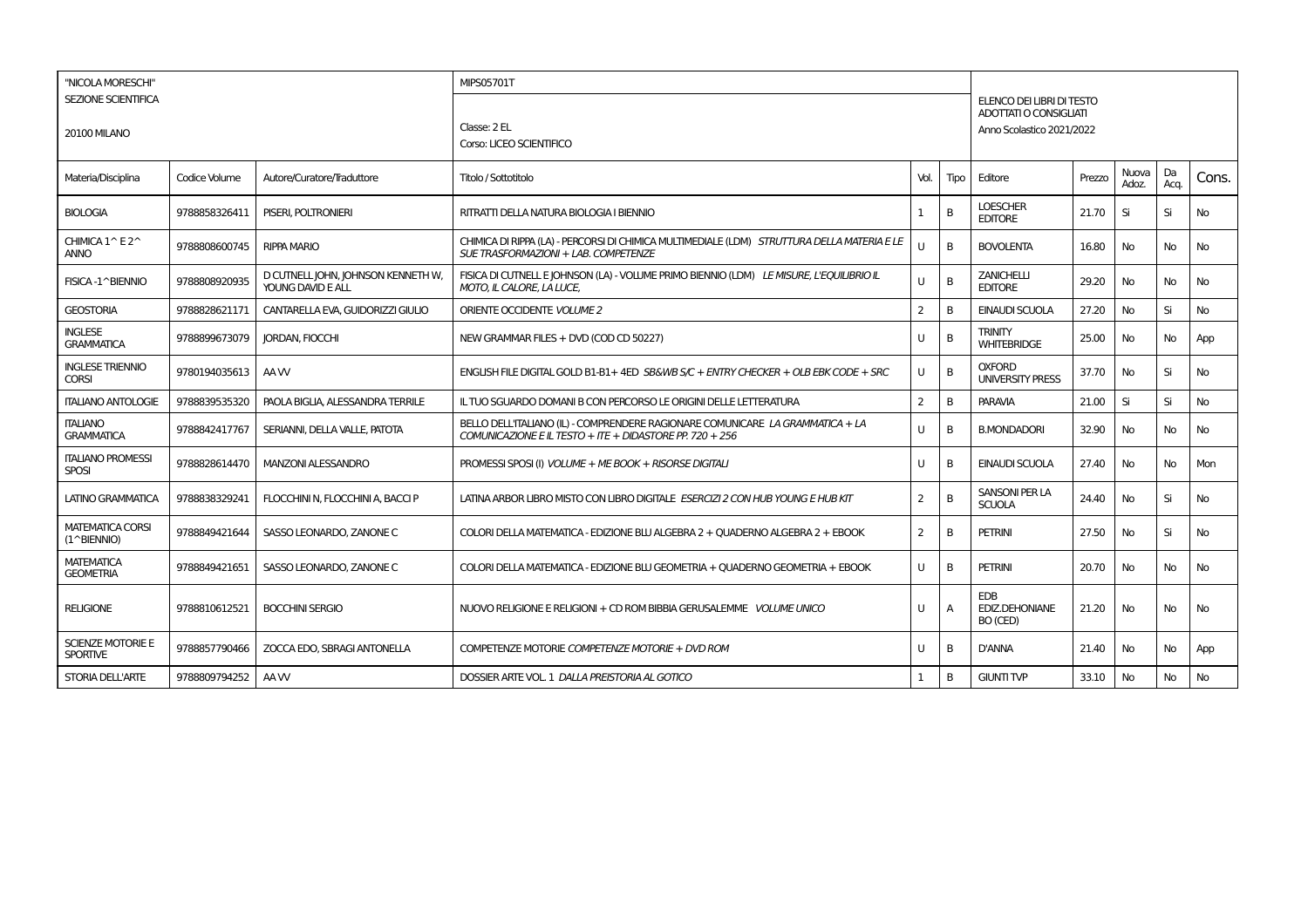| "NICOLA MORESCHI" SEZIONE SCIENTIFICA 20100 MILANO | | | MIPS05701T Classe: 2 EL Corso: LICEO SCIENTIFICO | | | ELENCO DEI LIBRI DI TESTO ADOTTATI O CONSIGLIATI Anno Scolastico 2021/2022 | | | | |
|---|---|---|---|---|---|---|---|---|---|---|
| Materia/Disciplina | Codice Volume | Autore/Curatore/Traduttore | Titolo / Sottotitolo | Vol. | Tipo | Editore | Prezzo | Nuova Adoz. | Da Acq. | Cons. |
| BIOLOGIA | 9788858326411 | PISERI, POLTRONIERI | RITRATTI DELLA NATURA BIOLOGIA I BIENNIO | 1 | B | LOESCHER EDITORE | 21.70 | Si | Si | No |
| CHIMICA 1^ E 2^ ANNO | 9788808600745 | RIPPA MARIO | CHIMICA DI RIPPA (LA) - PERCORSI DI CHIMICA MULTIMEDIALE (LDM) *STRUTTURA DELLA MATERIA E LE SUE TRASFORMAZIONI + LAB. COMPETENZE* | U | B | BOVOLENTA | 16.80 | No | No | No |
| FISICA -1^BIENNIO | 9788808920935 | D CUTNELL JOHN, JOHNSON KENNETH W, YOUNG DAVID E ALL | FISICA DI CUTNELL E JOHNSON (LA) - VOLUME PRIMO BIENNIO (LDM) *LE MISURE, L'EQUILIBRIO IL MOTO, IL CALORE, LA LUCE,* | U | B | ZANICHELLI EDITORE | 29.20 | No | No | No |
| GEOSTORIA | 9788828621171 | CANTARELLA EVA, GUIDORIZZI GIULIO | ORIENTE OCCIDENTE *VOLUME 2* | 2 | B | EINAUDI SCUOLA | 27.20 | No | Si | No |
| INGLESE GRAMMATICA | 9788899673079 | JORDAN, FIOCCHI | NEW GRAMMAR FILES + DVD (COD CD 50227) | U | B | TRINITY WHITEBRIDGE | 25.00 | No | No | App |
| INGLESE TRIENNIO CORSI | 9780194035613 | AA VV | ENGLISH FILE DIGITAL GOLD B1-B1+ 4ED *SB&WB S/C + ENTRY CHECKER + OLB EBK CODE + SRC* | U | B | OXFORD UNIVERSITY PRESS | 37.70 | No | Si | No |
| ITALIANO ANTOLOGIE | 9788839535320 | PAOLA BIGLIA, ALESSANDRA TERRILE | IL TUO SGUARDO DOMANI B CON PERCORSO LE ORIGINI DELLE LETTERATURA | 2 | B | PARAVIA | 21.00 | Si | Si | No |
| ITALIANO GRAMMATICA | 9788842417767 | SERIANNI, DELLA VALLE, PATOTA | BELLO DELL'ITALIANO (IL) - COMPRENDERE RAGIONARE COMUNICARE *LA GRAMMATICA + LA COMUNICAZIONE E IL TESTO + ITE + DIDASTORE PP. 720 + 256* | U | B | B.MONDADORI | 32.90 | No | No | No |
| ITALIANO PROMESSI SPOSI | 9788828614470 | MANZONI ALESSANDRO | PROMESSI SPOSI (I) *VOLUME + ME BOOK + RISORSE DIGITALI* | U | B | EINAUDI SCUOLA | 27.40 | No | No | Mon |
| LATINO GRAMMATICA | 9788838329241 | FLOCCHINI N, FLOCCHINI A, BACCI P | LATINA ARBOR LIBRO MISTO CON LIBRO DIGITALE *ESERCIZI 2 CON HUB YOUNG E HUB KIT* | 2 | B | SANSONI PER LA SCUOLA | 24.40 | No | Si | No |
| MATEMATICA CORSI (1^BIENNIO) | 9788849421644 | SASSO LEONARDO, ZANONE C | COLORI DELLA MATEMATICA - EDIZIONE BLU ALGEBRA 2 + QUADERNO ALGEBRA 2 + EBOOK | 2 | B | PETRINI | 27.50 | No | Si | No |
| MATEMATICA GEOMETRIA | 9788849421651 | SASSO LEONARDO, ZANONE C | COLORI DELLA MATEMATICA - EDIZIONE BLU GEOMETRIA + QUADERNO GEOMETRIA + EBOOK | U | B | PETRINI | 20.70 | No | No | No |
| RELIGIONE | 9788810612521 | BOCCHINI SERGIO | NUOVO RELIGIONE E RELIGIONI + CD ROM BIBBIA GERUSALEMME *VOLUME UNICO* | U | A | EDB EDIZ.DEHONIANE BO (CED) | 21.20 | No | No | No |
| SCIENZE MOTORIE E SPORTIVE | 9788857790466 | ZOCCA EDO, SBRAGI ANTONELLA | COMPETENZE MOTORIE *COMPETENZE MOTORIE + DVD ROM* | U | B | D'ANNA | 21.40 | No | No | App |
| STORIA DELL'ARTE | 9788809794252 | AA VV | DOSSIER ARTE VOL. 1 *DALLA PREISTORIA AL GOTICO* | 1 | B | GIUNTI TVP | 33.10 | No | No | No |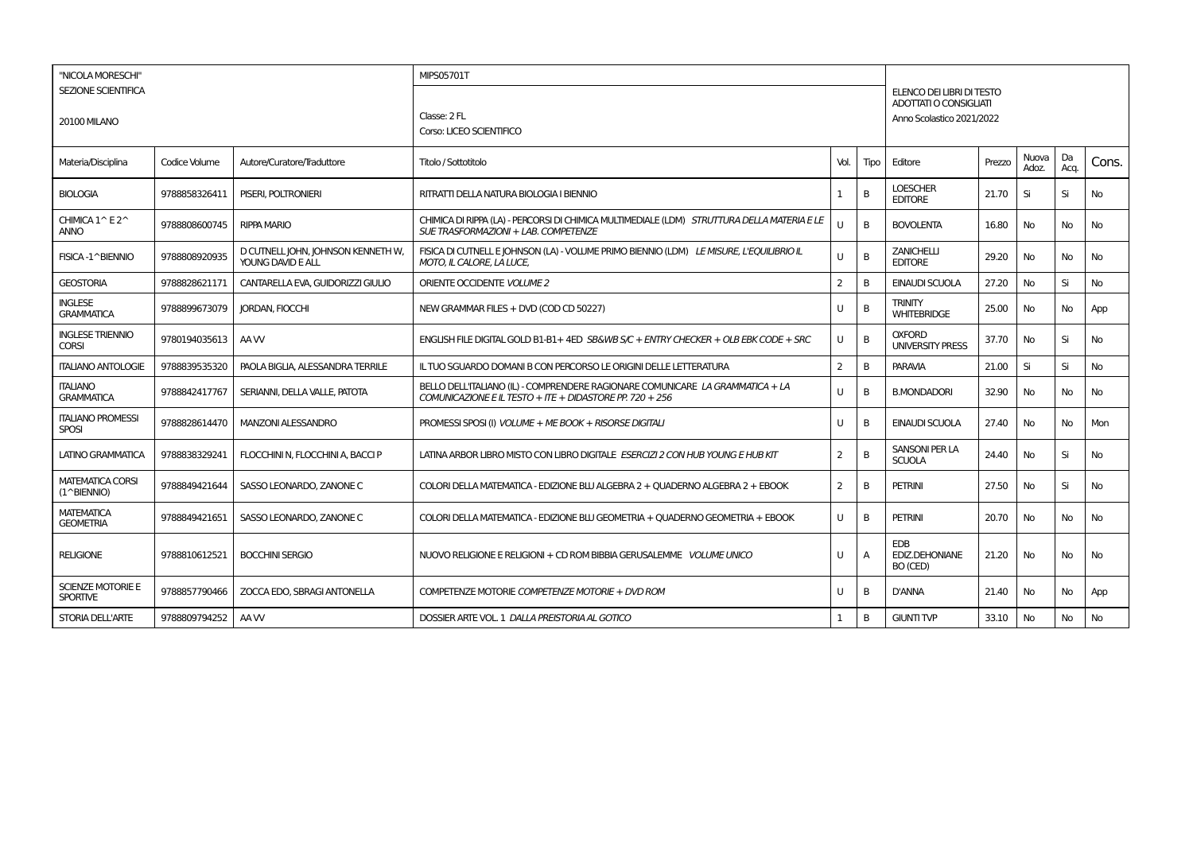| "NICOLA MORESCHI"<br>SEZIONE SCIENTIFICA<br><br>20100 MILANO | | | MIPS05701T<br><br>Classe: 2 FL<br>Corso: LICEO SCIENTIFICO | | | ELENCO DEI LIBRI DI TESTO ADOTTATI O CONSIGLIATI<br>Anno Scolastico 2021/2022 | | | | |
|---|---|---|---|---|---|---|---|---|---|---|
| Materia/Disciplina | Codice Volume | Autore/Curatore/Traduttore | Titolo / Sottotitolo | Vol. | Tipo | Editore | Prezzo | Nuova Adoz. | Da Acq. | Cons. |
| BIOLOGIA | 9788858326411 | PISERI, POLTRONIERI | RITRATTI DELLA NATURA BIOLOGIA I BIENNIO | 1 | B | LOESCHER EDITORE | 21.70 | Si | Si | No |
| CHIMICA 1^ E 2^ ANNO | 9788808600745 | RIPPA MARIO | CHIMICA DI RIPPA (LA) - PERCORSI DI CHIMICA MULTIMEDIALE (LDM) *STRUTTURA DELLA MATERIA E LE SUE TRASFORMAZIONI + LAB. COMPETENZE* | U | B | BOVOLENTA | 16.80 | No | No | No |
| FISICA -1^BIENNIO | 9788808920935 | D CUTNELL JOHN, JOHNSON KENNETH W, YOUNG DAVID E ALL | FISICA DI CUTNELL E JOHNSON (LA) - VOLUME PRIMO BIENNIO (LDM) *LE MISURE, L'EQUILIBRIO IL MOTO, IL CALORE, LA LUCE,* | U | B | ZANICHELLI EDITORE | 29.20 | No | No | No |
| GEOSTORIA | 9788828621171 | CANTARELLA EVA, GUIDORIZZI GIULIO | ORIENTE OCCIDENTE *VOLUME 2* | 2 | B | EINAUDI SCUOLA | 27.20 | No | Si | No |
| INGLESE GRAMMATICA | 9788899673079 | JORDAN, FIOCCHI | NEW GRAMMAR FILES + DVD (COD CD 50227) | U | B | TRINITY WHITEBRIDGE | 25.00 | No | No | App |
| INGLESE TRIENNIO CORSI | 9780194035613 | AA VV | ENGLISH FILE DIGITAL GOLD B1-B1+ 4ED *SB&WB S/C + ENTRY CHECKER + OLB EBK CODE + SRC* | U | B | OXFORD UNIVERSITY PRESS | 37.70 | No | Si | No |
| ITALIANO ANTOLOGIE | 9788839535320 | PAOLA BIGLIA, ALESSANDRA TERRILE | IL TUO SGUARDO DOMANI B CON PERCORSO LE ORIGINI DELLE LETTERATURA | 2 | B | PARAVIA | 21.00 | Si | Si | No |
| ITALIANO GRAMMATICA | 9788842417767 | SERIANNI, DELLA VALLE, PATOTA | BELLO DELL'ITALIANO (IL) - COMPRENDERE RAGIONARE COMUNICARE *LA GRAMMATICA + LA COMUNICAZIONE E IL TESTO + ITE + DIDASTORE PP. 720 + 256* | U | B | B.MONDADORI | 32.90 | No | No | No |
| ITALIANO PROMESSI SPOSI | 9788828614470 | MANZONI ALESSANDRO | PROMESSI SPOSI (I) *VOLUME + ME BOOK + RISORSE DIGITALI* | U | B | EINAUDI SCUOLA | 27.40 | No | No | Mon |
| LATINO GRAMMATICA | 9788838329241 | FLOCCHINI N, FLOCCHINI A, BACCI P | LATINA ARBOR LIBRO MISTO CON LIBRO DIGITALE *ESERCIZI 2 CON HUB YOUNG E HUB KIT* | 2 | B | SANSONI PER LA SCUOLA | 24.40 | No | Si | No |
| MATEMATICA CORSI (1^BIENNIO) | 9788849421644 | SASSO LEONARDO, ZANONE C | COLORI DELLA MATEMATICA - EDIZIONE BLU ALGEBRA 2 + QUADERNO ALGEBRA 2 + EBOOK | 2 | B | PETRINI | 27.50 | No | Si | No |
| MATEMATICA GEOMETRIA | 9788849421651 | SASSO LEONARDO, ZANONE C | COLORI DELLA MATEMATICA - EDIZIONE BLU GEOMETRIA + QUADERNO GEOMETRIA + EBOOK | U | B | PETRINI | 20.70 | No | No | No |
| RELIGIONE | 9788810612521 | BOCCHINI SERGIO | NUOVO RELIGIONE E RELIGIONI + CD ROM BIBBIA GERUSALEMME *VOLUME UNICO* | U | A | EDB EDIZ.DEHONIANE BO (CED) | 21.20 | No | No | No |
| SCIENZE MOTORIE E SPORTIVE | 9788857790466 | ZOCCA EDO, SBRAGI ANTONELLA | COMPETENZE MOTORIE *COMPETENZE MOTORIE + DVD ROM* | U | B | D'ANNA | 21.40 | No | No | App |
| STORIA DELL'ARTE | 9788809794252 | AA VV | DOSSIER ARTE VOL. 1 *DALLA PREISTORIA AL GOTICO* | 1 | B | GIUNTI TVP | 33.10 | No | No | No |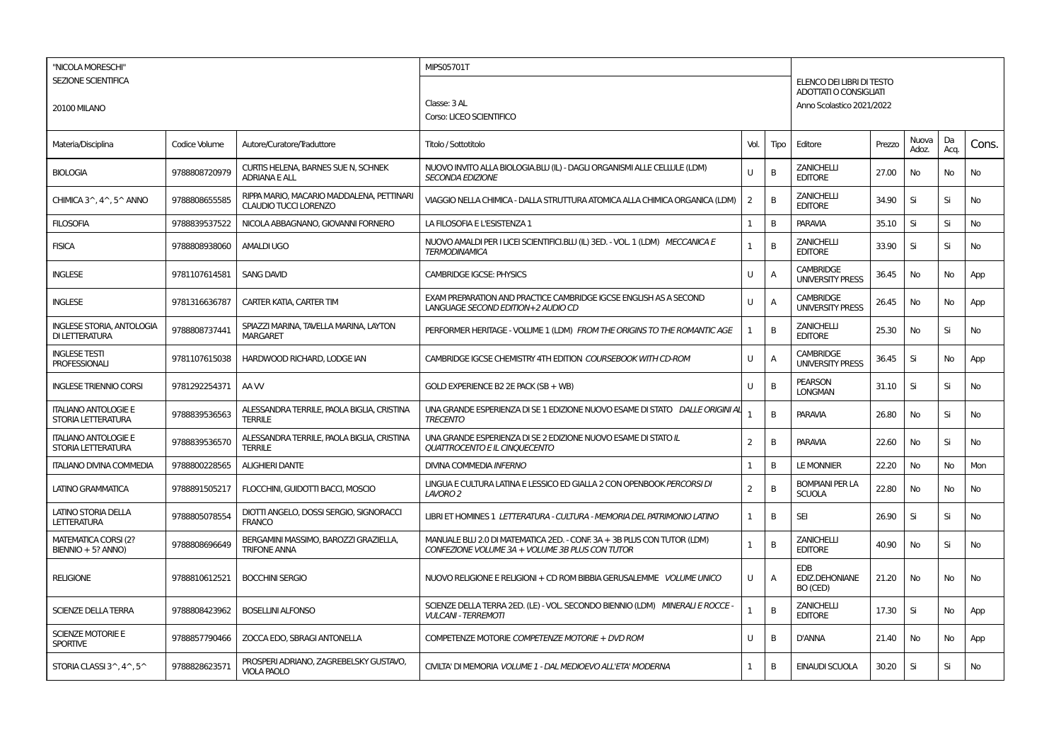| "NICOLA MORESCHI" SEZIONE SCIENTIFICA 20100 MILANO | | | MIPS05701T Classe: 3 AL Corso: LICEO SCIENTIFICO | | | ELENCO DEI LIBRI DI TESTO ADOTTATI O CONSIGLIATI Anno Scolastico 2021/2022 | | | | |
|---|---|---|---|---|---|---|---|---|---|---|
| Materia/Disciplina | Codice Volume | Autore/Curatore/Traduttore | Titolo / Sottotitolo | Vol. | Tipo | Editore | Prezzo | Nuova Adoz. | Da Acq. | Cons. |
| BIOLOGIA | 9788808720979 | CURTIS HELENA, BARNES SUE N, SCHNEK ADRIANA E ALL | NUOVO INVITO ALLA BIOLOGIA.BLU (IL) - DAGLI ORGANISMI ALLE CELLULE (LDM) *SECONDA EDIZIONE* | U | B | ZANICHELLI EDITORE | 27.00 | No | No | No |
| CHIMICA 3^, 4^, 5^ ANNO | 9788808655585 | RIPPA MARIO, MACARIO MADDALENA, PETTINARI CLAUDIO TUCCI LORENZO | VIAGGIO NELLA CHIMICA - DALLA STRUTTURA ATOMICA ALLA CHIMICA ORGANICA (LDM) | 2 | B | ZANICHELLI EDITORE | 34.90 | Si | Si | No |
| FILOSOFIA | 9788839537522 | NICOLA ABBAGNANO, GIOVANNI FORNERO | LA FILOSOFIA E L'ESISTENZA 1 | 1 | B | PARAVIA | 35.10 | Si | Si | No |
| FISICA | 9788808938060 | AMALDI UGO | NUOVO AMALDI PER I LICEI SCIENTIFICI.BLU (IL) 3ED. - VOL. 1 (LDM) *MECCANICA E TERMODINAMICA* | 1 | B | ZANICHELLI EDITORE | 33.90 | Si | Si | No |
| INGLESE | 9781107614581 | SANG DAVID | CAMBRIDGE IGCSE: PHYSICS | U | A | CAMBRIDGE UNIVERSITY PRESS | 36.45 | No | No | App |
| INGLESE | 9781316636787 | CARTER KATIA, CARTER TIM | EXAM PREPARATION AND PRACTICE CAMBRIDGE IGCSE ENGLISH AS A SECOND LANGUAGE *SECOND EDITION+2 AUDIO CD* | U | A | CAMBRIDGE UNIVERSITY PRESS | 26.45 | No | No | App |
| INGLESE STORIA, ANTOLOGIA DI LETTERATURA | 9788808737441 | SPIAZZI MARINA, TAVELLA MARINA, LAYTON MARGARET | PERFORMER HERITAGE - VOLUME 1 (LDM) *FROM THE ORIGINS TO THE ROMANTIC AGE* | 1 | B | ZANICHELLI EDITORE | 25.30 | No | Si | No |
| INGLESE TESTI PROFESSIONALI | 9781107615038 | HARDWOOD RICHARD, LODGE IAN | CAMBRIDGE IGCSE CHEMISTRY 4TH EDITION *COURSEBOOK WITH CD-ROM* | U | A | CAMBRIDGE UNIVERSITY PRESS | 36.45 | Si | No | App |
| INGLESE TRIENNIO CORSI | 9781292254371 | AA VV | GOLD EXPERIENCE B2 2E PACK (SB + WB) | U | B | PEARSON LONGMAN | 31.10 | Si | Si | No |
| ITALIANO ANTOLOGIE E STORIA LETTERATURA | 9788839536563 | ALESSANDRA TERRILE, PAOLA BIGLIA, CRISTINA TERRILE | UNA GRANDE ESPERIENZA DI SE 1 EDIZIONE NUOVO ESAME DI STATO *DALLE ORIGINI AL TRECENTO* | 1 | B | PARAVIA | 26.80 | No | Si | No |
| ITALIANO ANTOLOGIE E STORIA LETTERATURA | 9788839536570 | ALESSANDRA TERRILE, PAOLA BIGLIA, CRISTINA TERRILE | UNA GRANDE ESPERIENZA DI SE 2 EDIZIONE NUOVO ESAME DI STATO *IL QUATTROCENTO E IL CINQUECENTO* | 2 | B | PARAVIA | 22.60 | No | Si | No |
| ITALIANO DIVINA COMMEDIA | 9788800228565 | ALIGHIERI DANTE | DIVINA COMMEDIA *INFERNO* | 1 | B | LE MONNIER | 22.20 | No | No | Mon |
| LATINO GRAMMATICA | 9788891505217 | FLOCCHINI, GUIDOTTI BACCI, MOSCIO | LINGUA E CULTURA LATINA E LESSICO ED GIALLA 2 CON OPENBOOK *PERCORSI DI LAVORO 2* | 2 | B | BOMPIANI PER LA SCUOLA | 22.80 | No | No | No |
| LATINO STORIA DELLA LETTERATURA | 9788805078554 | DIOTTI ANGELO, DOSSI SERGIO, SIGNORACCI FRANCO | LIBRI ET HOMINES 1 *LETTERATURA - CULTURA - MEMORIA DEL PATRIMONIO LATINO* | 1 | B | SEI | 26.90 | Si | Si | No |
| MATEMATICA CORSI (2? BIENNIO + 5? ANNO) | 9788808696649 | BERGAMINI MASSIMO, BAROZZI GRAZIELLA, TRIFONE ANNA | MANUALE BLU 2.0 DI MATEMATICA 2ED. - CONF. 3A + 3B PLUS CON TUTOR (LDM) *CONFEZIONE VOLUME 3A + VOLUME 3B PLUS CON TUTOR* | 1 | B | ZANICHELLI EDITORE | 40.90 | No | Si | No |
| RELIGIONE | 9788810612521 | BOCCHINI SERGIO | NUOVO RELIGIONE E RELIGIONI + CD ROM BIBBIA GERUSALEMME *VOLUME UNICO* | U | A | EDB EDIZ.DEHONIANE BO (CED) | 21.20 | No | No | No |
| SCIENZE DELLA TERRA | 9788808423962 | BOSELLINI ALFONSO | SCIENZE DELLA TERRA 2ED. (LE) - VOL. SECONDO BIENNIO (LDM) *MINERALI E ROCCE - VULCANI - TERREMOTI* | 1 | B | ZANICHELLI EDITORE | 17.30 | Si | No | App |
| SCIENZE MOTORIE E SPORTIVE | 9788857790466 | ZOCCA EDO, SBRAGI ANTONELLA | COMPETENZE MOTORIE *COMPETENZE MOTORIE + DVD ROM* | U | B | D'ANNA | 21.40 | No | No | App |
| STORIA CLASSI 3^, 4^, 5^ | 9788828623571 | PROSPERI ADRIANO, ZAGREBELSKY GUSTAVO, VIOLA PAOLO | CIVILTA' DI MEMORIA *VOLUME 1 - DAL MEDIOEVO ALL'ETA' MODERNA* | 1 | B | EINAUDI SCUOLA | 30.20 | Si | Si | No |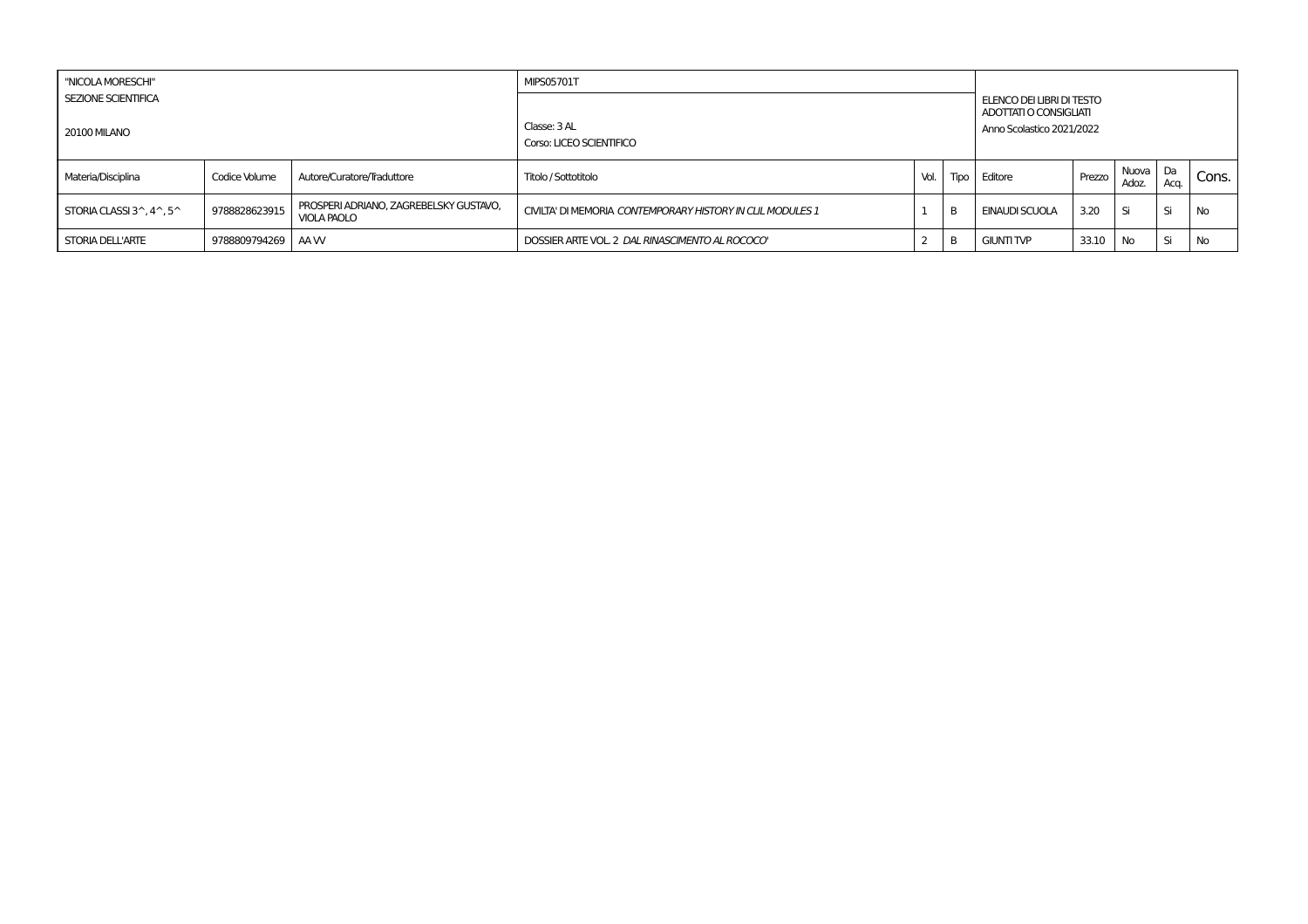| "NICOLA MORESCHI" SEZIONE SCIENTIFICA 20100 MILANO | | | MIPS05701T Classe: 3 AL Corso: LICEO SCIENTIFICO | | | ELENCO DEI LIBRI DI TESTO ADOTTATI O CONSIGLIATI Anno Scolastico 2021/2022 | | | | |
|---|---|---|---|---|---|---|---|---|---|---|
| Materia/Disciplina | Codice Volume | Autore/Curatore/Traduttore | Titolo / Sottotitolo | Vol. | Tipo | Editore | Prezzo | Nuova Adoz. | Da Acq. | Cons. |
| STORIA CLASSI 3^, 4^, 5^ | 9788828623915 | PROSPERI ADRIANO, ZAGREBELSKY GUSTAVO, VIOLA PAOLO | CIVILTA' DI MEMORIA *CONTEMPORARY HISTORY IN CLIL MODULES 1* | 1 | B | EINAUDI SCUOLA | 3.20 | Si | Si | No |
| STORIA DELL'ARTE | 9788809794269 | AA VV | DOSSIER ARTE VOL. 2 *DAL RINASCIMENTO AL ROCOCO'* | 2 | B | GIUNTI TVP | 33.10 | No | Si | No |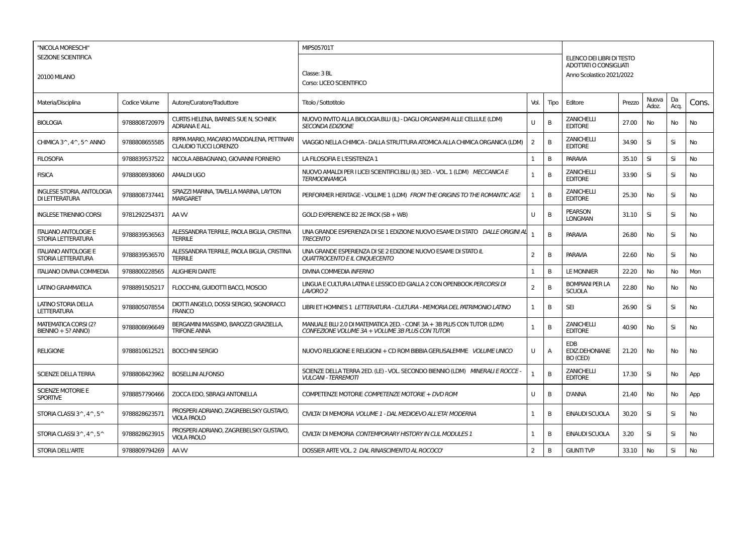| "NICOLA MORESCHI" SEZIONE SCIENTIFICA 20100 MILANO | | | MIPS05701T Classe: 3 BL Corso: LICEO SCIENTIFICO | | | ELENCO DEI LIBRI DI TESTO ADOTTATI O CONSIGLIATI Anno Scolastico 2021/2022 | | | | |
|---|---|---|---|---|---|---|---|---|---|---|
| Materia/Disciplina | Codice Volume | Autore/Curatore/Traduttore | Titolo / Sottotitolo | Vol. | Tipo | Editore | Prezzo | Nuova Adoz. | Da Acq. | Cons. |
| BIOLOGIA | 9788808720979 | CURTIS HELENA, BARNES SUE N, SCHNEK ADRIANA E ALL | NUOVO INVITO ALLA BIOLOGIA.BLU (IL) - DAGLI ORGANISMI ALLE CELLULE (LDM) *SECONDA EDIZIONE* | U | B | ZANICHELLI EDITORE | 27.00 | No | No | No |
| CHIMICA 3^, 4^, 5^ ANNO | 9788808655585 | RIPPA MARIO, MACARIO MADDALENA, PETTINARI CLAUDIO TUCCI LORENZO | VIAGGIO NELLA CHIMICA - DALLA STRUTTURA ATOMICA ALLA CHIMICA ORGANICA (LDM) | 2 | B | ZANICHELLI EDITORE | 34.90 | Si | Si | No |
| FILOSOFIA | 9788839537522 | NICOLA ABBAGNANO, GIOVANNI FORNERO | LA FILOSOFIA E L'ESISTENZA 1 | 1 | B | PARAVIA | 35.10 | Si | Si | No |
| FISICA | 9788808938060 | AMALDI UGO | NUOVO AMALDI PER I LICEI SCIENTIFICI.BLU (IL) 3ED. - VOL. 1 (LDM) *MECCANICA E TERMODINAMICA* | 1 | B | ZANICHELLI EDITORE | 33.90 | Si | Si | No |
| INGLESE STORIA, ANTOLOGIA DI LETTERATURA | 9788808737441 | SPIAZZI MARINA, TAVELLA MARINA, LAYTON MARGARET | PERFORMER HERITAGE - VOLUME 1 (LDM) *FROM THE ORIGINS TO THE ROMANTIC AGE* | 1 | B | ZANICHELLI EDITORE | 25.30 | No | Si | No |
| INGLESE TRIENNIO CORSI | 9781292254371 | AA VV | GOLD EXPERIENCE B2 2E PACK (SB + WB) | U | B | PEARSON LONGMAN | 31.10 | Si | Si | No |
| ITALIANO ANTOLOGIE E STORIA LETTERATURA | 9788839536563 | ALESSANDRA TERRILE, PAOLA BIGLIA, CRISTINA TERRILE | UNA GRANDE ESPERIENZA DI SE 1 EDIZIONE NUOVO ESAME DI STATO *DALLE ORIGINI AL TRECENTO* | 1 | B | PARAVIA | 26.80 | No | Si | No |
| ITALIANO ANTOLOGIE E STORIA LETTERATURA | 9788839536570 | ALESSANDRA TERRILE, PAOLA BIGLIA, CRISTINA TERRILE | UNA GRANDE ESPERIENZA DI SE 2 EDIZIONE NUOVO ESAME DI STATO *IL QUATTROCENTO E IL CINQUECENTO* | 2 | B | PARAVIA | 22.60 | No | Si | No |
| ITALIANO DIVINA COMMEDIA | 9788800228565 | ALIGHIERI DANTE | DIVINA COMMEDIA *INFERNO* | 1 | B | LE MONNIER | 22.20 | No | No | Mon |
| LATINO GRAMMATICA | 9788891505217 | FLOCCHINI, GUIDOTTI BACCI, MOSCIO | LINGUA E CULTURA LATINA E LESSICO ED GIALLA 2 CON OPENBOOK *PERCORSI DI LAVORO 2* | 2 | B | BOMPIANI PER LA SCUOLA | 22.80 | No | No | No |
| LATINO STORIA DELLA LETTERATURA | 9788805078554 | DIOTTI ANGELO, DOSSI SERGIO, SIGNORACCI FRANCO | LIBRI ET HOMINES 1 *LETTERATURA - CULTURA - MEMORIA DEL PATRIMONIO LATINO* | 1 | B | SEI | 26.90 | Si | Si | No |
| MATEMATICA CORSI (2? BIENNIO + 5? ANNO) | 9788808696649 | BERGAMINI MASSIMO, BAROZZI GRAZIELLA, TRIFONE ANNA | MANUALE BLU 2.0 DI MATEMATICA 2ED. - CONF. 3A + 3B PLUS CON TUTOR (LDM) *CONFEZIONE VOLUME 3A + VOLUME 3B PLUS CON TUTOR* | 1 | B | ZANICHELLI EDITORE | 40.90 | No | Si | No |
| RELIGIONE | 9788810612521 | BOCCHINI SERGIO | NUOVO RELIGIONE E RELIGIONI + CD ROM BIBBIA GERUSALEMME *VOLUME UNICO* | U | A | EDB EDIZ.DEHONIANE BO (CED) | 21.20 | No | No | No |
| SCIENZE DELLA TERRA | 9788808423962 | BOSELLINI ALFONSO | SCIENZE DELLA TERRA 2ED. (LE) - VOL. SECONDO BIENNIO (LDM) *MINERALI E ROCCE - VULCANI - TERREMOTI* | 1 | B | ZANICHELLI EDITORE | 17.30 | Si | No | App |
| SCIENZE MOTORIE E SPORTIVE | 9788857790466 | ZOCCA EDO, SBRAGI ANTONELLA | COMPETENZE MOTORIE *COMPETENZE MOTORIE + DVD ROM* | U | B | D'ANNA | 21.40 | No | No | App |
| STORIA CLASSI 3^, 4^, 5^ | 9788828623571 | PROSPERI ADRIANO, ZAGREBELSKY GUSTAVO, VIOLA PAOLO | CIVILTA' DI MEMORIA *VOLUME 1 - DAL MEDIOEVO ALL'ETA' MODERNA* | 1 | B | EINAUDI SCUOLA | 30.20 | Si | Si | No |
| STORIA CLASSI 3^, 4^, 5^ | 9788828623915 | PROSPERI ADRIANO, ZAGREBELSKY GUSTAVO, VIOLA PAOLO | CIVILTA' DI MEMORIA *CONTEMPORARY HISTORY IN CLIL MODULES 1* | 1 | B | EINAUDI SCUOLA | 3.20 | Si | Si | No |
| STORIA DELL'ARTE | 9788809794269 | AA VV | DOSSIER ARTE VOL. 2 *DAL RINASCIMENTO AL ROCOCO'* | 2 | B | GIUNTI TVP | 33.10 | No | Si | No |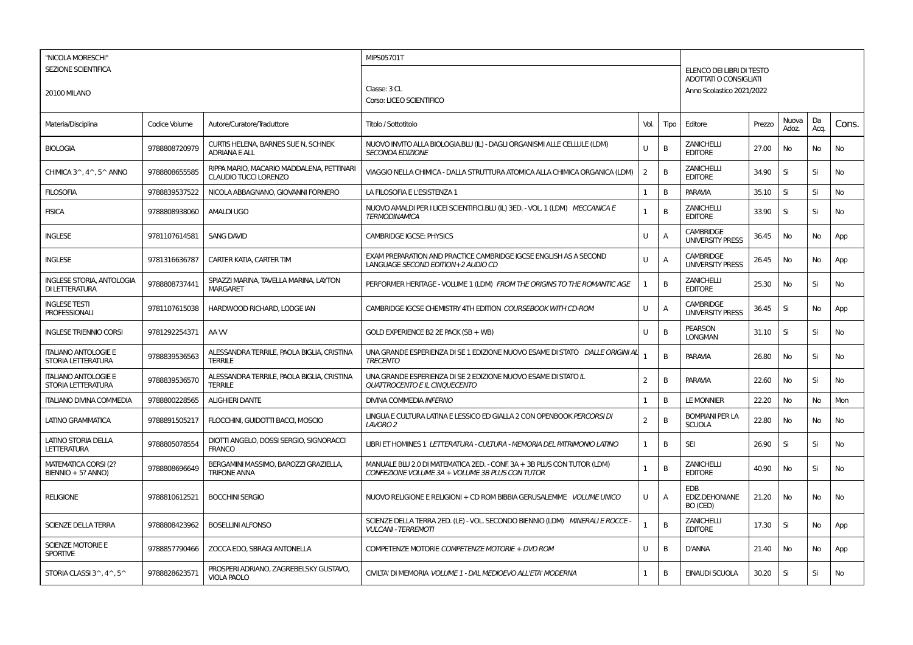| "NICOLA MORESCHI" SEZIONE SCIENTIFICA 20100 MILANO | | | MIPS05701T Classe: 3 CL Corso: LICEO SCIENTIFICO | | | ELENCO DEI LIBRI DI TESTO ADOTTATI O CONSIGLIATI Anno Scolastico 2021/2022 | | | | |
|---|---|---|---|---|---|---|---|---|---|---|
| Materia/Disciplina | Codice Volume | Autore/Curatore/Traduttore | Titolo / Sottotitolo | Vol. | Tipo | Editore | Prezzo | Nuova Adoz. | Da Acq. | Cons. |
| BIOLOGIA | 9788808720979 | CURTIS HELENA, BARNES SUE N, SCHNEK ADRIANA E ALL | NUOVO INVITO ALLA BIOLOGIA.BLU (IL) - DAGLI ORGANISMI ALLE CELLULE (LDM) *SECONDA EDIZIONE* | U | B | ZANICHELLI EDITORE | 27.00 | No | No | No |
| CHIMICA 3^, 4^, 5^ ANNO | 9788808655585 | RIPPA MARIO, MACARIO MADDALENA, PETTINARI CLAUDIO TUCCI LORENZO | VIAGGIO NELLA CHIMICA - DALLA STRUTTURA ATOMICA ALLA CHIMICA ORGANICA (LDM) | 2 | B | ZANICHELLI EDITORE | 34.90 | Si | Si | No |
| FILOSOFIA | 9788839537522 | NICOLA ABBAGNANO, GIOVANNI FORNERO | LA FILOSOFIA E L'ESISTENZA 1 | 1 | B | PARAVIA | 35.10 | Si | Si | No |
| FISICA | 9788808938060 | AMALDI UGO | NUOVO AMALDI PER I LICEI SCIENTIFICI.BLU (IL) 3ED. - VOL. 1 (LDM) *MECCANICA E TERMODINAMICA* | 1 | B | ZANICHELLI EDITORE | 33.90 | Si | Si | No |
| INGLESE | 9781107614581 | SANG DAVID | CAMBRIDGE IGCSE: PHYSICS | U | A | CAMBRIDGE UNIVERSITY PRESS | 36.45 | No | No | App |
| INGLESE | 9781316636787 | CARTER KATIA, CARTER TIM | EXAM PREPARATION AND PRACTICE CAMBRIDGE IGCSE ENGLISH AS A SECOND LANGUAGE *SECOND EDITION+2 AUDIO CD* | U | A | CAMBRIDGE UNIVERSITY PRESS | 26.45 | No | No | App |
| INGLESE STORIA, ANTOLOGIA DI LETTERATURA | 9788808737441 | SPIAZZI MARINA, TAVELLA MARINA, LAYTON MARGARET | PERFORMER HERITAGE - VOLUME 1 (LDM) *FROM THE ORIGINS TO THE ROMANTIC AGE* | 1 | B | ZANICHELLI EDITORE | 25.30 | No | Si | No |
| INGLESE TESTI PROFESSIONALI | 9781107615038 | HARDWOOD RICHARD, LODGE IAN | CAMBRIDGE IGCSE CHEMISTRY 4TH EDITION *COURSEBOOK WITH CD-ROM* | U | A | CAMBRIDGE UNIVERSITY PRESS | 36.45 | Si | No | App |
| INGLESE TRIENNIO CORSI | 9781292254371 | AA VV | GOLD EXPERIENCE B2 2E PACK (SB + WB) | U | B | PEARSON LONGMAN | 31.10 | Si | Si | No |
| ITALIANO ANTOLOGIE E STORIA LETTERATURA | 9788839536563 | ALESSANDRA TERRILE, PAOLA BIGLIA, CRISTINA TERRILE | UNA GRANDE ESPERIENZA DI SE 1 EDIZIONE NUOVO ESAME DI STATO *DALLE ORIGINI AL TRECENTO* | 1 | B | PARAVIA | 26.80 | No | Si | No |
| ITALIANO ANTOLOGIE E STORIA LETTERATURA | 9788839536570 | ALESSANDRA TERRILE, PAOLA BIGLIA, CRISTINA TERRILE | UNA GRANDE ESPERIENZA DI SE 2 EDIZIONE NUOVO ESAME DI STATO *IL QUATTROCENTO E IL CINQUECENTO* | 2 | B | PARAVIA | 22.60 | No | Si | No |
| ITALIANO DIVINA COMMEDIA | 9788800228565 | ALIGHIERI DANTE | DIVINA COMMEDIA *INFERNO* | 1 | B | LE MONNIER | 22.20 | No | No | Mon |
| LATINO GRAMMATICA | 9788891505217 | FLOCCHINI, GUIDOTTI BACCI, MOSCIO | LINGUA E CULTURA LATINA E LESSICO ED GIALLA 2 CON OPENBOOK *PERCORSI DI LAVORO 2* | 2 | B | BOMPIANI PER LA SCUOLA | 22.80 | No | No | No |
| LATINO STORIA DELLA LETTERATURA | 9788805078554 | DIOTTI ANGELO, DOSSI SERGIO, SIGNORACCI FRANCO | LIBRI ET HOMINES 1 *LETTERATURA - CULTURA - MEMORIA DEL PATRIMONIO LATINO* | 1 | B | SEI | 26.90 | Si | Si | No |
| MATEMATICA CORSI (2? BIENNIO + 5? ANNO) | 9788808696649 | BERGAMINI MASSIMO, BAROZZI GRAZIELLA, TRIFONE ANNA | MANUALE BLU 2.0 DI MATEMATICA 2ED. - CONF. 3A + 3B PLUS CON TUTOR (LDM) *CONFEZIONE VOLUME 3A + VOLUME 3B PLUS CON TUTOR* | 1 | B | ZANICHELLI EDITORE | 40.90 | No | Si | No |
| RELIGIONE | 9788810612521 | BOCCHINI SERGIO | NUOVO RELIGIONE E RELIGIONI + CD ROM BIBBIA GERUSALEMME *VOLUME UNICO* | U | A | EDB EDIZ.DEHONIANE BO (CED) | 21.20 | No | No | No |
| SCIENZE DELLA TERRA | 9788808423962 | BOSELLINI ALFONSO | SCIENZE DELLA TERRA 2ED. (LE) - VOL. SECONDO BIENNIO (LDM) *MINERALI E ROCCE - VULCANI - TERREMOTI* | 1 | B | ZANICHELLI EDITORE | 17.30 | Si | No | App |
| SCIENZE MOTORIE E SPORTIVE | 9788857790466 | ZOCCA EDO, SBRAGI ANTONELLA | COMPETENZE MOTORIE *COMPETENZE MOTORIE + DVD ROM* | U | B | D'ANNA | 21.40 | No | No | App |
| STORIA CLASSI 3^, 4^, 5^ | 9788828623571 | PROSPERI ADRIANO, ZAGREBELSKY GUSTAVO, VIOLA PAOLO | CIVILTA' DI MEMORIA *VOLUME 1 - DAL MEDIOEVO ALL'ETA' MODERNA* | 1 | B | EINAUDI SCUOLA | 30.20 | Si | Si | No |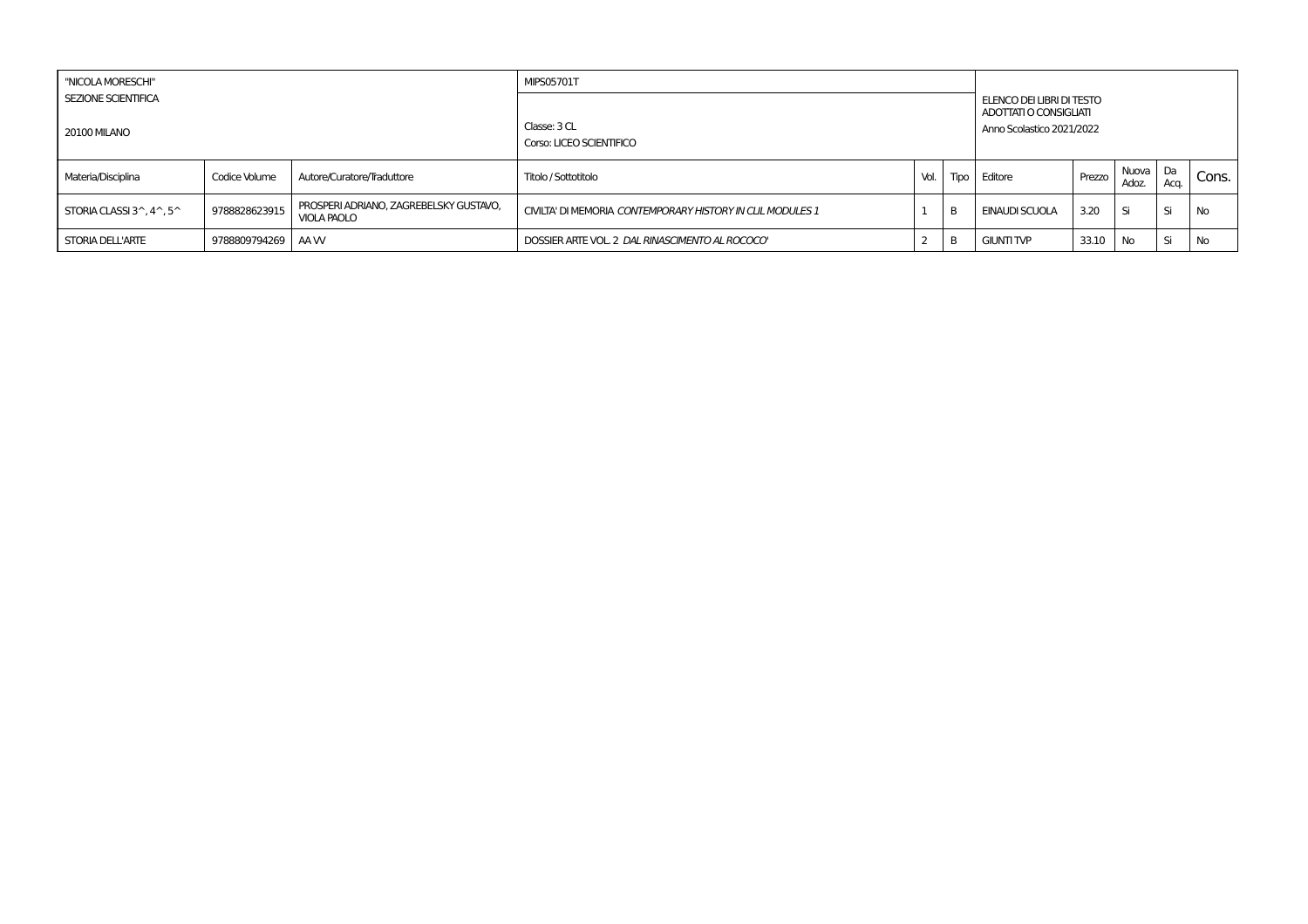| "NICOLA MORESCHI" SEZIONE SCIENTIFICA 20100 MILANO | | | MIPS05701T Classe: 3 CL Corso: LICEO SCIENTIFICO | | | ELENCO DEI LIBRI DI TESTO ADOTTATI O CONSIGLIATI Anno Scolastico 2021/2022 | | | | |
|---|---|---|---|---|---|---|---|---|---|---|
| Materia/Disciplina | Codice Volume | Autore/Curatore/Traduttore | Titolo / Sottotitolo | Vol. | Tipo | Editore | Prezzo | Nuova Adoz. | Da Acq. | Cons. |
| STORIA CLASSI 3^, 4^, 5^ | 9788828623915 | PROSPERI ADRIANO, ZAGREBELSKY GUSTAVO, VIOLA PAOLO | CIVILTA' DI MEMORIA *CONTEMPORARY HISTORY IN CLIL MODULES 1* | 1 | B | EINAUDI SCUOLA | 3.20 | Si | Si | No |
| STORIA DELL'ARTE | 9788809794269 | AA VV | DOSSIER ARTE VOL. 2 *DAL RINASCIMENTO AL ROCOCO'* | 2 | B | GIUNTI TVP | 33.10 | No | Si | No |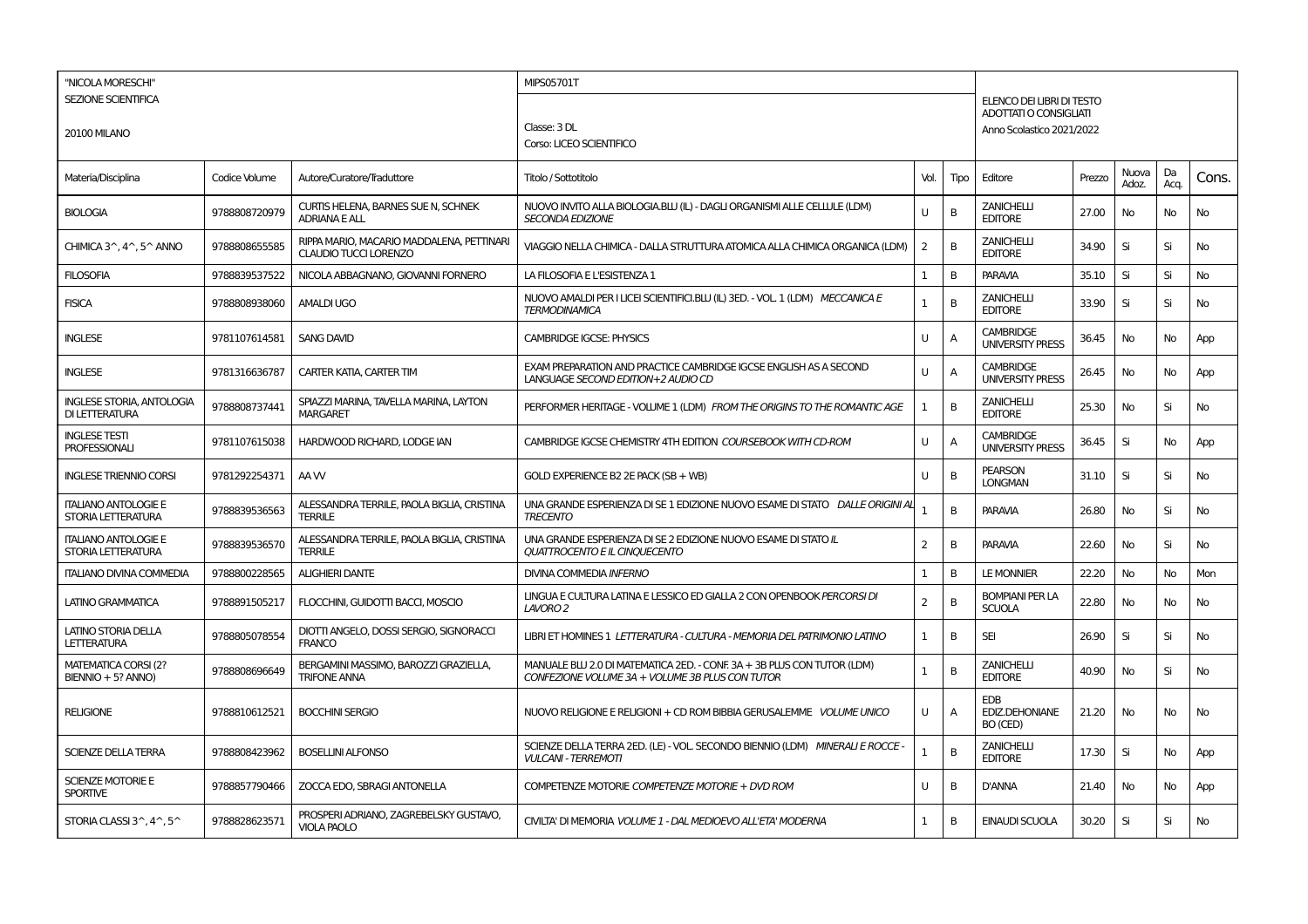| "NICOLA MORESCHI" SEZIONE SCIENTIFICA 20100 MILANO | | | MIPS05701T Classe: 3 DL Corso: LICEO SCIENTIFICO | | | ELENCO DEI LIBRI DI TESTO ADOTTATI O CONSIGLIATI Anno Scolastico 2021/2022 | | | | |
|---|---|---|---|---|---|---|---|---|---|---|
| Materia/Disciplina | Codice Volume | Autore/Curatore/Traduttore | Titolo / Sottotitolo | Vol. | Tipo | Editore | Prezzo | Nuova Adoz. | Da Acq. | Cons. |
| BIOLOGIA | 9788808720979 | CURTIS HELENA, BARNES SUE N, SCHNEK ADRIANA E ALL | NUOVO INVITO ALLA BIOLOGIA.BLU (IL) - DAGLI ORGANISMI ALLE CELLULE (LDM) *SECONDA EDIZIONE* | U | B | ZANICHELLI EDITORE | 27.00 | No | No | No |
| CHIMICA 3^, 4^, 5^ ANNO | 9788808655585 | RIPPA MARIO, MACARIO MADDALENA, PETTINARI CLAUDIO TUCCI LORENZO | VIAGGIO NELLA CHIMICA - DALLA STRUTTURA ATOMICA ALLA CHIMICA ORGANICA (LDM) | 2 | B | ZANICHELLI EDITORE | 34.90 | Si | Si | No |
| FILOSOFIA | 9788839537522 | NICOLA ABBAGNANO, GIOVANNI FORNERO | LA FILOSOFIA E L'ESISTENZA 1 | 1 | B | PARAVIA | 35.10 | Si | Si | No |
| FISICA | 9788808938060 | AMALDI UGO | NUOVO AMALDI PER I LICEI SCIENTIFICI.BLU (IL) 3ED. - VOL. 1 (LDM) *MECCANICA E TERMODINAMICA* | 1 | B | ZANICHELLI EDITORE | 33.90 | Si | Si | No |
| INGLESE | 9781107614581 | SANG DAVID | CAMBRIDGE IGCSE: PHYSICS | U | A | CAMBRIDGE UNIVERSITY PRESS | 36.45 | No | No | App |
| INGLESE | 9781316636787 | CARTER KATIA, CARTER TIM | EXAM PREPARATION AND PRACTICE CAMBRIDGE IGCSE ENGLISH AS A SECOND LANGUAGE *SECOND EDITION+2 AUDIO CD* | U | A | CAMBRIDGE UNIVERSITY PRESS | 26.45 | No | No | App |
| INGLESE STORIA, ANTOLOGIA DI LETTERATURA | 9788808737441 | SPIAZZI MARINA, TAVELLA MARINA, LAYTON MARGARET | PERFORMER HERITAGE - VOLUME 1 (LDM) *FROM THE ORIGINS TO THE ROMANTIC AGE* | 1 | B | ZANICHELLI EDITORE | 25.30 | No | Si | No |
| INGLESE TESTI PROFESSIONALI | 9781107615038 | HARDWOOD RICHARD, LODGE IAN | CAMBRIDGE IGCSE CHEMISTRY 4TH EDITION *COURSEBOOK WITH CD-ROM* | U | A | CAMBRIDGE UNIVERSITY PRESS | 36.45 | Si | No | App |
| INGLESE TRIENNIO CORSI | 9781292254371 | AA VV | GOLD EXPERIENCE B2 2E PACK (SB + WB) | U | B | PEARSON LONGMAN | 31.10 | Si | Si | No |
| ITALIANO ANTOLOGIE E STORIA LETTERATURA | 9788839536563 | ALESSANDRA TERRILE, PAOLA BIGLIA, CRISTINA TERRILE | UNA GRANDE ESPERIENZA DI SE 1 EDIZIONE NUOVO ESAME DI STATO *DALLE ORIGINI AL TRECENTO* | 1 | B | PARAVIA | 26.80 | No | Si | No |
| ITALIANO ANTOLOGIE E STORIA LETTERATURA | 9788839536570 | ALESSANDRA TERRILE, PAOLA BIGLIA, CRISTINA TERRILE | UNA GRANDE ESPERIENZA DI SE 2 EDIZIONE NUOVO ESAME DI STATO *IL QUATTROCENTO E IL CINQUECENTO* | 2 | B | PARAVIA | 22.60 | No | Si | No |
| ITALIANO DIVINA COMMEDIA | 9788800228565 | ALIGHIERI DANTE | DIVINA COMMEDIA *INFERNO* | 1 | B | LE MONNIER | 22.20 | No | No | Mon |
| LATINO GRAMMATICA | 9788891505217 | FLOCCHINI, GUIDOTTI BACCI, MOSCIO | LINGUA E CULTURA LATINA E LESSICO ED GIALLA 2 CON OPENBOOK *PERCORSI DI LAVORO 2* | 2 | B | BOMPIANI PER LA SCUOLA | 22.80 | No | No | No |
| LATINO STORIA DELLA LETTERATURA | 9788805078554 | DIOTTI ANGELO, DOSSI SERGIO, SIGNORACCI FRANCO | LIBRI ET HOMINES 1 *LETTERATURA - CULTURA - MEMORIA DEL PATRIMONIO LATINO* | 1 | B | SEI | 26.90 | Si | Si | No |
| MATEMATICA CORSI (2? BIENNIO + 5? ANNO) | 9788808696649 | BERGAMINI MASSIMO, BAROZZI GRAZIELLA, TRIFONE ANNA | MANUALE BLU 2.0 DI MATEMATICA 2ED. - CONF. 3A + 3B PLUS CON TUTOR (LDM) *CONFEZIONE VOLUME 3A + VOLUME 3B PLUS CON TUTOR* | 1 | B | ZANICHELLI EDITORE | 40.90 | No | Si | No |
| RELIGIONE | 9788810612521 | BOCCHINI SERGIO | NUOVO RELIGIONE E RELIGIONI + CD ROM BIBBIA GERUSALEMME *VOLUME UNICO* | U | A | EDB EDIZ.DEHONIANE BO (CED) | 21.20 | No | No | No |
| SCIENZE DELLA TERRA | 9788808423962 | BOSELLINI ALFONSO | SCIENZE DELLA TERRA 2ED. (LE) - VOL. SECONDO BIENNIO (LDM) *MINERALI E ROCCE - VULCANI - TERREMOTI* | 1 | B | ZANICHELLI EDITORE | 17.30 | Si | No | App |
| SCIENZE MOTORIE E SPORTIVE | 9788857790466 | ZOCCA EDO, SBRAGI ANTONELLA | COMPETENZE MOTORIE *COMPETENZE MOTORIE + DVD ROM* | U | B | D'ANNA | 21.40 | No | No | App |
| STORIA CLASSI 3^, 4^, 5^ | 9788828623571 | PROSPERI ADRIANO, ZAGREBELSKY GUSTAVO, VIOLA PAOLO | CIVILTA' DI MEMORIA *VOLUME 1 - DAL MEDIOEVO ALL'ETA' MODERNA* | 1 | B | EINAUDI SCUOLA | 30.20 | Si | Si | No |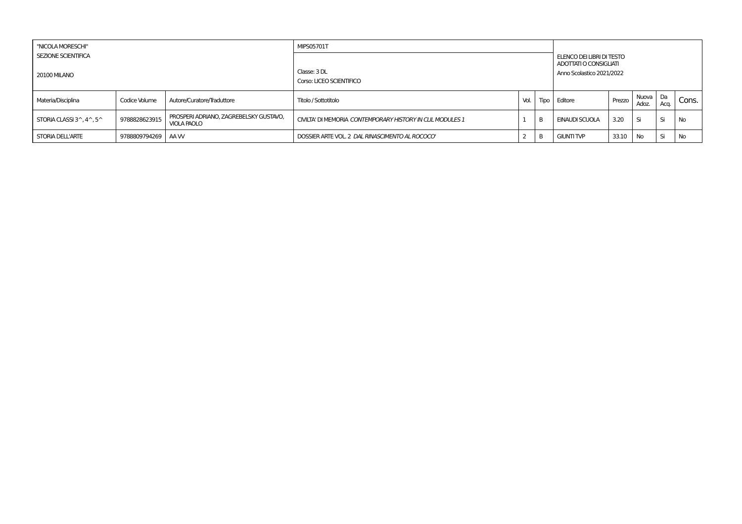| "NICOLA MORESCHI" SEZIONE SCIENTIFICA 20100 MILANO | | | MIPS05701T Classe: 3 DL Corso: LICEO SCIENTIFICO | | | ELENCO DEI LIBRI DI TESTO ADOTTATI O CONSIGLIATI Anno Scolastico 2021/2022 | | | | |
|---|---|---|---|---|---|---|---|---|---|---|
| Materia/Disciplina | Codice Volume | Autore/Curatore/Traduttore | Titolo / Sottotitolo | Vol. | Tipo | Editore | Prezzo | Nuova Adoz. | Da Acq. | Cons. |
| STORIA CLASSI 3^, 4^, 5^ | 9788828623915 | PROSPERI ADRIANO, ZAGREBELSKY GUSTAVO, VIOLA PAOLO | CIVILTA' DI MEMORIA *CONTEMPORARY HISTORY IN CLIL MODULES 1* | 1 | B | EINAUDI SCUOLA | 3.20 | Si | Si | No |
| STORIA DELL'ARTE | 9788809794269 | AA VV | DOSSIER ARTE VOL. 2 *DAL RINASCIMENTO AL ROCOCO'* | 2 | B | GIUNTI TVP | 33.10 | No | Si | No |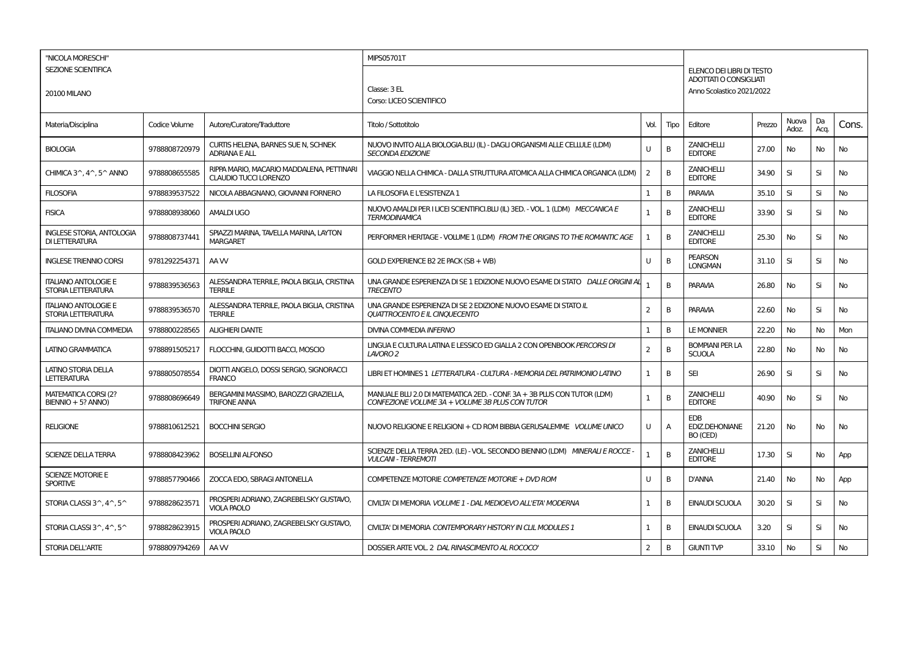| "NICOLA MORESCHI" SEZIONE SCIENTIFICA 20100 MILANO | | | MIPS05701T Classe: 3 EL Corso: LICEO SCIENTIFICO | | | ELENCO DEI LIBRI DI TESTO ADOTTATI O CONSIGLIATI Anno Scolastico 2021/2022 | | | | |
|---|---|---|---|---|---|---|---|---|---|---|
| Materia/Disciplina | Codice Volume | Autore/Curatore/Traduttore | Titolo / Sottotitolo | Vol. | Tipo | Editore | Prezzo | Nuova Adoz. | Da Acq. | Cons. |
| BIOLOGIA | 9788808720979 | CURTIS HELENA, BARNES SUE N, SCHNEK ADRIANA E ALL | NUOVO INVITO ALLA BIOLOGIA.BLU (IL) - DAGLI ORGANISMI ALLE CELLULE (LDM) *SECONDA EDIZIONE* | U | B | ZANICHELLI EDITORE | 27.00 | No | No | No |
| CHIMICA 3^, 4^, 5^ ANNO | 9788808655585 | RIPPA MARIO, MACARIO MADDALENA, PETTINARI CLAUDIO TUCCI LORENZO | VIAGGIO NELLA CHIMICA - DALLA STRUTTURA ATOMICA ALLA CHIMICA ORGANICA (LDM) | 2 | B | ZANICHELLI EDITORE | 34.90 | Si | Si | No |
| FILOSOFIA | 9788839537522 | NICOLA ABBAGNANO, GIOVANNI FORNERO | LA FILOSOFIA E L'ESISTENZA 1 | 1 | B | PARAVIA | 35.10 | Si | Si | No |
| FISICA | 9788808938060 | AMALDI UGO | NUOVO AMALDI PER I LICEI SCIENTIFICI.BLU (IL) 3ED. - VOL. 1 (LDM) *MECCANICA E TERMODINAMICA* | 1 | B | ZANICHELLI EDITORE | 33.90 | Si | Si | No |
| INGLESE STORIA, ANTOLOGIA DI LETTERATURA | 9788808737441 | SPIAZZI MARINA, TAVELLA MARINA, LAYTON MARGARET | PERFORMER HERITAGE - VOLUME 1 (LDM) *FROM THE ORIGINS TO THE ROMANTIC AGE* | 1 | B | ZANICHELLI EDITORE | 25.30 | No | Si | No |
| INGLESE TRIENNIO CORSI | 9781292254371 | AA VV | GOLD EXPERIENCE B2 2E PACK (SB + WB) | U | B | PEARSON LONGMAN | 31.10 | Si | Si | No |
| ITALIANO ANTOLOGIE E STORIA LETTERATURA | 9788839536563 | ALESSANDRA TERRILE, PAOLA BIGLIA, CRISTINA TERRILE | UNA GRANDE ESPERIENZA DI SE 1 EDIZIONE NUOVO ESAME DI STATO *DALLE ORIGINI AL TRECENTO* | 1 | B | PARAVIA | 26.80 | No | Si | No |
| ITALIANO ANTOLOGIE E STORIA LETTERATURA | 9788839536570 | ALESSANDRA TERRILE, PAOLA BIGLIA, CRISTINA TERRILE | UNA GRANDE ESPERIENZA DI SE 2 EDIZIONE NUOVO ESAME DI STATO *IL QUATTROCENTO E IL CINQUECENTO* | 2 | B | PARAVIA | 22.60 | No | Si | No |
| ITALIANO DIVINA COMMEDIA | 9788800228565 | ALIGHIERI DANTE | DIVINA COMMEDIA *INFERNO* | 1 | B | LE MONNIER | 22.20 | No | No | Mon |
| LATINO GRAMMATICA | 9788891505217 | FLOCCHINI, GUIDOTTI BACCI, MOSCIO | LINGUA E CULTURA LATINA E LESSICO ED GIALLA 2 CON OPENBOOK *PERCORSI DI LAVORO 2* | 2 | B | BOMPIANI PER LA SCUOLA | 22.80 | No | No | No |
| LATINO STORIA DELLA LETTERATURA | 9788805078554 | DIOTTI ANGELO, DOSSI SERGIO, SIGNORACCI FRANCO | LIBRI ET HOMINES 1 *LETTERATURA - CULTURA - MEMORIA DEL PATRIMONIO LATINO* | 1 | B | SEI | 26.90 | Si | Si | No |
| MATEMATICA CORSI (2? BIENNIO + 5? ANNO) | 9788808696649 | BERGAMINI MASSIMO, BAROZZI GRAZIELLA, TRIFONE ANNA | MANUALE BLU 2.0 DI MATEMATICA 2ED. - CONF. 3A + 3B PLUS CON TUTOR (LDM) *CONFEZIONE VOLUME 3A + VOLUME 3B PLUS CON TUTOR* | 1 | B | ZANICHELLI EDITORE | 40.90 | No | Si | No |
| RELIGIONE | 9788810612521 | BOCCHINI SERGIO | NUOVO RELIGIONE E RELIGIONI + CD ROM BIBBIA GERUSALEMME *VOLUME UNICO* | U | A | EDB EDIZ.DEHONIANE BO (CED) | 21.20 | No | No | No |
| SCIENZE DELLA TERRA | 9788808423962 | BOSELLINI ALFONSO | SCIENZE DELLA TERRA 2ED. (LE) - VOL. SECONDO BIENNIO (LDM) *MINERALI E ROCCE - VULCANI - TERREMOTI* | 1 | B | ZANICHELLI EDITORE | 17.30 | Si | No | App |
| SCIENZE MOTORIE E SPORTIVE | 9788857790466 | ZOCCA EDO, SBRAGI ANTONELLA | COMPETENZE MOTORIE *COMPETENZE MOTORIE + DVD ROM* | U | B | D'ANNA | 21.40 | No | No | App |
| STORIA CLASSI 3^, 4^, 5^ | 9788828623571 | PROSPERI ADRIANO, ZAGREBELSKY GUSTAVO, VIOLA PAOLO | CIVILTA' DI MEMORIA *VOLUME 1 - DAL MEDIOEVO ALL'ETA' MODERNA* | 1 | B | EINAUDI SCUOLA | 30.20 | Si | Si | No |
| STORIA CLASSI 3^, 4^, 5^ | 9788828623915 | PROSPERI ADRIANO, ZAGREBELSKY GUSTAVO, VIOLA PAOLO | CIVILTA' DI MEMORIA *CONTEMPORARY HISTORY IN CLIL MODULES 1* | 1 | B | EINAUDI SCUOLA | 3.20 | Si | Si | No |
| STORIA DELL'ARTE | 9788809794269 | AA VV | DOSSIER ARTE VOL. 2 *DAL RINASCIMENTO AL ROCOCO'* | 2 | B | GIUNTI TVP | 33.10 | No | Si | No |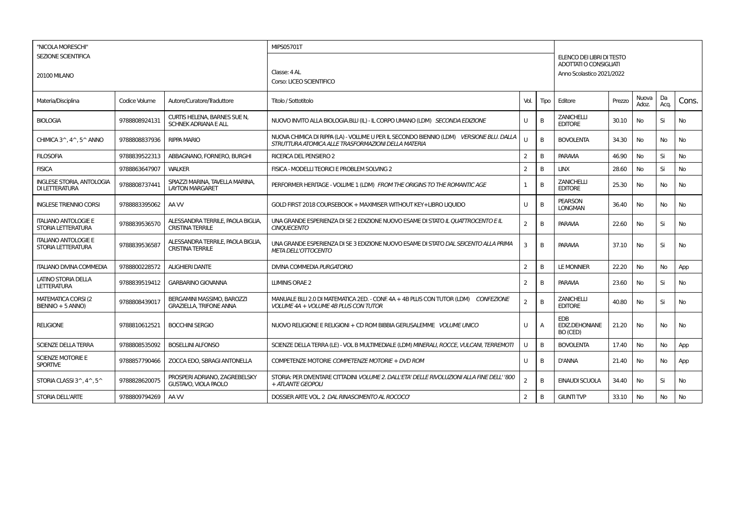| "NICOLA MORESCHI" SEZIONE SCIENTIFICA 20100 MILANO | | | MIPS05701T Classe: 4 AL Corso: LICEO SCIENTIFICO | | | ELENCO DEI LIBRI DI TESTO ADOTTATI O CONSIGLIATI Anno Scolastico 2021/2022 | | | | |
|---|---|---|---|---|---|---|---|---|---|---|
| Materia/Disciplina | Codice Volume | Autore/Curatore/Traduttore | Titolo / Sottotitolo | Vol. | Tipo | Editore | Prezzo | Nuova Adoz. | Da Acq. | Cons. |
| BIOLOGIA | 9788808924131 | CURTIS HELENA, BARNES SUE N, SCHNEK ADRIANA E ALL | NUOVO INVITO ALLA BIOLOGIA.BLU (IL) - IL CORPO UMANO (LDM) *SECONDA EDIZIONE* | U | B | ZANICHELLI EDITORE | 30.10 | No | Si | No |
| CHIMICA 3^, 4^, 5^ ANNO | 9788808837936 | RIPPA MARIO | NUOVA CHIMICA DI RIPPA (LA) - VOLUME U PER IL SECONDO BIENNIO (LDM) *VERSIONE BLU. DALLA STRUTTURA ATOMICA ALLE TRASFORMAZIONI DELLA MATERIA* | U | B | BOVOLENTA | 34.30 | No | No | No |
| FILOSOFIA | 9788839522313 | ABBAGNANO, FORNERO, BURGHI | RICERCA DEL PENSIERO 2 | 2 | B | PARAVIA | 46.90 | No | Si | No |
| FISICA | 9788863647907 | WALKER | FISICA - MODELLI TEORICI E PROBLEM SOLVING 2 | 2 | B | LINX | 28.60 | No | Si | No |
| INGLESE STORIA, ANTOLOGIA DI LETTERATURA | 9788808737441 | SPIAZZI MARINA, TAVELLA MARINA, LAYTON MARGARET | PERFORMER HERITAGE - VOLUME 1 (LDM) *FROM THE ORIGINS TO THE ROMANTIC AGE* | 1 | B | ZANICHELLI EDITORE | 25.30 | No | No | No |
| INGLESE TRIENNIO CORSI | 9788883395062 | AA VV | GOLD FIRST 2018 COURSEBOOK + MAXIMISER WITHOUT KEY+LIBRO LIQUIDO | U | B | PEARSON LONGMAN | 36.40 | No | No | No |
| ITALIANO ANTOLOGIE E STORIA LETTERATURA | 9788839536570 | ALESSANDRA TERRILE, PAOLA BIGLIA, CRISTINA TERRILE | UNA GRANDE ESPERIENZA DI SE 2 EDIZIONE NUOVO ESAME DI STATO *IL QUATTROCENTO E IL CINQUECENTO* | 2 | B | PARAVIA | 22.60 | No | Si | No |
| ITALIANO ANTOLOGIE E STORIA LETTERATURA | 9788839536587 | ALESSANDRA TERRILE, PAOLA BIGLIA, CRISTINA TERRILE | UNA GRANDE ESPERIENZA DI SE 3 EDIZIONE NUOVO ESAME DI STATO *DAL SEICENTO ALLA PRIMA META DELL'OTTOCENTO* | 3 | B | PARAVIA | 37.10 | No | Si | No |
| ITALIANO DIVINA COMMEDIA | 9788800228572 | ALIGHIERI DANTE | DIVINA COMMEDIA *PURGATORIO* | 2 | B | LE MONNIER | 22.20 | No | No | App |
| LATINO STORIA DELLA LETTERATURA | 9788839519412 | GARBARINO GIOVANNA | LUMINIS ORAE 2 | 2 | B | PARAVIA | 23.60 | No | Si | No |
| MATEMATICA CORSI (2 BIENNIO + 5 ANNO) | 9788808439017 | BERGAMINI MASSIMO, BAROZZI GRAZIELLA, TRIFONE ANNA | MANUALE BLU 2.0 DI MATEMATICA 2ED. - CONF. 4A + 4B PLUS CON TUTOR (LDM) *CONFEZIONE VOLUME 4A + VOLUME 4B PLUS CON TUTOR* | 2 | B | ZANICHELLI EDITORE | 40.80 | No | Si | No |
| RELIGIONE | 9788810612521 | BOCCHINI SERGIO | NUOVO RELIGIONE E RELIGIONI + CD ROM BIBBIA GERUSALEMME *VOLUME UNICO* | U | A | EDB EDIZ.DEHONIANE BO (CED) | 21.20 | No | No | No |
| SCIENZE DELLA TERRA | 9788808535092 | BOSELLINI ALFONSO | SCIENZE DELLA TERRA (LE) - VOL. B MULTIMEDIALE (LDM) *MINERALI, ROCCE, VULCANI, TERREMOTI* | U | B | BOVOLENTA | 17.40 | No | No | App |
| SCIENZE MOTORIE E SPORTIVE | 9788857790466 | ZOCCA EDO, SBRAGI ANTONELLA | COMPETENZE MOTORIE *COMPETENZE MOTORIE + DVD ROM* | U | B | D'ANNA | 21.40 | No | No | App |
| STORIA CLASSI 3^, 4^, 5^ | 9788828620075 | PROSPERI ADRIANO, ZAGREBELSKY GUSTAVO, VIOLA PAOLO | STORIA: PER DIVENTARE CITTADINI *VOLUME 2. DALL'ETA' DELLE RIVOLUZIONI ALLA FINE DELL' '800 + ATLANTE GEOPOLI* | 2 | B | EINAUDI SCUOLA | 34.40 | No | Si | No |
| STORIA DELL'ARTE | 9788809794269 | AA VV | DOSSIER ARTE VOL. 2 *DAL RINASCIMENTO AL ROCOCO'* | 2 | B | GIUNTI TVP | 33.10 | No | No | No |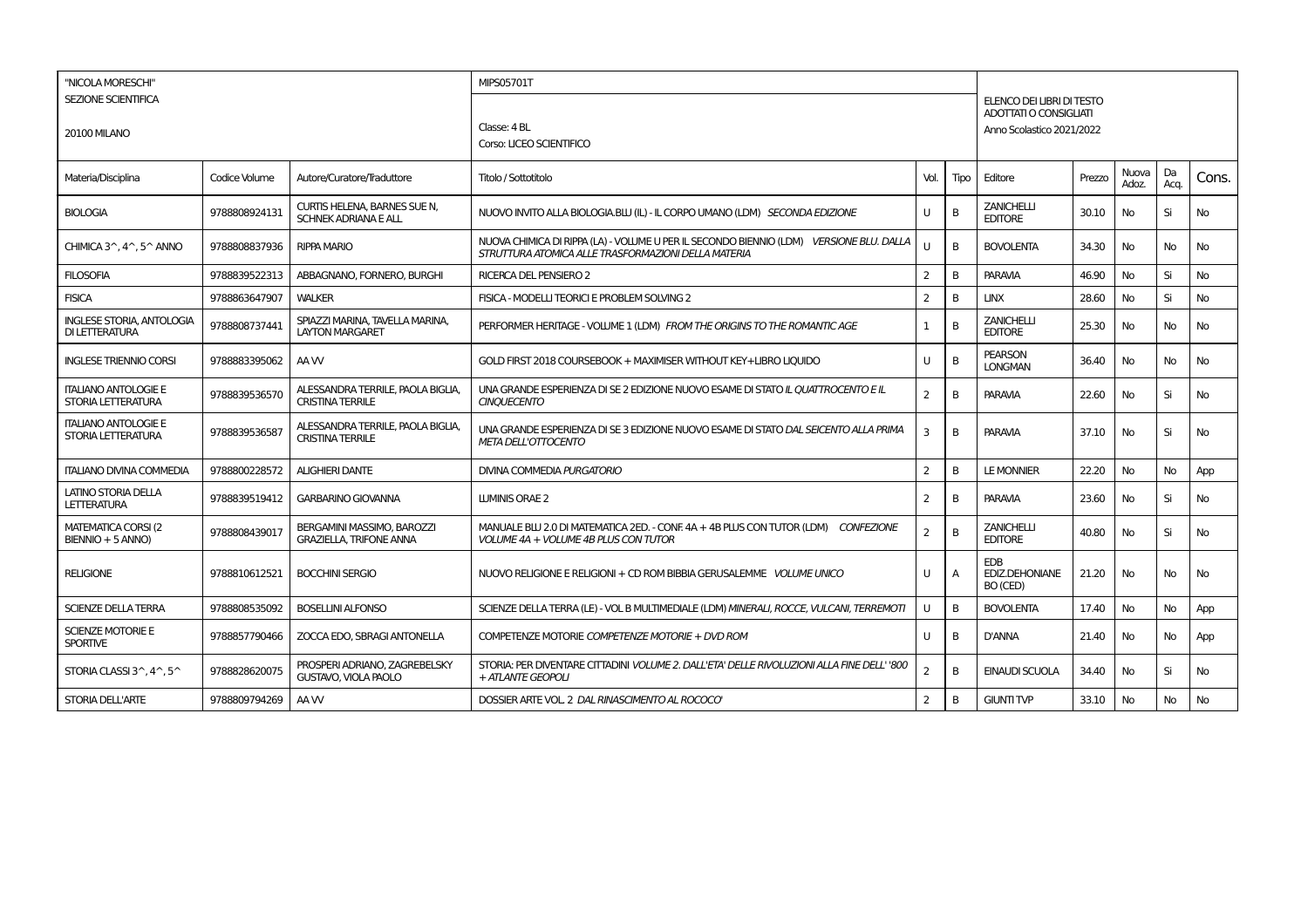| "NICOLA MORESCHI" SEZIONE SCIENTIFICA 20100 MILANO | | | MIPS05701T Classe: 4 BL Corso: LICEO SCIENTIFICO | | | ELENCO DEI LIBRI DI TESTO ADOTTATI O CONSIGLIATI Anno Scolastico 2021/2022 | | | | |
|---|---|---|---|---|---|---|---|---|---|---|
| Materia/Disciplina | Codice Volume | Autore/Curatore/Traduttore | Titolo / Sottotitolo | Vol. | Tipo | Editore | Prezzo | Nuova Adoz. | Da Acq. | Cons. |
| BIOLOGIA | 9788808924131 | CURTIS HELENA, BARNES SUE N, SCHNEK ADRIANA E ALL | NUOVO INVITO ALLA BIOLOGIA.BLU (IL) - IL CORPO UMANO (LDM) *SECONDA EDIZIONE* | U | B | ZANICHELLI EDITORE | 30.10 | No | Si | No |
| CHIMICA 3^, 4^, 5^ ANNO | 9788808837936 | RIPPA MARIO | NUOVA CHIMICA DI RIPPA (LA) - VOLUME U PER IL SECONDO BIENNIO (LDM) *VERSIONE BLU. DALLA STRUTTURA ATOMICA ALLE TRASFORMAZIONI DELLA MATERIA* | U | B | BOVOLENTA | 34.30 | No | No | No |
| FILOSOFIA | 9788839522313 | ABBAGNANO, FORNERO, BURGHI | RICERCA DEL PENSIERO 2 | 2 | B | PARAVIA | 46.90 | No | Si | No |
| FISICA | 9788863647907 | WALKER | FISICA - MODELLI TEORICI E PROBLEM SOLVING 2 | 2 | B | LINX | 28.60 | No | Si | No |
| INGLESE STORIA, ANTOLOGIA DI LETTERATURA | 9788808737441 | SPIAZZI MARINA, TAVELLA MARINA, LAYTON MARGARET | PERFORMER HERITAGE - VOLUME 1 (LDM) *FROM THE ORIGINS TO THE ROMANTIC AGE* | 1 | B | ZANICHELLI EDITORE | 25.30 | No | No | No |
| INGLESE TRIENNIO CORSI | 9788883395062 | AA VV | GOLD FIRST 2018 COURSEBOOK + MAXIMISER WITHOUT KEY+LIBRO LIQUIDO | U | B | PEARSON LONGMAN | 36.40 | No | No | No |
| ITALIANO ANTOLOGIE E STORIA LETTERATURA | 9788839536570 | ALESSANDRA TERRILE, PAOLA BIGLIA, CRISTINA TERRILE | UNA GRANDE ESPERIENZA DI SE 2 EDIZIONE NUOVO ESAME DI STATO *IL QUATTROCENTO E IL CINQUECENTO* | 2 | B | PARAVIA | 22.60 | No | Si | No |
| ITALIANO ANTOLOGIE E STORIA LETTERATURA | 9788839536587 | ALESSANDRA TERRILE, PAOLA BIGLIA, CRISTINA TERRILE | UNA GRANDE ESPERIENZA DI SE 3 EDIZIONE NUOVO ESAME DI STATO *DAL SEICENTO ALLA PRIMA META DELL'OTTOCENTO* | 3 | B | PARAVIA | 37.10 | No | Si | No |
| ITALIANO DIVINA COMMEDIA | 9788800228572 | ALIGHIERI DANTE | DIVINA COMMEDIA *PURGATORIO* | 2 | B | LE MONNIER | 22.20 | No | No | App |
| LATINO STORIA DELLA LETTERATURA | 9788839519412 | GARBARINO GIOVANNA | LUMINIS ORAE 2 | 2 | B | PARAVIA | 23.60 | No | Si | No |
| MATEMATICA CORSI (2 BIENNIO + 5 ANNO) | 9788808439017 | BERGAMINI MASSIMO, BAROZZI GRAZIELLA, TRIFONE ANNA | MANUALE BLU 2.0 DI MATEMATICA 2ED. - CONF. 4A + 4B PLUS CON TUTOR (LDM) *CONFEZIONE VOLUME 4A + VOLUME 4B PLUS CON TUTOR* | 2 | B | ZANICHELLI EDITORE | 40.80 | No | Si | No |
| RELIGIONE | 9788810612521 | BOCCHINI SERGIO | NUOVO RELIGIONE E RELIGIONI + CD ROM BIBBIA GERUSALEMME *VOLUME UNICO* | U | A | EDB EDIZ.DEHONIANE BO (CED) | 21.20 | No | No | No |
| SCIENZE DELLA TERRA | 9788808535092 | BOSELLINI ALFONSO | SCIENZE DELLA TERRA (LE) - VOL. B MULTIMEDIALE (LDM) *MINERALI, ROCCE, VULCANI, TERREMOTI* | U | B | BOVOLENTA | 17.40 | No | No | App |
| SCIENZE MOTORIE E SPORTIVE | 9788857790466 | ZOCCA EDO, SBRAGI ANTONELLA | COMPETENZE MOTORIE *COMPETENZE MOTORIE + DVD ROM* | U | B | D'ANNA | 21.40 | No | No | App |
| STORIA CLASSI 3^, 4^, 5^ | 9788828620075 | PROSPERI ADRIANO, ZAGREBELSKY GUSTAVO, VIOLA PAOLO | STORIA: PER DIVENTARE CITTADINI *VOLUME 2. DALL'ETA' DELLE RIVOLUZIONI ALLA FINE DELL' '800 + ATLANTE GEOPOLI* | 2 | B | EINAUDI SCUOLA | 34.40 | No | Si | No |
| STORIA DELL'ARTE | 9788809794269 | AA VV | DOSSIER ARTE VOL. 2 *DAL RINASCIMENTO AL ROCOCO'* | 2 | B | GIUNTI TVP | 33.10 | No | No | No |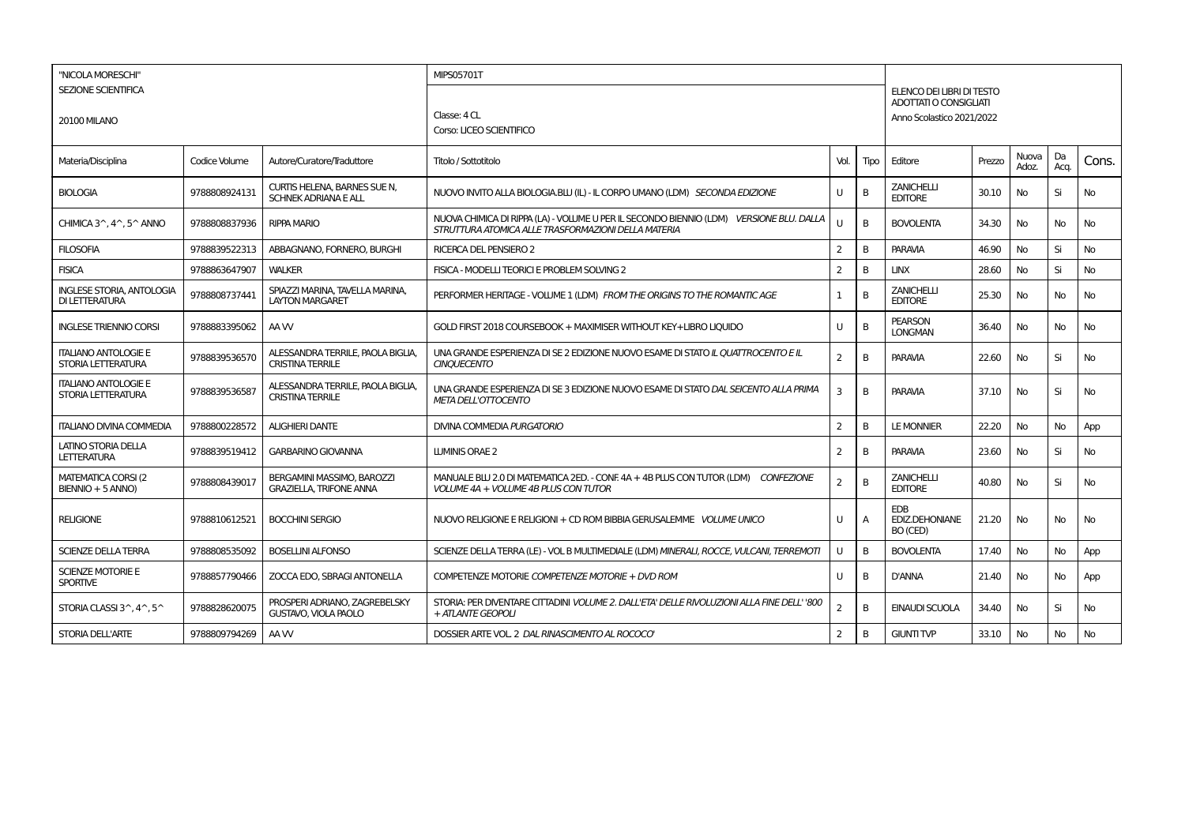| "NICOLA MORESCHI" SEZIONE SCIENTIFICA 20100 MILANO | | | MIPS05701T Classe: 4 CL Corso: LICEO SCIENTIFICO | | | ELENCO DEI LIBRI DI TESTO ADOTTATI O CONSIGLIATI Anno Scolastico 2021/2022 | | | | |
|---|---|---|---|---|---|---|---|---|---|---|
| Materia/Disciplina | Codice Volume | Autore/Curatore/Traduttore | Titolo / Sottotitolo | Vol. | Tipo | Editore | Prezzo | Nuova Adoz. | Da Acq. | Cons. |
| BIOLOGIA | 9788808924131 | CURTIS HELENA, BARNES SUE N, SCHNEK ADRIANA E ALL | NUOVO INVITO ALLA BIOLOGIA.BLU (IL) - IL CORPO UMANO (LDM) *SECONDA EDIZIONE* | U | B | ZANICHELLI EDITORE | 30.10 | No | Si | No |
| CHIMICA 3^, 4^, 5^ ANNO | 9788808837936 | RIPPA MARIO | NUOVA CHIMICA DI RIPPA (LA) - VOLUME U PER IL SECONDO BIENNIO (LDM) *VERSIONE BLU. DALLA STRUTTURA ATOMICA ALLE TRASFORMAZIONI DELLA MATERIA* | U | B | BOVOLENTA | 34.30 | No | No | No |
| FILOSOFIA | 9788839522313 | ABBAGNANO, FORNERO, BURGHI | RICERCA DEL PENSIERO 2 | 2 | B | PARAVIA | 46.90 | No | Si | No |
| FISICA | 9788863647907 | WALKER | FISICA - MODELLI TEORICI E PROBLEM SOLVING 2 | 2 | B | LINX | 28.60 | No | Si | No |
| INGLESE STORIA, ANTOLOGIA DI LETTERATURA | 9788808737441 | SPIAZZI MARINA, TAVELLA MARINA, LAYTON MARGARET | PERFORMER HERITAGE - VOLUME 1 (LDM) *FROM THE ORIGINS TO THE ROMANTIC AGE* | 1 | B | ZANICHELLI EDITORE | 25.30 | No | No | No |
| INGLESE TRIENNIO CORSI | 9788883395062 | AA VV | GOLD FIRST 2018 COURSEBOOK + MAXIMISER WITHOUT KEY+LIBRO LIQUIDO | U | B | PEARSON LONGMAN | 36.40 | No | No | No |
| ITALIANO ANTOLOGIE E STORIA LETTERATURA | 9788839536570 | ALESSANDRA TERRILE, PAOLA BIGLIA, CRISTINA TERRILE | UNA GRANDE ESPERIENZA DI SE 2 EDIZIONE NUOVO ESAME DI STATO *IL QUATTROCENTO E IL CINQUECENTO* | 2 | B | PARAVIA | 22.60 | No | Si | No |
| ITALIANO ANTOLOGIE E STORIA LETTERATURA | 9788839536587 | ALESSANDRA TERRILE, PAOLA BIGLIA, CRISTINA TERRILE | UNA GRANDE ESPERIENZA DI SE 3 EDIZIONE NUOVO ESAME DI STATO *DAL SEICENTO ALLA PRIMA META DELL'OTTOCENTO* | 3 | B | PARAVIA | 37.10 | No | Si | No |
| ITALIANO DIVINA COMMEDIA | 9788800228572 | ALIGHIERI DANTE | DIVINA COMMEDIA *PURGATORIO* | 2 | B | LE MONNIER | 22.20 | No | No | App |
| LATINO STORIA DELLA LETTERATURA | 9788839519412 | GARBARINO GIOVANNA | LUMINIS ORAE 2 | 2 | B | PARAVIA | 23.60 | No | Si | No |
| MATEMATICA CORSI (2 BIENNIO + 5 ANNO) | 9788808439017 | BERGAMINI MASSIMO, BAROZZI GRAZIELLA, TRIFONE ANNA | MANUALE BLU 2.0 DI MATEMATICA 2ED. - CONF. 4A + 4B PLUS CON TUTOR (LDM) *CONFEZIONE VOLUME 4A + VOLUME 4B PLUS CON TUTOR* | 2 | B | ZANICHELLI EDITORE | 40.80 | No | Si | No |
| RELIGIONE | 9788810612521 | BOCCHINI SERGIO | NUOVO RELIGIONE E RELIGIONI + CD ROM BIBBIA GERUSALEMME *VOLUME UNICO* | U | A | EDB EDIZ.DEHONIANE BO (CED) | 21.20 | No | No | No |
| SCIENZE DELLA TERRA | 9788808535092 | BOSELLINI ALFONSO | SCIENZE DELLA TERRA (LE) - VOL B MULTIMEDIALE (LDM) *MINERALI, ROCCE, VULCANI, TERREMOTI* | U | B | BOVOLENTA | 17.40 | No | No | App |
| SCIENZE MOTORIE E SPORTIVE | 9788857790466 | ZOCCA EDO, SBRAGI ANTONELLA | COMPETENZE MOTORIE *COMPETENZE MOTORIE + DVD ROM* | U | B | D'ANNA | 21.40 | No | No | App |
| STORIA CLASSI 3^, 4^, 5^ | 9788828620075 | PROSPERI ADRIANO, ZAGREBELSKY GUSTAVO, VIOLA PAOLO | STORIA: PER DIVENTARE CITTADINI *VOLUME 2. DALL'ETA' DELLE RIVOLUZIONI ALLA FINE DELL' '800 + ATLANTE GEOPOLI* | 2 | B | EINAUDI SCUOLA | 34.40 | No | Si | No |
| STORIA DELL'ARTE | 9788809794269 | AA VV | DOSSIER ARTE VOL. 2 *DAL RINASCIMENTO AL ROCOCO'* | 2 | B | GIUNTI TVP | 33.10 | No | No | No |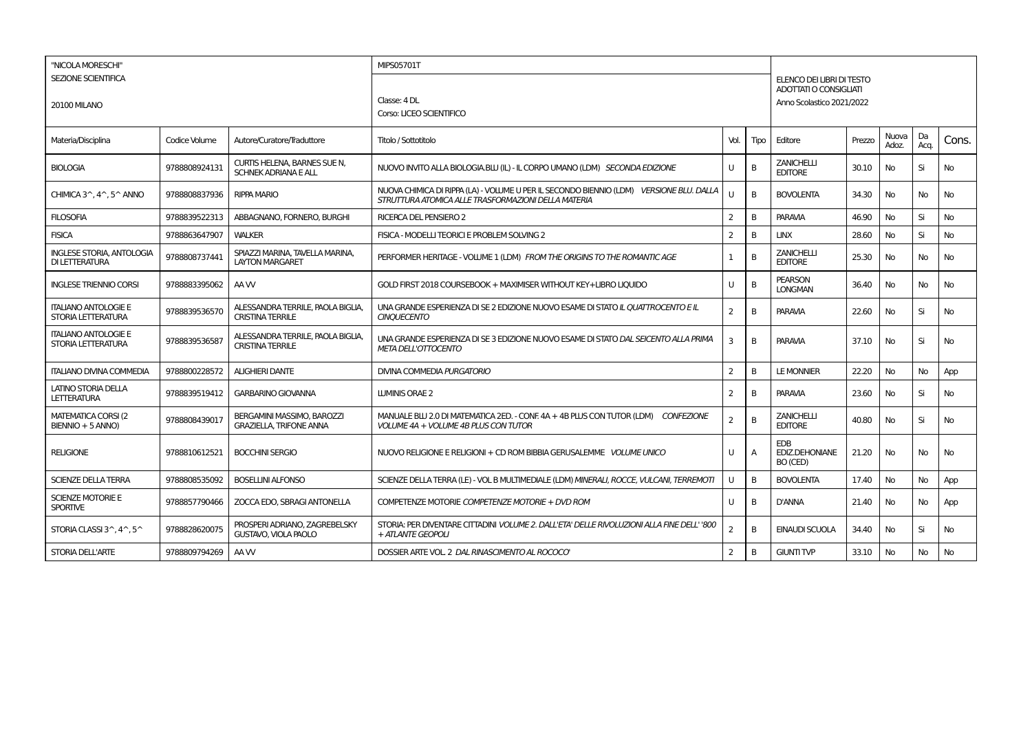| "NICOLA MORESCHI" SEZIONE SCIENTIFICA 20100 MILANO | | | MIPS05701T Classe: 4 DL Corso: LICEO SCIENTIFICO | | | ELENCO DEI LIBRI DI TESTO ADOTTATI O CONSIGLIATI Anno Scolastico 2021/2022 | | | | |
|---|---|---|---|---|---|---|---|---|---|---|
| Materia/Disciplina | Codice Volume | Autore/Curatore/Traduttore | Titolo / Sottotitolo | Vol. | Tipo | Editore | Prezzo | Nuova Adoz. | Da Acq. | Cons. |
| BIOLOGIA | 9788808924131 | CURTIS HELENA, BARNES SUE N, SCHNEK ADRIANA E ALL | NUOVO INVITO ALLA BIOLOGIA.BLU (IL) - IL CORPO UMANO (LDM) *SECONDA EDIZIONE* | U | B | ZANICHELLI EDITORE | 30.10 | No | Si | No |
| CHIMICA 3^, 4^, 5^ ANNO | 9788808837936 | RIPPA MARIO | NUOVA CHIMICA DI RIPPA (LA) - VOLUME U PER IL SECONDO BIENNIO (LDM) *VERSIONE BLU. DALLA STRUTTURA ATOMICA ALLE TRASFORMAZIONI DELLA MATERIA* | U | B | BOVOLENTA | 34.30 | No | No | No |
| FILOSOFIA | 9788839522313 | ABBAGNANO, FORNERO, BURGHI | RICERCA DEL PENSIERO 2 | 2 | B | PARAVIA | 46.90 | No | Si | No |
| FISICA | 9788863647907 | WALKER | FISICA - MODELLI TEORICI E PROBLEM SOLVING 2 | 2 | B | LINX | 28.60 | No | Si | No |
| INGLESE STORIA, ANTOLOGIA DI LETTERATURA | 9788808737441 | SPIAZZI MARINA, TAVELLA MARINA, LAYTON MARGARET | PERFORMER HERITAGE - VOLUME 1 (LDM) *FROM THE ORIGINS TO THE ROMANTIC AGE* | 1 | B | ZANICHELLI EDITORE | 25.30 | No | No | No |
| INGLESE TRIENNIO CORSI | 9788883395062 | AA VV | GOLD FIRST 2018 COURSEBOOK + MAXIMISER WITHOUT KEY+LIBRO LIQUIDO | U | B | PEARSON LONGMAN | 36.40 | No | No | No |
| ITALIANO ANTOLOGIE E STORIA LETTERATURA | 9788839536570 | ALESSANDRA TERRILE, PAOLA BIGLIA, CRISTINA TERRILE | UNA GRANDE ESPERIENZA DI SE 2 EDIZIONE NUOVO ESAME DI STATO *IL QUATTROCENTO E IL CINQUECENTO* | 2 | B | PARAVIA | 22.60 | No | Si | No |
| ITALIANO ANTOLOGIE E STORIA LETTERATURA | 9788839536587 | ALESSANDRA TERRILE, PAOLA BIGLIA, CRISTINA TERRILE | UNA GRANDE ESPERIENZA DI SE 3 EDIZIONE NUOVO ESAME DI STATO *DAL SEICENTO ALLA PRIMA META DELL'OTTOCENTO* | 3 | B | PARAVIA | 37.10 | No | Si | No |
| ITALIANO DIVINA COMMEDIA | 9788800228572 | ALIGHIERI DANTE | DIVINA COMMEDIA *PURGATORIO* | 2 | B | LE MONNIER | 22.20 | No | No | App |
| LATINO STORIA DELLA LETTERATURA | 9788839519412 | GARBARINO GIOVANNA | LUMINIS ORAE 2 | 2 | B | PARAVIA | 23.60 | No | Si | No |
| MATEMATICA CORSI (2 BIENNIO + 5 ANNO) | 9788808439017 | BERGAMINI MASSIMO, BAROZZI GRAZIELLA, TRIFONE ANNA | MANUALE BLU 2.0 DI MATEMATICA 2ED. - CONF. 4A + 4B PLUS CON TUTOR (LDM) *CONFEZIONE VOLUME 4A + VOLUME 4B PLUS CON TUTOR* | 2 | B | ZANICHELLI EDITORE | 40.80 | No | Si | No |
| RELIGIONE | 9788810612521 | BOCCHINI SERGIO | NUOVO RELIGIONE E RELIGIONI + CD ROM BIBBIA GERUSALEMME *VOLUME UNICO* | U | A | EDB EDIZ.DEHONIANE BO (CED) | 21.20 | No | No | No |
| SCIENZE DELLA TERRA | 9788808535092 | BOSELLINI ALFONSO | SCIENZE DELLA TERRA (LE) - VOL B MULTIMEDIALE (LDM) *MINERALI, ROCCE, VULCANI, TERREMOTI* | U | B | BOVOLENTA | 17.40 | No | No | App |
| SCIENZE MOTORIE E SPORTIVE | 9788857790466 | ZOCCA EDO, SBRAGI ANTONELLA | COMPETENZE MOTORIE *COMPETENZE MOTORIE + DVD ROM* | U | B | D'ANNA | 21.40 | No | No | App |
| STORIA CLASSI 3^, 4^, 5^ | 9788828620075 | PROSPERI ADRIANO, ZAGREBELSKY GUSTAVO, VIOLA PAOLO | STORIA: PER DIVENTARE CITTADINI *VOLUME 2. DALL'ETA' DELLE RIVOLUZIONI ALLA FINE DELL' '800 + ATLANTE GEOPOLI* | 2 | B | EINAUDI SCUOLA | 34.40 | No | Si | No |
| STORIA DELL'ARTE | 9788809794269 | AA VV | DOSSIER ARTE VOL. 2 *DAL RINASCIMENTO AL ROCOCO'* | 2 | B | GIUNTI TVP | 33.10 | No | No | No |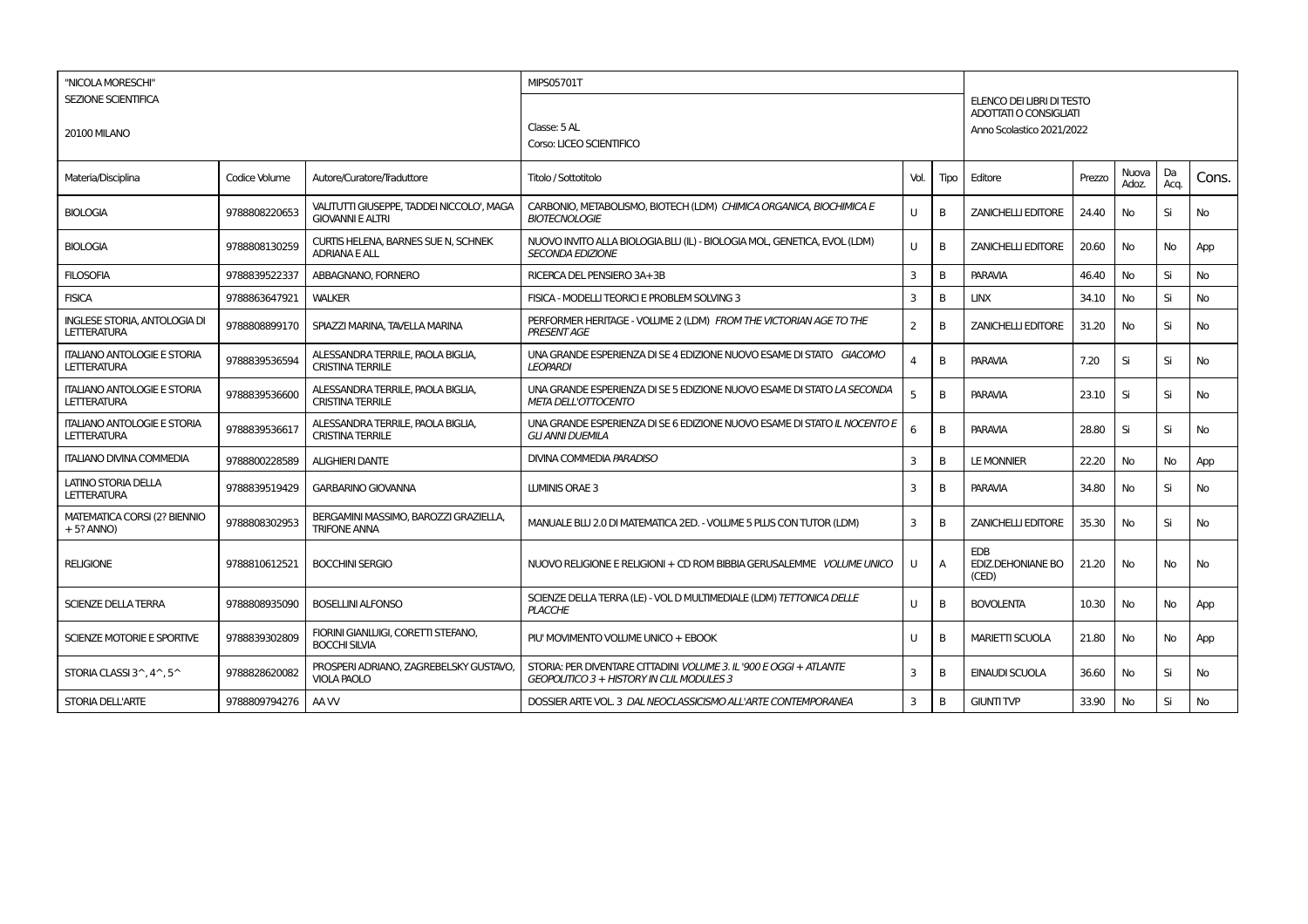| "NICOLA MORESCHI"<br>SEZIONE SCIENTIFICA<br><br>20100 MILANO | | | MIPS05701T<br><br>Classe: 5 AL<br>Corso: LICEO SCIENTIFICO | | | ELENCO DEI LIBRI DI TESTO ADOTTATI O CONSIGLIATI<br>Anno Scolastico 2021/2022 | | | | |
|---|---|---|---|---|---|---|---|---|---|---|
| Materia/Disciplina | Codice Volume | Autore/Curatore/Traduttore | Titolo / Sottotitolo | Vol. | Tipo | Editore | Prezzo | Nuova Adoz. | Da Acq. | Cons. |
| BIOLOGIA | 9788808220653 | VALITUTTI GIUSEPPE, TADDEI NICCOLO', MAGA GIOVANNI E ALTRI | CARBONIO, METABOLISMO, BIOTECH (LDM) *CHIMICA ORGANICA, BIOCHIMICA E BIOTECNOLOGIE* | U | B | ZANICHELLI EDITORE | 24.40 | No | Si | No |
| BIOLOGIA | 9788808130259 | CURTIS HELENA, BARNES SUE N, SCHNEK ADRIANA E ALL | NUOVO INVITO ALLA BIOLOGIA.BLU (IL) - BIOLOGIA MOL, GENETICA, EVOL (LDM) *SECONDA EDIZIONE* | U | B | ZANICHELLI EDITORE | 20.60 | No | No | App |
| FILOSOFIA | 9788839522337 | ABBAGNANO, FORNERO | RICERCA DEL PENSIERO 3A+3B | 3 | B | PARAVIA | 46.40 | No | Si | No |
| FISICA | 9788863647921 | WALKER | FISICA - MODELLI TEORICI E PROBLEM SOLVING 3 | 3 | B | LINX | 34.10 | No | Si | No |
| INGLESE STORIA, ANTOLOGIA DI LETTERATURA | 9788808899170 | SPIAZZI MARINA, TAVELLA MARINA | PERFORMER HERITAGE - VOLUME 2 (LDM) *FROM THE VICTORIAN AGE TO THE PRESENT AGE* | 2 | B | ZANICHELLI EDITORE | 31.20 | No | Si | No |
| ITALIANO ANTOLOGIE E STORIA LETTERATURA | 9788839536594 | ALESSANDRA TERRILE, PAOLA BIGLIA, CRISTINA TERRILE | UNA GRANDE ESPERIENZA DI SE 4 EDIZIONE NUOVO ESAME DI STATO *GIACOMO LEOPARDI* | 4 | B | PARAVIA | 7.20 | Si | Si | No |
| ITALIANO ANTOLOGIE E STORIA LETTERATURA | 9788839536600 | ALESSANDRA TERRILE, PAOLA BIGLIA, CRISTINA TERRILE | UNA GRANDE ESPERIENZA DI SE 5 EDIZIONE NUOVO ESAME DI STATO *LA SECONDA META DELL'OTTOCENTO* | 5 | B | PARAVIA | 23.10 | Si | Si | No |
| ITALIANO ANTOLOGIE E STORIA LETTERATURA | 9788839536617 | ALESSANDRA TERRILE, PAOLA BIGLIA, CRISTINA TERRILE | UNA GRANDE ESPERIENZA DI SE 6 EDIZIONE NUOVO ESAME DI STATO *IL NOCENTO E GLI ANNI DUEMILA* | 6 | B | PARAVIA | 28.80 | Si | Si | No |
| ITALIANO DIVINA COMMEDIA | 9788800228589 | ALIGHIERI DANTE | DIVINA COMMEDIA *PARADISO* | 3 | B | LE MONNIER | 22.20 | No | No | App |
| LATINO STORIA DELLA LETTERATURA | 9788839519429 | GARBARINO GIOVANNA | LUMINIS ORAE 3 | 3 | B | PARAVIA | 34.80 | No | Si | No |
| MATEMATICA CORSI (2? BIENNIO + 5? ANNO) | 9788808302953 | BERGAMINI MASSIMO, BAROZZI GRAZIELLA, TRIFONE ANNA | MANUALE BLU 2.0 DI MATEMATICA 2ED. - VOLUME 5 PLUS CON TUTOR (LDM) | 3 | B | ZANICHELLI EDITORE | 35.30 | No | Si | No |
| RELIGIONE | 9788810612521 | BOCCHINI SERGIO | NUOVO RELIGIONE E RELIGIONI + CD ROM BIBBIA GERUSALEMME *VOLUME UNICO* | U | A | EDB EDIZ.DEHONIANE BO (CED) | 21.20 | No | No | No |
| SCIENZE DELLA TERRA | 9788808935090 | BOSELLINI ALFONSO | SCIENZE DELLA TERRA (LE) - VOL D MULTIMEDIALE (LDM) *TETTONICA DELLE PLACCHE* | U | B | BOVOLENTA | 10.30 | No | No | App |
| SCIENZE MOTORIE E SPORTIVE | 9788839302809 | FIORINI GIANLUIGI, CORETTI STEFANO, BOCCHI SILVIA | PIU' MOVIMENTO VOLUME UNICO + EBOOK | U | B | MARIETTI SCUOLA | 21.80 | No | No | App |
| STORIA CLASSI 3^, 4^, 5^ | 9788828620082 | PROSPERI ADRIANO, ZAGREBELSKY GUSTAVO, VIOLA PAOLO | STORIA: PER DIVENTARE CITTADINI *VOLUME 3. IL '900 E OGGI + ATLANTE GEOPOLITICO 3 + HISTORY IN CLIL MODULES 3* | 3 | B | EINAUDI SCUOLA | 36.60 | No | Si | No |
| STORIA DELL'ARTE | 9788809794276 | AA VV | DOSSIER ARTE VOL. 3 *DAL NEOCLASSICISMO ALL'ARTE CONTEMPORANEA* | 3 | B | GIUNTI TVP | 33.90 | No | Si | No |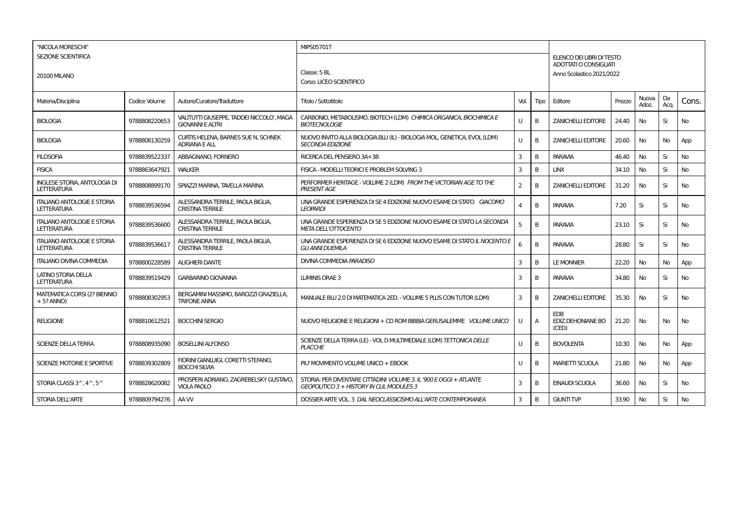| "NICOLA MORESCHI" SEZIONE SCIENTIFICA 20100 MILANO | | | MIPS05701T Classe: 5 BL Corso: LICEO SCIENTIFICO | | | ELENCO DEI LIBRI DI TESTO ADOTTATI O CONSIGLIATI Anno Scolastico 2021/2022 | | | | |
|---|---|---|---|---|---|---|---|---|---|---|
| Materia/Disciplina | Codice Volume | Autore/Curatore/Traduttore | Titolo / Sottotitolo | Vol. | Tipo | Editore | Prezzo | Nuova Adoz. | Da Acq. | Cons. |
| BIOLOGIA | 9788808220653 | VALITUTTI GIUSEPPE, TADDEI NICCOLO', MAGA GIOVANNI E ALTRI | CARBONIO, METABOLISMO, BIOTECH (LDM) *CHIMICA ORGANICA, BIOCHIMICA E BIOTECNOLOGIE* | U | B | ZANICHELLI EDITORE | 24.40 | No | Si | No |
| BIOLOGIA | 9788808130259 | CURTIS HELENA, BARNES SUE N, SCHNEK ADRIANA E ALL | NUOVO INVITO ALLA BIOLOGIA.BLU (IL) - BIOLOGIA MOL, GENETICA, EVOL (LDM) *SECONDA EDIZIONE* | U | B | ZANICHELLI EDITORE | 20.60 | No | No | App |
| FILOSOFIA | 9788839522337 | ABBAGNANO, FORNERO | RICERCA DEL PENSIERO 3A+3B | 3 | B | PARAVIA | 46.40 | No | Si | No |
| FISICA | 9788863647921 | WALKER | FISICA - MODELLI TEORICI E PROBLEM SOLVING 3 | 3 | B | LINX | 34.10 | No | Si | No |
| INGLESE STORIA, ANTOLOGIA DI LETTERATURA | 9788808899170 | SPIAZZI MARINA, TAVELLA MARINA | PERFORMER HERITAGE - VOLUME 2 (LDM) *FROM THE VICTORIAN AGE TO THE PRESENT AGE* | 2 | B | ZANICHELLI EDITORE | 31.20 | No | Si | No |
| ITALIANO ANTOLOGIE E STORIA LETTERATURA | 9788839536594 | ALESSANDRA TERRILE, PAOLA BIGLIA, CRISTINA TERRILE | UNA GRANDE ESPERIENZA DI SE 4 EDIZIONE NUOVO ESAME DI STATO *GIACOMO LEOPARDI* | 4 | B | PARAVIA | 7.20 | Si | Si | No |
| ITALIANO ANTOLOGIE E STORIA LETTERATURA | 9788839536600 | ALESSANDRA TERRILE, PAOLA BIGLIA, CRISTINA TERRILE | UNA GRANDE ESPERIENZA DI SE 5 EDIZIONE NUOVO ESAME DI STATO *LA SECONDA META DELL'OTTOCENTO* | 5 | B | PARAVIA | 23.10 | Si | Si | No |
| ITALIANO ANTOLOGIE E STORIA LETTERATURA | 9788839536617 | ALESSANDRA TERRILE, PAOLA BIGLIA, CRISTINA TERRILE | UNA GRANDE ESPERIENZA DI SE 6 EDIZIONE NUOVO ESAME DI STATO *IL NOCENTO E GLI ANNI DUEMILA* | 6 | B | PARAVIA | 28.80 | Si | Si | No |
| ITALIANO DIVINA COMMEDIA | 9788800228589 | ALIGHIERI DANTE | DIVINA COMMEDIA *PARADISO* | 3 | B | LE MONNIER | 22.20 | No | No | App |
| LATINO STORIA DELLA LETTERATURA | 9788839519429 | GARBARINO GIOVANNA | LUMINIS ORAE 3 | 3 | B | PARAVIA | 34.80 | No | Si | No |
| MATEMATICA CORSI (2? BIENNIO + 5? ANNO) | 9788808302953 | BERGAMINI MASSIMO, BAROZZI GRAZIELLA, TRIFONE ANNA | MANUALE BLU 2.0 DI MATEMATICA 2ED. - VOLUME 5 PLUS CON TUTOR (LDM) | 3 | B | ZANICHELLI EDITORE | 35.30 | No | Si | No |
| RELIGIONE | 9788810612521 | BOCCHINI SERGIO | NUOVO RELIGIONE E RELIGIONI + CD ROM BIBBIA GERUSALEMME *VOLUME UNICO* | U | A | EDB EDIZ.DEHONIANE BO (CED) | 21.20 | No | No | No |
| SCIENZE DELLA TERRA | 9788808935090 | BOSELLINI ALFONSO | SCIENZE DELLA TERRA (LE) - VOL D MULTIMEDIALE (LDM) *TETTONICA DELLE PLACCHE* | U | B | BOVOLENTA | 10.30 | No | No | App |
| SCIENZE MOTORIE E SPORTIVE | 9788839302809 | FIORINI GIANLUIGI, CORETTI STEFANO, BOCCHI SILVIA | PIU' MOVIMENTO VOLUME UNICO + EBOOK | U | B | MARIETTI SCUOLA | 21.80 | No | No | App |
| STORIA CLASSI 3^, 4^, 5^ | 9788828620082 | PROSPERI ADRIANO, ZAGREBELSKY GUSTAVO, VIOLA PAOLO | STORIA: PER DIVENTARE CITTADINI *VOLUME 3. IL '900 E OGGI + ATLANTE GEOPOLITICO 3 + HISTORY IN CLIL MODULES 3* | 3 | B | EINAUDI SCUOLA | 36.60 | No | Si | No |
| STORIA DELL'ARTE | 9788809794276 | AA VV | DOSSIER ARTE VOL. 3 *DAL NEOCLASSICISMO ALL'ARTE CONTEMPORANEA* | 3 | B | GIUNTI TVP | 33.90 | No | Si | No |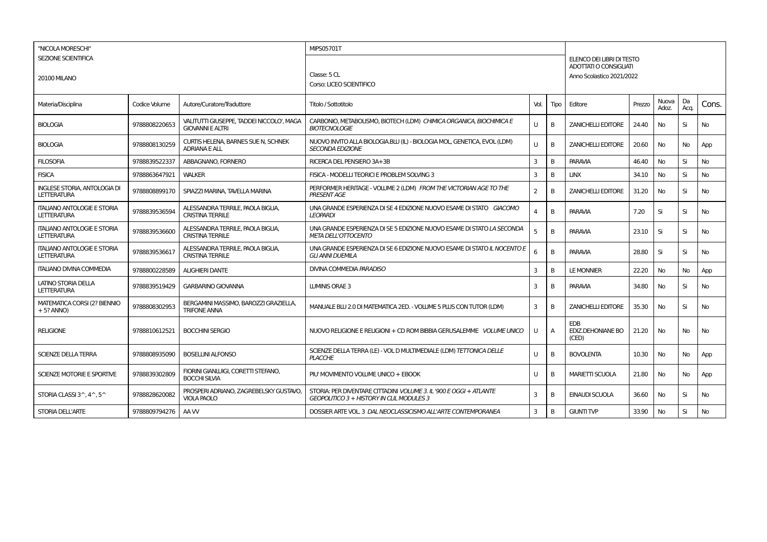| "NICOLA MORESCHI" SEZIONE SCIENTIFICA 20100 MILANO | | | MIPS05701T Classe: 5 CL Corso: LICEO SCIENTIFICO | | | ELENCO DEI LIBRI DI TESTO ADOTTATI O CONSIGLIATI Anno Scolastico 2021/2022 | | | | |
|---|---|---|---|---|---|---|---|---|---|---|
| Materia/Disciplina | Codice Volume | Autore/Curatore/Traduttore | Titolo / Sottotitolo | Vol. | Tipo | Editore | Prezzo | Nuova Adoz. | Da Acq. | Cons. |
| BIOLOGIA | 9788808220653 | VALITUTTI GIUSEPPE, TADDEI NICCOLO', MAGA GIOVANNI E ALTRI | CARBONIO, METABOLISMO, BIOTECH (LDM) *CHIMICA ORGANICA, BIOCHIMICA E BIOTECNOLOGIE* | U | B | ZANICHELLI EDITORE | 24.40 | No | Si | No |
| BIOLOGIA | 9788808130259 | CURTIS HELENA, BARNES SUE N, SCHNEK ADRIANA E ALL | NUOVO INVITO ALLA BIOLOGIA.BLU (IL) - BIOLOGIA MOL, GENETICA, EVOL (LDM) *SECONDA EDIZIONE* | U | B | ZANICHELLI EDITORE | 20.60 | No | No | App |
| FILOSOFIA | 9788839522337 | ABBAGNANO, FORNERO | RICERCA DEL PENSIERO 3A+3B | 3 | B | PARAVIA | 46.40 | No | Si | No |
| FISICA | 9788863647921 | WALKER | FISICA - MODELLI TEORICI E PROBLEM SOLVING 3 | 3 | B | LINX | 34.10 | No | Si | No |
| INGLESE STORIA, ANTOLOGIA DI LETTERATURA | 9788808899170 | SPIAZZI MARINA, TAVELLA MARINA | PERFORMER HERITAGE - VOLUME 2 (LDM) *FROM THE VICTORIAN AGE TO THE PRESENT AGE* | 2 | B | ZANICHELLI EDITORE | 31.20 | No | Si | No |
| ITALIANO ANTOLOGIE E STORIA LETTERATURA | 9788839536594 | ALESSANDRA TERRILE, PAOLA BIGLIA, CRISTINA TERRILE | UNA GRANDE ESPERIENZA DI SE 4 EDIZIONE NUOVO ESAME DI STATO *GIACOMO LEOPARDI* | 4 | B | PARAVIA | 7.20 | Si | Si | No |
| ITALIANO ANTOLOGIE E STORIA LETTERATURA | 9788839536600 | ALESSANDRA TERRILE, PAOLA BIGLIA, CRISTINA TERRILE | UNA GRANDE ESPERIENZA DI SE 5 EDIZIONE NUOVO ESAME DI STATO *LA SECONDA META DELL'OTTOCENTO* | 5 | B | PARAVIA | 23.10 | Si | Si | No |
| ITALIANO ANTOLOGIE E STORIA LETTERATURA | 9788839536617 | ALESSANDRA TERRILE, PAOLA BIGLIA, CRISTINA TERRILE | UNA GRANDE ESPERIENZA DI SE 6 EDIZIONE NUOVO ESAME DI STATO *IL NOCENTO E GLI ANNI DUEMILA* | 6 | B | PARAVIA | 28.80 | Si | Si | No |
| ITALIANO DIVINA COMMEDIA | 9788800228589 | ALIGHIERI DANTE | DIVINA COMMEDIA *PARADISO* | 3 | B | LE MONNIER | 22.20 | No | No | App |
| LATINO STORIA DELLA LETTERATURA | 9788839519429 | GARBARINO GIOVANNA | LUMINIS ORAE 3 | 3 | B | PARAVIA | 34.80 | No | Si | No |
| MATEMATICA CORSI (2? BIENNIO + 5? ANNO) | 9788808302953 | BERGAMINI MASSIMO, BAROZZI GRAZIELLA, TRIFONE ANNA | MANUALE BLU 2.0 DI MATEMATICA 2ED. - VOLUME 5 PLUS CON TUTOR (LDM) | 3 | B | ZANICHELLI EDITORE | 35.30 | No | Si | No |
| RELIGIONE | 9788810612521 | BOCCHINI SERGIO | NUOVO RELIGIONE E RELIGIONI + CD ROM BIBBIA GERUSALEMME *VOLUME UNICO* | U | A | EDB EDIZ.DEHONIANE BO (CED) | 21.20 | No | No | No |
| SCIENZE DELLA TERRA | 9788808935090 | BOSELLINI ALFONSO | SCIENZE DELLA TERRA (LE) - VOL D MULTIMEDIALE (LDM) *TETTONICA DELLE PLACCHE* | U | B | BOVOLENTA | 10.30 | No | No | App |
| SCIENZE MOTORIE E SPORTIVE | 9788839302809 | FIORINI GIANLUIGI, CORETTI STEFANO, BOCCHI SILVIA | PIU' MOVIMENTO VOLUME UNICO + EBOOK | U | B | MARIETTI SCUOLA | 21.80 | No | No | App |
| STORIA CLASSI 3^, 4^, 5^ | 9788828620082 | PROSPERI ADRIANO, ZAGREBELSKY GUSTAVO, VIOLA PAOLO | STORIA: PER DIVENTARE CITTADINI *VOLUME 3. IL '900 E OGGI + ATLANTE GEOPOLITICO 3 + HISTORY IN CLIL MODULES 3* | 3 | B | EINAUDI SCUOLA | 36.60 | No | Si | No |
| STORIA DELL'ARTE | 9788809794276 | AA VV | DOSSIER ARTE VOL. 3 *DAL NEOCLASSICISMO ALL'ARTE CONTEMPORANEA* | 3 | B | GIUNTI TVP | 33.90 | No | Si | No |